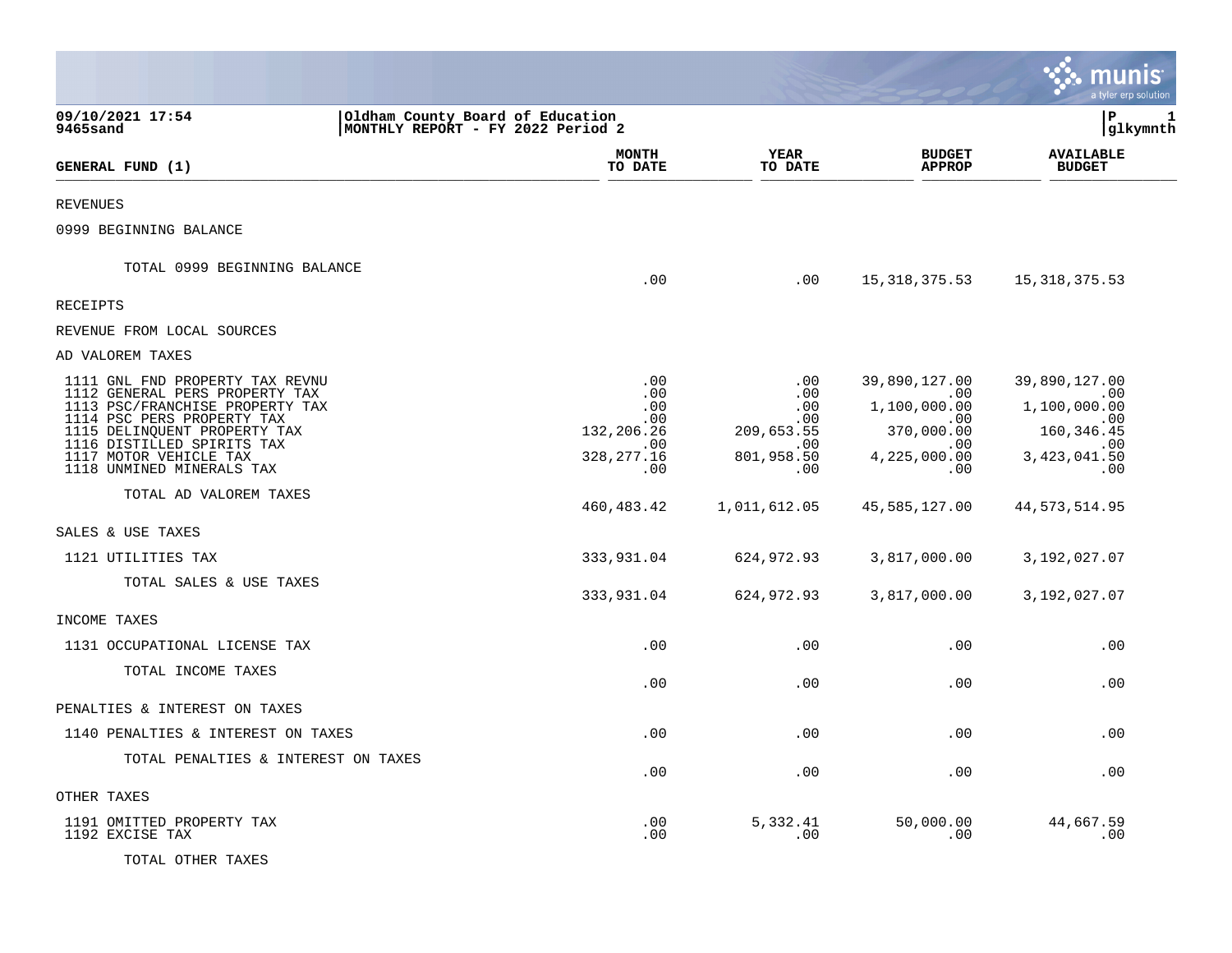09/10/2021 17:54
9465sand

Oldham County Board of Education
MONTHLY REPORT - FY 2022 Period 2

P 1
glkymnth

| GENERAL FUND (1) | MONTH TO DATE | YEAR TO DATE | BUDGET APPROP | AVAILABLE BUDGET |
|---|---|---|---|---|
| REVENUES | | | | |
| 0999 BEGINNING BALANCE | | | | |
| TOTAL 0999 BEGINNING BALANCE | .00 | .00 | 15,318,375.53 | 15,318,375.53 |
| RECEIPTS | | | | |
| REVENUE FROM LOCAL SOURCES | | | | |
| AD VALOREM TAXES | | | | |
| 1111 GNL FND PROPERTY TAX REVNU | .00 | .00 | 39,890,127.00 | 39,890,127.00 |
| 1112 GENERAL PERS PROPERTY TAX | .00 | .00 | .00 | .00 |
| 1113 PSC/FRANCHISE PROPERTY TAX | .00 | .00 | 1,100,000.00 | 1,100,000.00 |
| 1114 PSC PERS PROPERTY TAX | .00 | .00 | .00 | .00 |
| 1115 DELINQUENT PROPERTY TAX | 132,206.26 | 209,653.55 | 370,000.00 | 160,346.45 |
| 1116 DISTILLED SPIRITS TAX | .00 | .00 | .00 | .00 |
| 1117 MOTOR VEHICLE TAX | 328,277.16 | 801,958.50 | 4,225,000.00 | 3,423,041.50 |
| 1118 UNMINED MINERALS TAX | .00 | .00 | .00 | .00 |
| TOTAL AD VALOREM TAXES | 460,483.42 | 1,011,612.05 | 45,585,127.00 | 44,573,514.95 |
| SALES & USE TAXES | | | | |
| 1121 UTILITIES TAX | 333,931.04 | 624,972.93 | 3,817,000.00 | 3,192,027.07 |
| TOTAL SALES & USE TAXES | 333,931.04 | 624,972.93 | 3,817,000.00 | 3,192,027.07 |
| INCOME TAXES | | | | |
| 1131 OCCUPATIONAL LICENSE TAX | .00 | .00 | .00 | .00 |
| TOTAL INCOME TAXES | .00 | .00 | .00 | .00 |
| PENALTIES & INTEREST ON TAXES | | | | |
| 1140 PENALTIES & INTEREST ON TAXES | .00 | .00 | .00 | .00 |
| TOTAL PENALTIES & INTEREST ON TAXES | .00 | .00 | .00 | .00 |
| OTHER TAXES | | | | |
| 1191 OMITTED PROPERTY TAX | .00 | 5,332.41 | 50,000.00 | 44,667.59 |
| 1192 EXCISE TAX | .00 | .00 | .00 | .00 |
| TOTAL OTHER TAXES | | | | |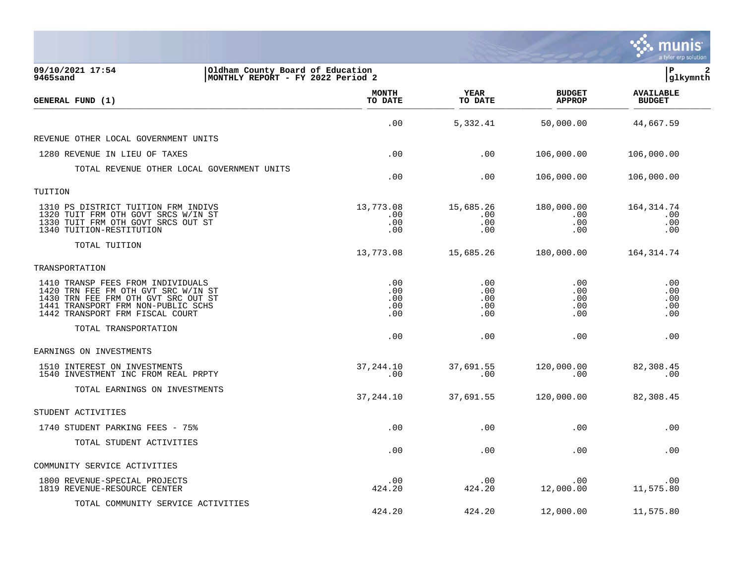Oldham County Board of Education
MONTHLY REPORT - FY 2022 Period 2

09/10/2021 17:54
9465sand

| GENERAL FUND (1) | MONTH TO DATE | YEAR TO DATE | BUDGET APPROP | AVAILABLE BUDGET |
|---|---|---|---|---|
| | .00 | 5,332.41 | 50,000.00 | 44,667.59 |
| **REVENUE OTHER LOCAL GOVERNMENT UNITS** | | | | |
| 1280 REVENUE IN LIEU OF TAXES | .00 | .00 | 106,000.00 | 106,000.00 |
| TOTAL REVENUE OTHER LOCAL GOVERNMENT UNITS | .00 | .00 | 106,000.00 | 106,000.00 |
| **TUITION** | | | | |
| 1310 PS DISTRICT TUITION FRM INDIVS | 13,773.08 | 15,685.26 | 180,000.00 | 164,314.74 |
| 1320 TUIT FRM OTH GOVT SRCS W/IN ST | .00 | .00 | .00 | .00 |
| 1330 TUIT FRM OTH GOVT SRCS OUT ST | .00 | .00 | .00 | .00 |
| 1340 TUITION-RESTITUTION | .00 | .00 | .00 | .00 |
| TOTAL TUITION | 13,773.08 | 15,685.26 | 180,000.00 | 164,314.74 |
| **TRANSPORTATION** | | | | |
| 1410 TRANSP FEES FROM INDIVIDUALS | .00 | .00 | .00 | .00 |
| 1420 TRN FEE FM OTH GVT SRC W/IN ST | .00 | .00 | .00 | .00 |
| 1430 TRN FEE FRM OTH GVT SRC OUT ST | .00 | .00 | .00 | .00 |
| 1441 TRANSPORT FRM NON-PUBLIC SCHS | .00 | .00 | .00 | .00 |
| 1442 TRANSPORT FRM FISCAL COURT | .00 | .00 | .00 | .00 |
| TOTAL TRANSPORTATION | .00 | .00 | .00 | .00 |
| **EARNINGS ON INVESTMENTS** | | | | |
| 1510 INTEREST ON INVESTMENTS | 37,244.10 | 37,691.55 | 120,000.00 | 82,308.45 |
| 1540 INVESTMENT INC FROM REAL PRPTY | .00 | .00 | .00 | .00 |
| TOTAL EARNINGS ON INVESTMENTS | 37,244.10 | 37,691.55 | 120,000.00 | 82,308.45 |
| **STUDENT ACTIVITIES** | | | | |
| 1740 STUDENT PARKING FEES - 75% | .00 | .00 | .00 | .00 |
| TOTAL STUDENT ACTIVITIES | .00 | .00 | .00 | .00 |
| **COMMUNITY SERVICE ACTIVITIES** | | | | |
| 1800 REVENUE-SPECIAL PROJECTS | .00 | .00 | .00 | .00 |
| 1819 REVENUE-RESOURCE CENTER | 424.20 | 424.20 | 12,000.00 | 11,575.80 |
| TOTAL COMMUNITY SERVICE ACTIVITIES | 424.20 | 424.20 | 12,000.00 | 11,575.80 |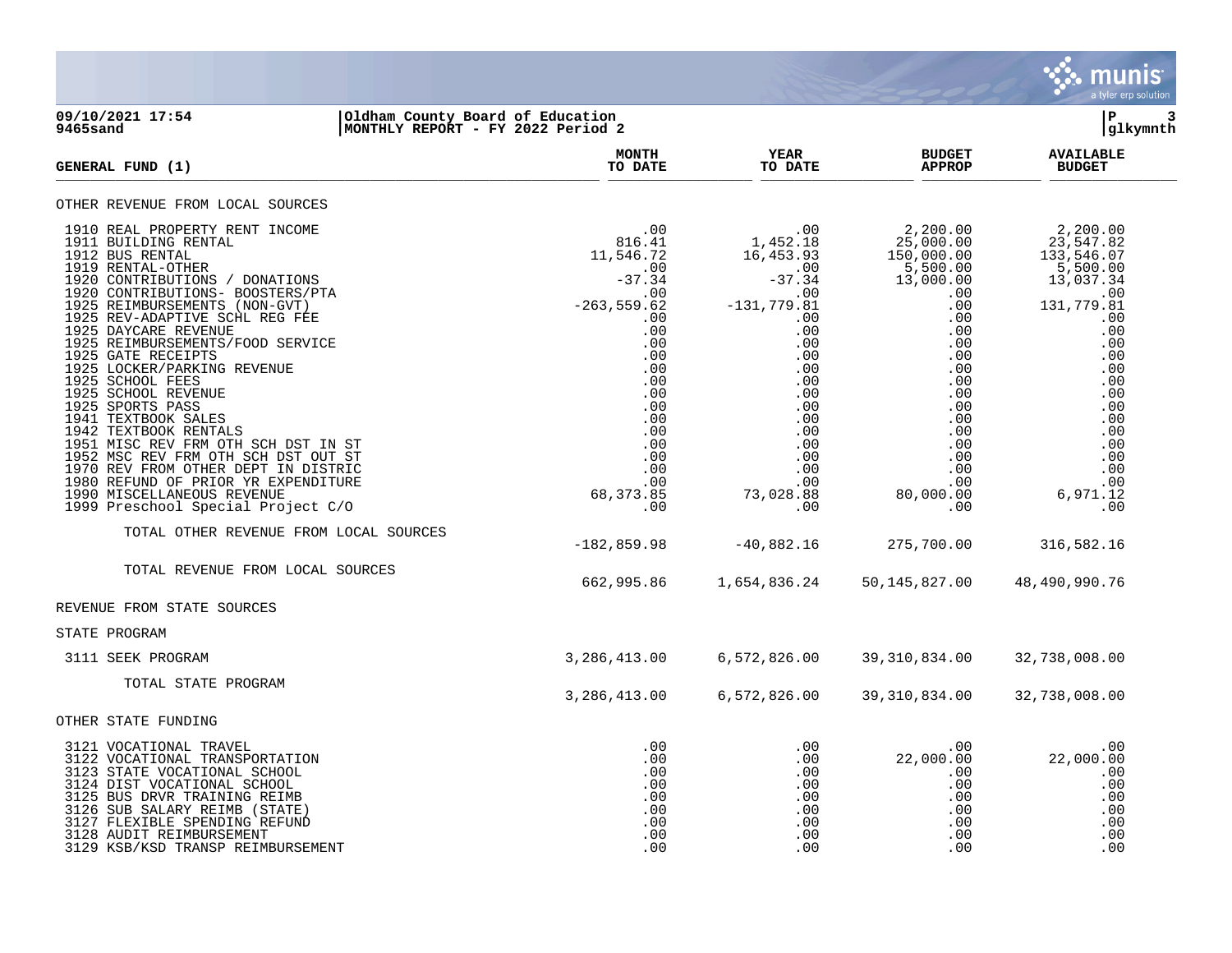**09/10/2021 17:54** | **Oldham County Board of Education** | **P 3**
**9465sand** | **MONTHLY REPORT - FY 2022 Period 2** | **glkymnth**

| GENERAL FUND (1) | MONTH TO DATE | YEAR TO DATE | BUDGET APPROP | AVAILABLE BUDGET |
|---|---|---|---|---|
| **OTHER REVENUE FROM LOCAL SOURCES** | | | | |
| 1910 REAL PROPERTY RENT INCOME | .00 | .00 | 2,200.00 | 2,200.00 |
| 1911 BUILDING RENTAL | 816.41 | 1,452.18 | 25,000.00 | 23,547.82 |
| 1912 BUS RENTAL | 11,546.72 | 16,453.93 | 150,000.00 | 133,546.07 |
| 1919 RENTAL-OTHER | .00 | .00 | 5,500.00 | 5,500.00 |
| 1920 CONTRIBUTIONS / DONATIONS | -37.34 | -37.34 | 13,000.00 | 13,037.34 |
| 1920 CONTRIBUTIONS- BOOSTERS/PTA | .00 | .00 | .00 | .00 |
| 1925 REIMBURSEMENTS (NON-GVT) | -263,559.62 | -131,779.81 | .00 | 131,779.81 |
| 1925 REV-ADAPTIVE SCHL REG FEE | .00 | .00 | .00 | .00 |
| 1925 DAYCARE REVENUE | .00 | .00 | .00 | .00 |
| 1925 REIMBURSEMENTS/FOOD SERVICE | .00 | .00 | .00 | .00 |
| 1925 GATE RECEIPTS | .00 | .00 | .00 | .00 |
| 1925 LOCKER/PARKING REVENUE | .00 | .00 | .00 | .00 |
| 1925 SCHOOL FEES | .00 | .00 | .00 | .00 |
| 1925 SCHOOL REVENUE | .00 | .00 | .00 | .00 |
| 1925 SPORTS PASS | .00 | .00 | .00 | .00 |
| 1941 TEXTBOOK SALES | .00 | .00 | .00 | .00 |
| 1942 TEXTBOOK RENTALS | .00 | .00 | .00 | .00 |
| 1951 MISC REV FRM OTH SCH DST IN ST | .00 | .00 | .00 | .00 |
| 1952 MSC REV FRM OTH SCH DST OUT ST | .00 | .00 | .00 | .00 |
| 1970 REV FROM OTHER DEPT IN DISTRIC | .00 | .00 | .00 | .00 |
| 1980 REFUND OF PRIOR YR EXPENDITURE | .00 | .00 | .00 | .00 |
| 1990 MISCELLANEOUS REVENUE | 68,373.85 | 73,028.88 | 80,000.00 | 6,971.12 |
| 1999 Preschool Special Project C/O | .00 | .00 | .00 | .00 |
| TOTAL OTHER REVENUE FROM LOCAL SOURCES | -182,859.98 | -40,882.16 | 275,700.00 | 316,582.16 |
| TOTAL REVENUE FROM LOCAL SOURCES | 662,995.86 | 1,654,836.24 | 50,145,827.00 | 48,490,990.76 |
| **REVENUE FROM STATE SOURCES** | | | | |
| **STATE PROGRAM** | | | | |
| 3111 SEEK PROGRAM | 3,286,413.00 | 6,572,826.00 | 39,310,834.00 | 32,738,008.00 |
| TOTAL STATE PROGRAM | 3,286,413.00 | 6,572,826.00 | 39,310,834.00 | 32,738,008.00 |
| **OTHER STATE FUNDING** | | | | |
| 3121 VOCATIONAL TRAVEL | .00 | .00 | .00 | .00 |
| 3122 VOCATIONAL TRANSPORTATION | .00 | .00 | 22,000.00 | 22,000.00 |
| 3123 STATE VOCATIONAL SCHOOL | .00 | .00 | .00 | .00 |
| 3124 DIST VOCATIONAL SCHOOL | .00 | .00 | .00 | .00 |
| 3125 BUS DRVR TRAINING REIMB | .00 | .00 | .00 | .00 |
| 3126 SUB SALARY REIMB (STATE) | .00 | .00 | .00 | .00 |
| 3127 FLEXIBLE SPENDING REFUND | .00 | .00 | .00 | .00 |
| 3128 AUDIT REIMBURSEMENT | .00 | .00 | .00 | .00 |
| 3129 KSB/KSD TRANSP REIMBURSEMENT | .00 | .00 | .00 | .00 |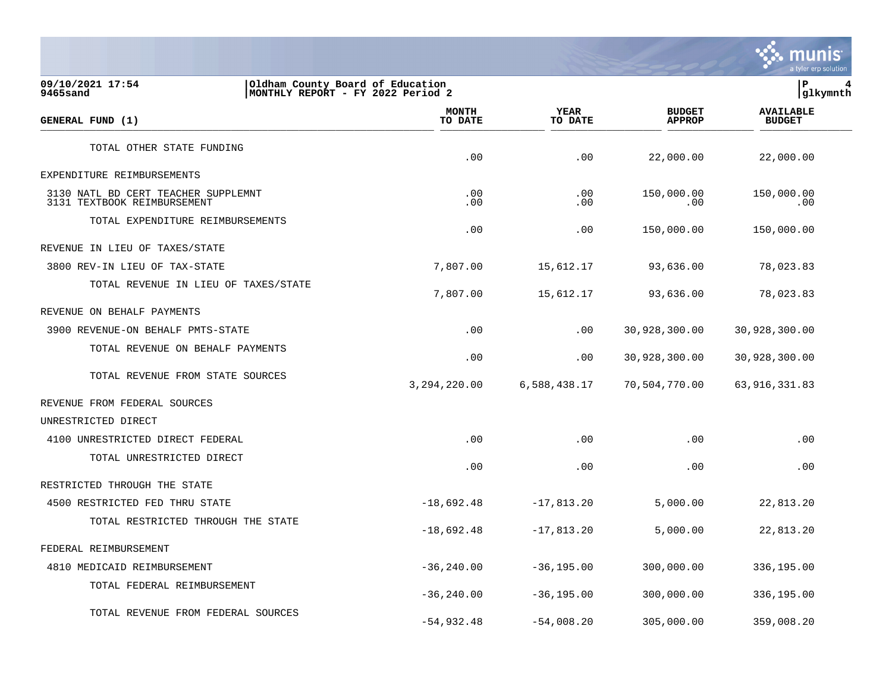| GENERAL FUND (1) | MONTH TO DATE | YEAR TO DATE | BUDGET APPROP | AVAILABLE BUDGET |
|---|---|---|---|---|
| TOTAL OTHER STATE FUNDING | .00 | .00 | 22,000.00 | 22,000.00 |
| EXPENDITURE REIMBURSEMENTS | | | | |
| 3130 NATL BD CERT TEACHER SUPPLEMNT | .00 | .00 | 150,000.00 | 150,000.00 |
| 3131 TEXTBOOK REIMBURSEMENT | .00 | .00 | .00 | .00 |
| TOTAL EXPENDITURE REIMBURSEMENTS | .00 | .00 | 150,000.00 | 150,000.00 |
| REVENUE IN LIEU OF TAXES/STATE | | | | |
| 3800 REV-IN LIEU OF TAX-STATE | 7,807.00 | 15,612.17 | 93,636.00 | 78,023.83 |
| TOTAL REVENUE IN LIEU OF TAXES/STATE | 7,807.00 | 15,612.17 | 93,636.00 | 78,023.83 |
| REVENUE ON BEHALF PAYMENTS | | | | |
| 3900 REVENUE-ON BEHALF PMTS-STATE | .00 | .00 | 30,928,300.00 | 30,928,300.00 |
| TOTAL REVENUE ON BEHALF PAYMENTS | .00 | .00 | 30,928,300.00 | 30,928,300.00 |
| TOTAL REVENUE FROM STATE SOURCES | 3,294,220.00 | 6,588,438.17 | 70,504,770.00 | 63,916,331.83 |
| REVENUE FROM FEDERAL SOURCES | | | | |
| UNRESTRICTED DIRECT | | | | |
| 4100 UNRESTRICTED DIRECT FEDERAL | .00 | .00 | .00 | .00 |
| TOTAL UNRESTRICTED DIRECT | .00 | .00 | .00 | .00 |
| RESTRICTED THROUGH THE STATE | | | | |
| 4500 RESTRICTED FED THRU STATE | -18,692.48 | -17,813.20 | 5,000.00 | 22,813.20 |
| TOTAL RESTRICTED THROUGH THE STATE | -18,692.48 | -17,813.20 | 5,000.00 | 22,813.20 |
| FEDERAL REIMBURSEMENT | | | | |
| 4810 MEDICAID REIMBURSEMENT | -36,240.00 | -36,195.00 | 300,000.00 | 336,195.00 |
| TOTAL FEDERAL REIMBURSEMENT | -36,240.00 | -36,195.00 | 300,000.00 | 336,195.00 |
| TOTAL REVENUE FROM FEDERAL SOURCES | -54,932.48 | -54,008.20 | 305,000.00 | 359,008.20 |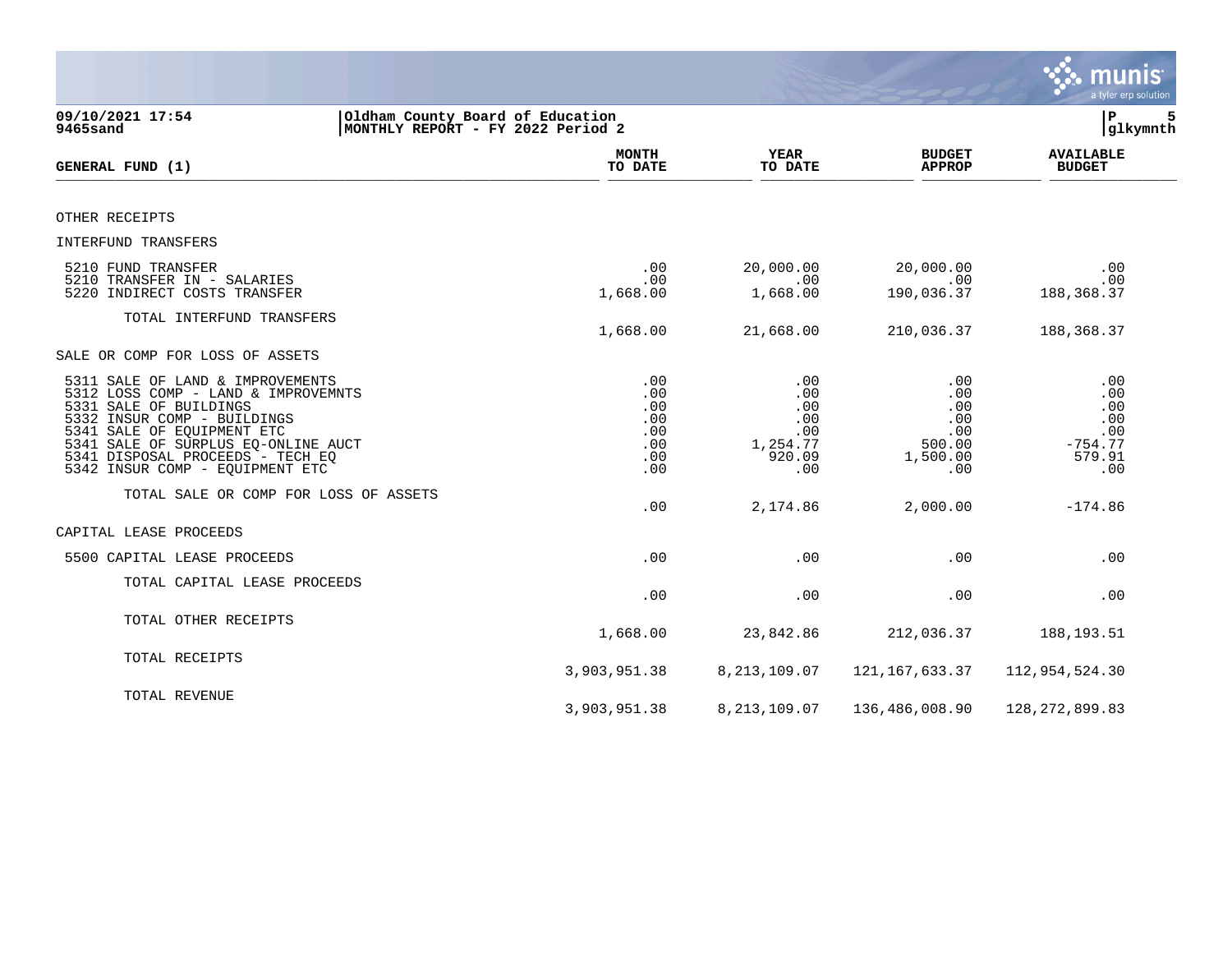09/10/2021 17:54 | Oldham County Board of Education
9465sand | MONTHLY REPORT - FY 2022 Period 2

| GENERAL FUND (1) | MONTH TO DATE | YEAR TO DATE | BUDGET APPROP | AVAILABLE BUDGET |
|---|---|---|---|---|
| OTHER RECEIPTS | | | | |
| INTERFUND TRANSFERS | | | | |
| 5210 FUND TRANSFER | .00 | 20,000.00 | 20,000.00 | .00 |
| 5210 TRANSFER IN - SALARIES | .00 | .00 | .00 | .00 |
| 5220 INDIRECT COSTS TRANSFER | 1,668.00 | 1,668.00 | 190,036.37 | 188,368.37 |
| TOTAL INTERFUND TRANSFERS | 1,668.00 | 21,668.00 | 210,036.37 | 188,368.37 |
| SALE OR COMP FOR LOSS OF ASSETS | | | | |
| 5311 SALE OF LAND & IMPROVEMENTS | .00 | .00 | .00 | .00 |
| 5312 LOSS COMP - LAND & IMPROVEMNTS | .00 | .00 | .00 | .00 |
| 5331 SALE OF BUILDINGS | .00 | .00 | .00 | .00 |
| 5332 INSUR COMP - BUILDINGS | .00 | .00 | .00 | .00 |
| 5341 SALE OF EQUIPMENT ETC | .00 | .00 | .00 | .00 |
| 5341 SALE OF SURPLUS EQ-ONLINE AUCT | .00 | 1,254.77 | 500.00 | -754.77 |
| 5341 DISPOSAL PROCEEDS - TECH EQ | .00 | 920.09 | 1,500.00 | 579.91 |
| 5342 INSUR COMP - EQUIPMENT ETC | .00 | .00 | .00 | .00 |
| TOTAL SALE OR COMP FOR LOSS OF ASSETS | .00 | 2,174.86 | 2,000.00 | -174.86 |
| CAPITAL LEASE PROCEEDS | | | | |
| 5500 CAPITAL LEASE PROCEEDS | .00 | .00 | .00 | .00 |
| TOTAL CAPITAL LEASE PROCEEDS | .00 | .00 | .00 | .00 |
| TOTAL OTHER RECEIPTS | 1,668.00 | 23,842.86 | 212,036.37 | 188,193.51 |
| TOTAL RECEIPTS | 3,903,951.38 | 8,213,109.07 | 121,167,633.37 | 112,954,524.30 |
| TOTAL REVENUE | 3,903,951.38 | 8,213,109.07 | 136,486,008.90 | 128,272,899.83 |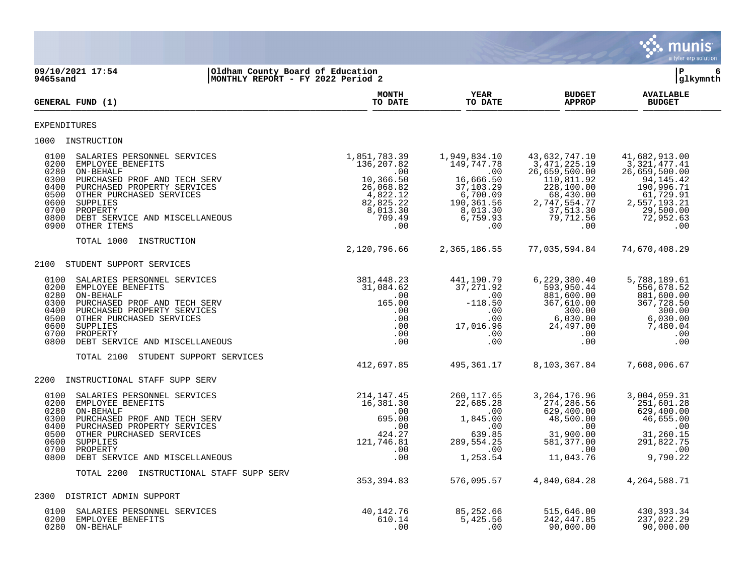**09/10/2021 17:54** | **Oldham County Board of Education**
**9465sand** | **MONTHLY REPORT - FY 2022 Period 2**

| GENERAL FUND (1) | MONTH TO DATE | YEAR TO DATE | BUDGET APPROP | AVAILABLE BUDGET |
|---|---|---|---|---|
| **EXPENDITURES** | | | | |
| **1000 INSTRUCTION** | | | | |
| 0100 SALARIES PERSONNEL SERVICES | 1,851,783.39 | 1,949,834.10 | 43,632,747.10 | 41,682,913.00 |
| 0200 EMPLOYEE BENEFITS | 136,207.82 | 149,747.78 | 3,471,225.19 | 3,321,477.41 |
| 0280 ON-BEHALF | .00 | .00 | 26,659,500.00 | 26,659,500.00 |
| 0300 PURCHASED PROF AND TECH SERV | 10,366.50 | 16,666.50 | 110,811.92 | 94,145.42 |
| 0400 PURCHASED PROPERTY SERVICES | 26,068.82 | 37,103.29 | 228,100.00 | 190,996.71 |
| 0500 OTHER PURCHASED SERVICES | 4,822.12 | 6,700.09 | 68,430.00 | 61,729.91 |
| 0600 SUPPLIES | 82,825.22 | 190,361.56 | 2,747,554.77 | 2,557,193.21 |
| 0700 PROPERTY | 8,013.30 | 8,013.30 | 37,513.30 | 29,500.00 |
| 0800 DEBT SERVICE AND MISCELLANEOUS | 709.49 | 6,759.93 | 79,712.56 | 72,952.63 |
| 0900 OTHER ITEMS | .00 | .00 | .00 | .00 |
| TOTAL 1000 INSTRUCTION | 2,120,796.66 | 2,365,186.55 | 77,035,594.84 | 74,670,408.29 |
| **2100 STUDENT SUPPORT SERVICES** | | | | |
| 0100 SALARIES PERSONNEL SERVICES | 381,448.23 | 441,190.79 | 6,229,380.40 | 5,788,189.61 |
| 0200 EMPLOYEE BENEFITS | 31,084.62 | 37,271.92 | 593,950.44 | 556,678.52 |
| 0280 ON-BEHALF | .00 | .00 | 881,600.00 | 881,600.00 |
| 0300 PURCHASED PROF AND TECH SERV | 165.00 | -118.50 | 367,610.00 | 367,728.50 |
| 0400 PURCHASED PROPERTY SERVICES | .00 | .00 | 300.00 | 300.00 |
| 0500 OTHER PURCHASED SERVICES | .00 | .00 | 6,030.00 | 6,030.00 |
| 0600 SUPPLIES | .00 | 17,016.96 | 24,497.00 | 7,480.04 |
| 0700 PROPERTY | .00 | .00 | .00 | .00 |
| 0800 DEBT SERVICE AND MISCELLANEOUS | .00 | .00 | .00 | .00 |
| TOTAL 2100 STUDENT SUPPORT SERVICES | 412,697.85 | 495,361.17 | 8,103,367.84 | 7,608,006.67 |
| **2200 INSTRUCTIONAL STAFF SUPP SERV** | | | | |
| 0100 SALARIES PERSONNEL SERVICES | 214,147.45 | 260,117.65 | 3,264,176.96 | 3,004,059.31 |
| 0200 EMPLOYEE BENEFITS | 16,381.30 | 22,685.28 | 274,286.56 | 251,601.28 |
| 0280 ON-BEHALF | .00 | .00 | 629,400.00 | 629,400.00 |
| 0300 PURCHASED PROF AND TECH SERV | 695.00 | 1,845.00 | 48,500.00 | 46,655.00 |
| 0400 PURCHASED PROPERTY SERVICES | .00 | .00 | .00 | .00 |
| 0500 OTHER PURCHASED SERVICES | 424.27 | 639.85 | 31,900.00 | 31,260.15 |
| 0600 SUPPLIES | 121,746.81 | 289,554.25 | 581,377.00 | 291,822.75 |
| 0700 PROPERTY | .00 | .00 | .00 | .00 |
| 0800 DEBT SERVICE AND MISCELLANEOUS | .00 | 1,253.54 | 11,043.76 | 9,790.22 |
| TOTAL 2200 INSTRUCTIONAL STAFF SUPP SERV | 353,394.83 | 576,095.57 | 4,840,684.28 | 4,264,588.71 |
| **2300 DISTRICT ADMIN SUPPORT** | | | | |
| 0100 SALARIES PERSONNEL SERVICES | 40,142.76 | 85,252.66 | 515,646.00 | 430,393.34 |
| 0200 EMPLOYEE BENEFITS | 610.14 | 5,425.56 | 242,447.85 | 237,022.29 |
| 0280 ON-BEHALF | .00 | .00 | 90,000.00 | 90,000.00 |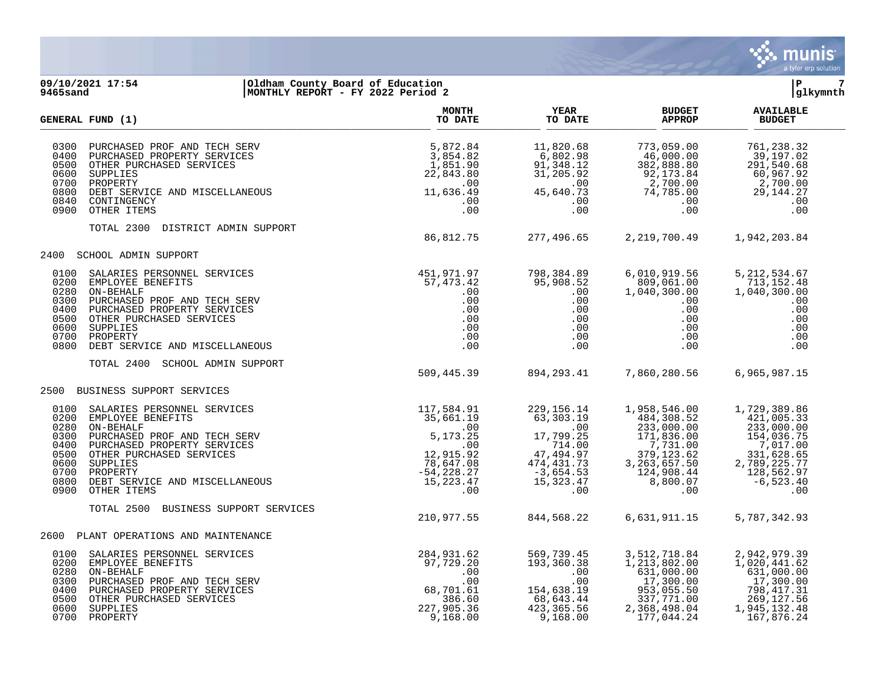**09/10/2021 17:54** | **Oldham County Board of Education** | **P 7**
**9465sand** | **MONTHLY REPORT - FY 2022 Period 2** | **glkymnth**

| GENERAL FUND (1) | MONTH TO DATE | YEAR TO DATE | BUDGET APPROP | AVAILABLE BUDGET |
|---|---|---|---|---|
| 0300 PURCHASED PROF AND TECH SERV | 5,872.84 | 11,820.68 | 773,059.00 | 761,238.32 |
| 0400 PURCHASED PROPERTY SERVICES | 3,854.82 | 6,802.98 | 46,000.00 | 39,197.02 |
| 0500 OTHER PURCHASED SERVICES | 1,851.90 | 91,348.12 | 382,888.80 | 291,540.68 |
| 0600 SUPPLIES | 22,843.80 | 31,205.92 | 92,173.84 | 60,967.92 |
| 0700 PROPERTY | .00 | .00 | 2,700.00 | 2,700.00 |
| 0800 DEBT SERVICE AND MISCELLANEOUS | 11,636.49 | 45,640.73 | 74,785.00 | 29,144.27 |
| 0840 CONTINGENCY | .00 | .00 | .00 | .00 |
| 0900 OTHER ITEMS | .00 | .00 | .00 | .00 |
| TOTAL 2300 DISTRICT ADMIN SUPPORT | 86,812.75 | 277,496.65 | 2,219,700.49 | 1,942,203.84 |
| **2400 SCHOOL ADMIN SUPPORT** | | | | |
| 0100 SALARIES PERSONNEL SERVICES | 451,971.97 | 798,384.89 | 6,010,919.56 | 5,212,534.67 |
| 0200 EMPLOYEE BENEFITS | 57,473.42 | 95,908.52 | 809,061.00 | 713,152.48 |
| 0280 ON-BEHALF | .00 | .00 | 1,040,300.00 | 1,040,300.00 |
| 0300 PURCHASED PROF AND TECH SERV | .00 | .00 | .00 | .00 |
| 0400 PURCHASED PROPERTY SERVICES | .00 | .00 | .00 | .00 |
| 0500 OTHER PURCHASED SERVICES | .00 | .00 | .00 | .00 |
| 0600 SUPPLIES | .00 | .00 | .00 | .00 |
| 0700 PROPERTY | .00 | .00 | .00 | .00 |
| 0800 DEBT SERVICE AND MISCELLANEOUS | .00 | .00 | .00 | .00 |
| TOTAL 2400 SCHOOL ADMIN SUPPORT | 509,445.39 | 894,293.41 | 7,860,280.56 | 6,965,987.15 |
| **2500 BUSINESS SUPPORT SERVICES** | | | | |
| 0100 SALARIES PERSONNEL SERVICES | 117,584.91 | 229,156.14 | 1,958,546.00 | 1,729,389.86 |
| 0200 EMPLOYEE BENEFITS | 35,661.19 | 63,303.19 | 484,308.52 | 421,005.33 |
| 0280 ON-BEHALF | .00 | .00 | 233,000.00 | 233,000.00 |
| 0300 PURCHASED PROF AND TECH SERV | 5,173.25 | 17,799.25 | 171,836.00 | 154,036.75 |
| 0400 PURCHASED PROPERTY SERVICES | .00 | 714.00 | 7,731.00 | 7,017.00 |
| 0500 OTHER PURCHASED SERVICES | 12,915.92 | 47,494.97 | 379,123.62 | 331,628.65 |
| 0600 SUPPLIES | 78,647.08 | 474,431.73 | 3,263,657.50 | 2,789,225.77 |
| 0700 PROPERTY | -54,228.27 | -3,654.53 | 124,908.44 | 128,562.97 |
| 0800 DEBT SERVICE AND MISCELLANEOUS | 15,223.47 | 15,323.47 | 8,800.07 | -6,523.40 |
| 0900 OTHER ITEMS | .00 | .00 | .00 | .00 |
| TOTAL 2500 BUSINESS SUPPORT SERVICES | 210,977.55 | 844,568.22 | 6,631,911.15 | 5,787,342.93 |
| **2600 PLANT OPERATIONS AND MAINTENANCE** | | | | |
| 0100 SALARIES PERSONNEL SERVICES | 284,931.62 | 569,739.45 | 3,512,718.84 | 2,942,979.39 |
| 0200 EMPLOYEE BENEFITS | 97,729.20 | 193,360.38 | 1,213,802.00 | 1,020,441.62 |
| 0280 ON-BEHALF | .00 | .00 | 631,000.00 | 631,000.00 |
| 0300 PURCHASED PROF AND TECH SERV | .00 | .00 | 17,300.00 | 17,300.00 |
| 0400 PURCHASED PROPERTY SERVICES | 68,701.61 | 154,638.19 | 953,055.50 | 798,417.31 |
| 0500 OTHER PURCHASED SERVICES | 386.60 | 68,643.44 | 337,771.00 | 269,127.56 |
| 0600 SUPPLIES | 227,905.36 | 423,365.56 | 2,368,498.04 | 1,945,132.48 |
| 0700 PROPERTY | 9,168.00 | 9,168.00 | 177,044.24 | 167,876.24 |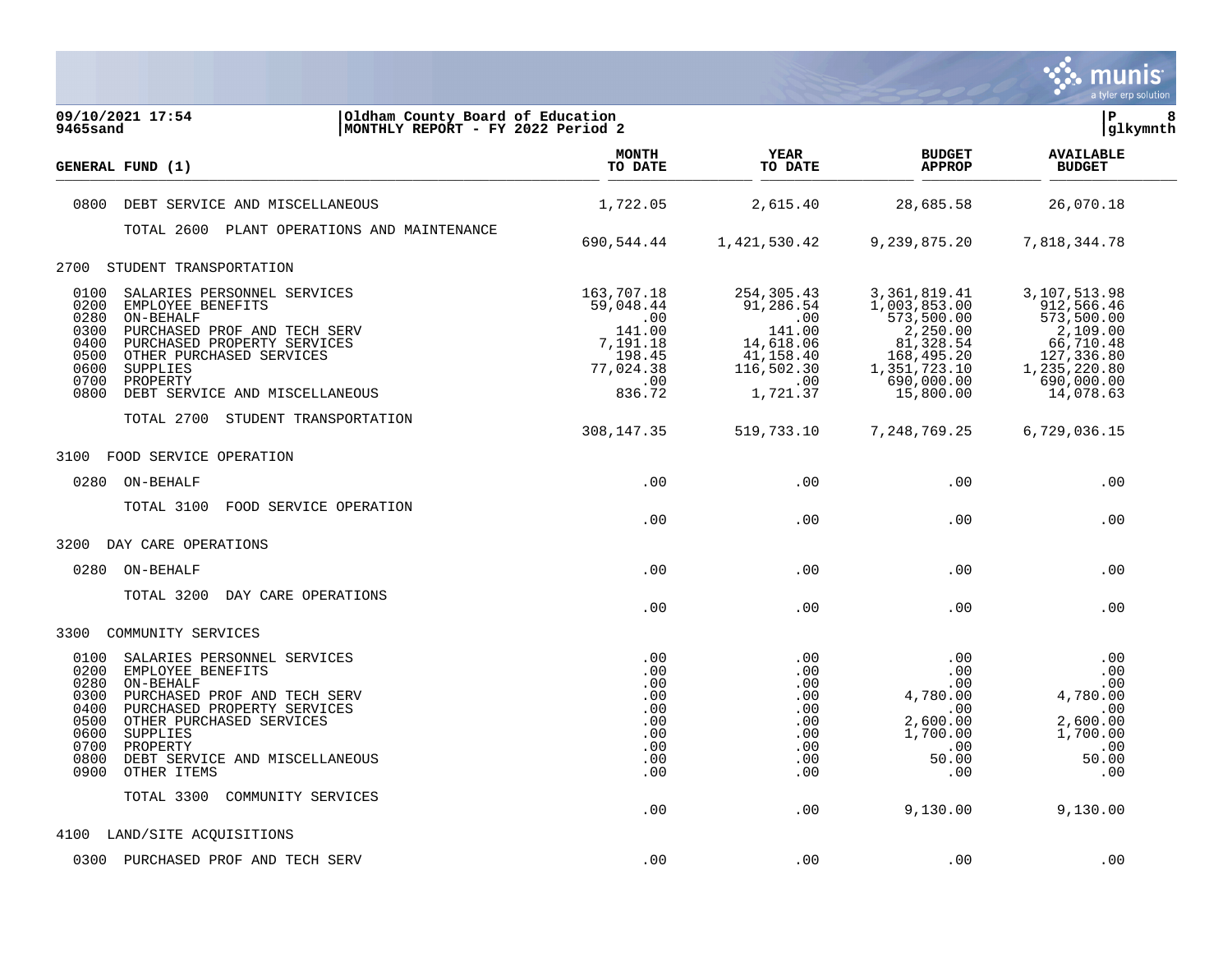09/10/2021 17:54 | Oldham County Board of Education
9465sand | MONTHLY REPORT - FY 2022 Period 2

| GENERAL FUND (1) | MONTH TO DATE | YEAR TO DATE | BUDGET APPROP | AVAILABLE BUDGET |
|---|---|---|---|---|
| 0800 DEBT SERVICE AND MISCELLANEOUS | 1,722.05 | 2,615.40 | 28,685.58 | 26,070.18 |
| TOTAL 2600 PLANT OPERATIONS AND MAINTENANCE | 690,544.44 | 1,421,530.42 | 9,239,875.20 | 7,818,344.78 |
| **2700 STUDENT TRANSPORTATION** | | | | |
| 0100 SALARIES PERSONNEL SERVICES | 163,707.18 | 254,305.43 | 3,361,819.41 | 3,107,513.98 |
| 0200 EMPLOYEE BENEFITS | 59,048.44 | 91,286.54 | 1,003,853.00 | 912,566.46 |
| 0280 ON-BEHALF | .00 | .00 | 573,500.00 | 573,500.00 |
| 0300 PURCHASED PROF AND TECH SERV | 141.00 | 141.00 | 2,250.00 | 2,109.00 |
| 0400 PURCHASED PROPERTY SERVICES | 7,191.18 | 14,618.06 | 81,328.54 | 66,710.48 |
| 0500 OTHER PURCHASED SERVICES | 198.45 | 41,158.40 | 168,495.20 | 127,336.80 |
| 0600 SUPPLIES | 77,024.38 | 116,502.30 | 1,351,723.10 | 1,235,220.80 |
| 0700 PROPERTY | .00 | .00 | 690,000.00 | 690,000.00 |
| 0800 DEBT SERVICE AND MISCELLANEOUS | 836.72 | 1,721.37 | 15,800.00 | 14,078.63 |
| TOTAL 2700 STUDENT TRANSPORTATION | 308,147.35 | 519,733.10 | 7,248,769.25 | 6,729,036.15 |
| **3100 FOOD SERVICE OPERATION** | | | | |
| 0280 ON-BEHALF | .00 | .00 | .00 | .00 |
| TOTAL 3100 FOOD SERVICE OPERATION | .00 | .00 | .00 | .00 |
| **3200 DAY CARE OPERATIONS** | | | | |
| 0280 ON-BEHALF | .00 | .00 | .00 | .00 |
| TOTAL 3200 DAY CARE OPERATIONS | .00 | .00 | .00 | .00 |
| **3300 COMMUNITY SERVICES** | | | | |
| 0100 SALARIES PERSONNEL SERVICES | .00 | .00 | .00 | .00 |
| 0200 EMPLOYEE BENEFITS | .00 | .00 | .00 | .00 |
| 0280 ON-BEHALF | .00 | .00 | .00 | .00 |
| 0300 PURCHASED PROF AND TECH SERV | .00 | .00 | 4,780.00 | 4,780.00 |
| 0400 PURCHASED PROPERTY SERVICES | .00 | .00 | .00 | .00 |
| 0500 OTHER PURCHASED SERVICES | .00 | .00 | 2,600.00 | 2,600.00 |
| 0600 SUPPLIES | .00 | .00 | 1,700.00 | 1,700.00 |
| 0700 PROPERTY | .00 | .00 | .00 | .00 |
| 0800 DEBT SERVICE AND MISCELLANEOUS | .00 | .00 | 50.00 | 50.00 |
| 0900 OTHER ITEMS | .00 | .00 | .00 | .00 |
| TOTAL 3300 COMMUNITY SERVICES | .00 | .00 | 9,130.00 | 9,130.00 |
| **4100 LAND/SITE ACQUISITIONS** | | | | |
| 0300 PURCHASED PROF AND TECH SERV | .00 | .00 | .00 | .00 |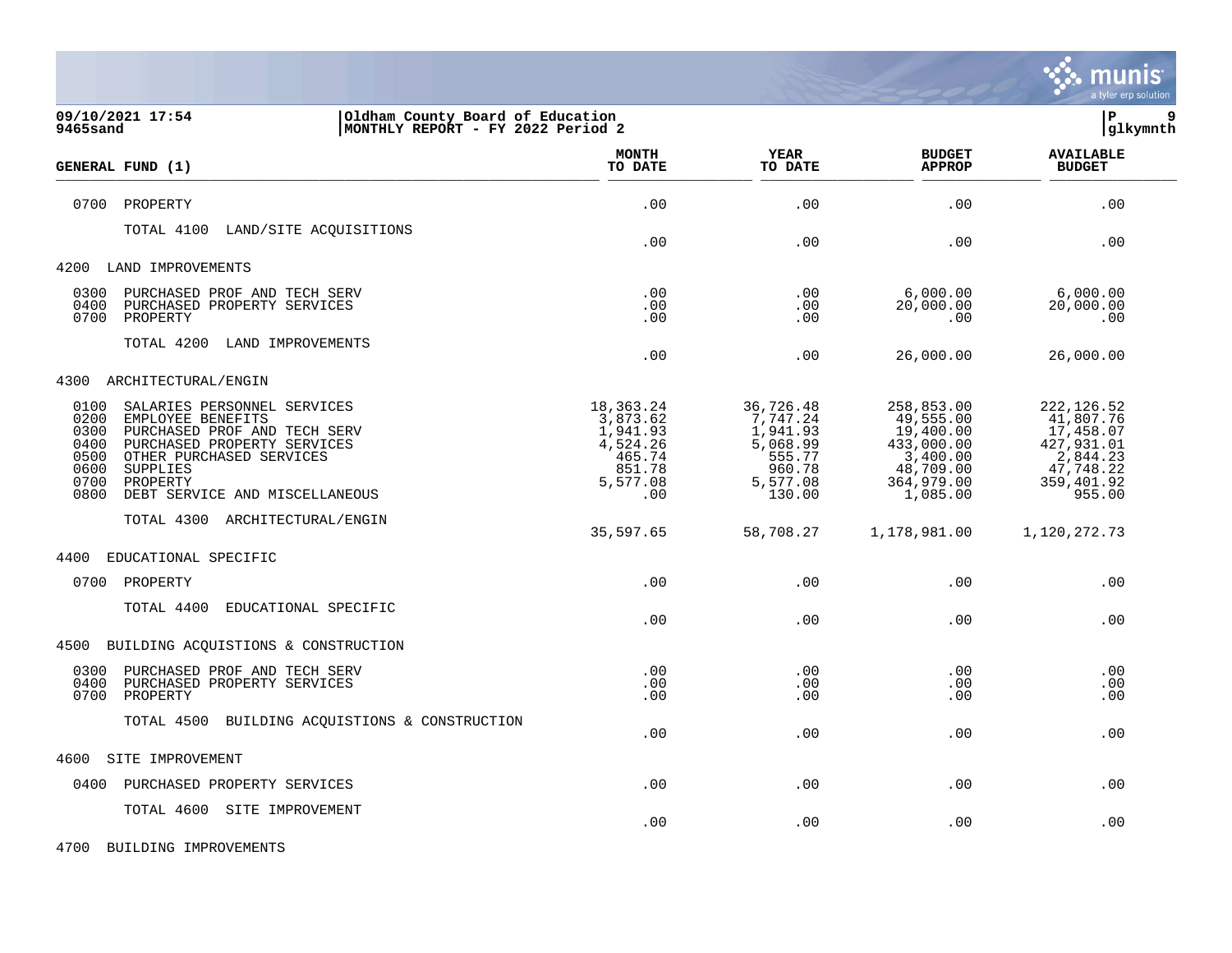09/10/2021 17:54 | Oldham County Board of Education
9465sand | MONTHLY REPORT - FY 2022 Period 2

| GENERAL FUND (1) | MONTH TO DATE | YEAR TO DATE | BUDGET APPROP | AVAILABLE BUDGET |
|---|---|---|---|---|
| 0700 PROPERTY | .00 | .00 | .00 | .00 |
| TOTAL 4100 LAND/SITE ACQUISITIONS | .00 | .00 | .00 | .00 |
| **4200 LAND IMPROVEMENTS** | | | | |
| 0300 PURCHASED PROF AND TECH SERV | .00 | .00 | 6,000.00 | 6,000.00 |
| 0400 PURCHASED PROPERTY SERVICES | .00 | .00 | 20,000.00 | 20,000.00 |
| 0700 PROPERTY | .00 | .00 | .00 | .00 |
| TOTAL 4200 LAND IMPROVEMENTS | .00 | .00 | 26,000.00 | 26,000.00 |
| **4300 ARCHITECTURAL/ENGIN** | | | | |
| 0100 SALARIES PERSONNEL SERVICES | 18,363.24 | 36,726.48 | 258,853.00 | 222,126.52 |
| 0200 EMPLOYEE BENEFITS | 3,873.62 | 7,747.24 | 49,555.00 | 41,807.76 |
| 0300 PURCHASED PROF AND TECH SERV | 1,941.93 | 1,941.93 | 19,400.00 | 17,458.07 |
| 0400 PURCHASED PROPERTY SERVICES | 4,524.26 | 5,068.99 | 433,000.00 | 427,931.01 |
| 0500 OTHER PURCHASED SERVICES | 465.74 | 555.77 | 3,400.00 | 2,844.23 |
| 0600 SUPPLIES | 851.78 | 960.78 | 48,709.00 | 47,748.22 |
| 0700 PROPERTY | 5,577.08 | 5,577.08 | 364,979.00 | 359,401.92 |
| 0800 DEBT SERVICE AND MISCELLANEOUS | .00 | 130.00 | 1,085.00 | 955.00 |
| TOTAL 4300 ARCHITECTURAL/ENGIN | 35,597.65 | 58,708.27 | 1,178,981.00 | 1,120,272.73 |
| **4400 EDUCATIONAL SPECIFIC** | | | | |
| 0700 PROPERTY | .00 | .00 | .00 | .00 |
| TOTAL 4400 EDUCATIONAL SPECIFIC | .00 | .00 | .00 | .00 |
| **4500 BUILDING ACQUISTIONS & CONSTRUCTION** | | | | |
| 0300 PURCHASED PROF AND TECH SERV | .00 | .00 | .00 | .00 |
| 0400 PURCHASED PROPERTY SERVICES | .00 | .00 | .00 | .00 |
| 0700 PROPERTY | .00 | .00 | .00 | .00 |
| TOTAL 4500 BUILDING ACQUISTIONS & CONSTRUCTION | .00 | .00 | .00 | .00 |
| **4600 SITE IMPROVEMENT** | | | | |
| 0400 PURCHASED PROPERTY SERVICES | .00 | .00 | .00 | .00 |
| TOTAL 4600 SITE IMPROVEMENT | .00 | .00 | .00 | .00 |
| **4700 BUILDING IMPROVEMENTS** | | | | |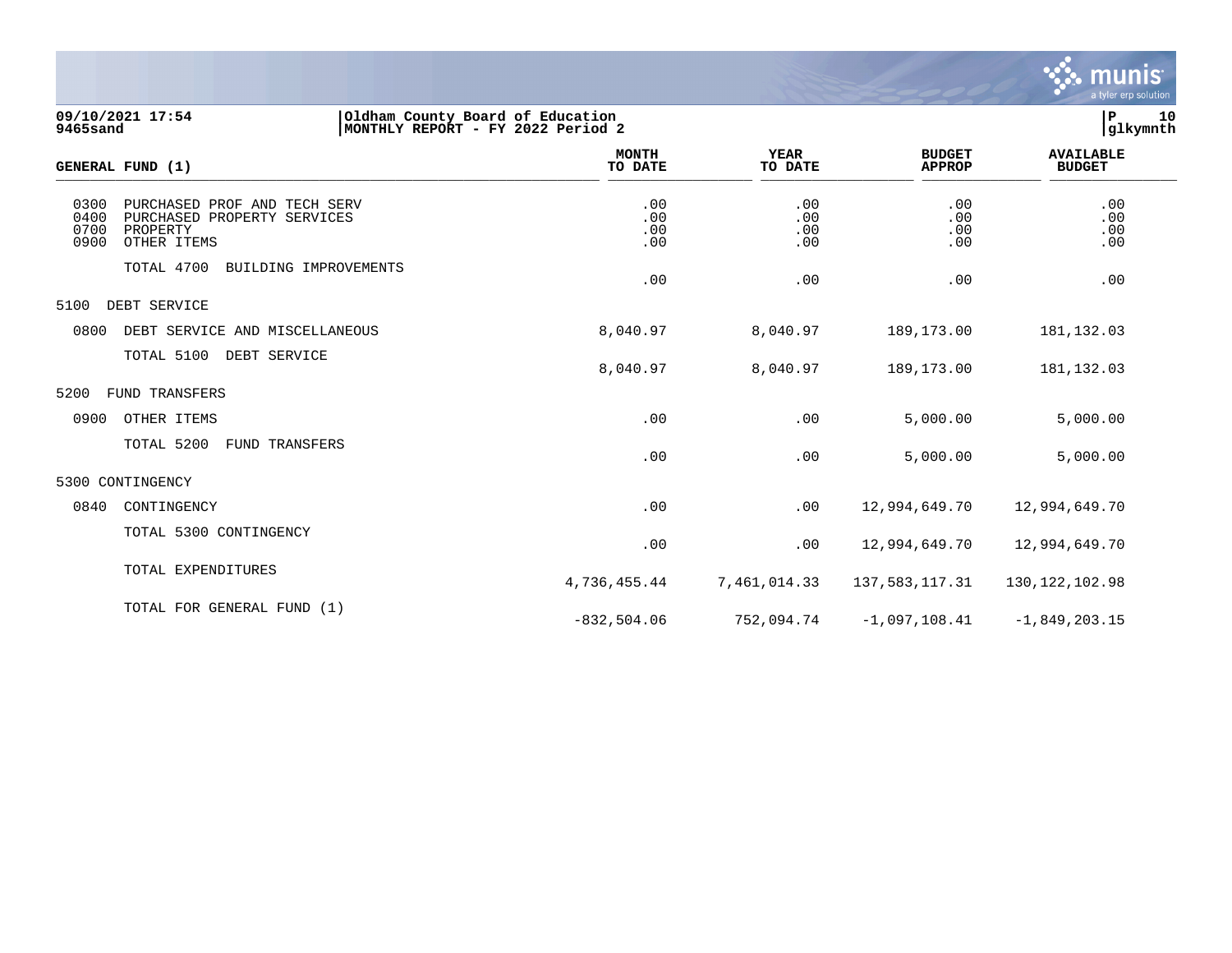**09/10/2021 17:54** | **Oldham County Board of Education**
**9465sand** | **MONTHLY REPORT - FY 2022 Period 2**

| GENERAL FUND (1) | MONTH TO DATE | YEAR TO DATE | BUDGET APPROP | AVAILABLE BUDGET |
|---|---|---|---|---|
| 0300 PURCHASED PROF AND TECH SERV | .00 | .00 | .00 | .00 |
| 0400 PURCHASED PROPERTY SERVICES | .00 | .00 | .00 | .00 |
| 0700 PROPERTY | .00 | .00 | .00 | .00 |
| 0900 OTHER ITEMS | .00 | .00 | .00 | .00 |
| TOTAL 4700 BUILDING IMPROVEMENTS | .00 | .00 | .00 | .00 |
| **5100 DEBT SERVICE** | | | | |
| 0800 DEBT SERVICE AND MISCELLANEOUS | 8,040.97 | 8,040.97 | 189,173.00 | 181,132.03 |
| TOTAL 5100 DEBT SERVICE | 8,040.97 | 8,040.97 | 189,173.00 | 181,132.03 |
| **5200 FUND TRANSFERS** | | | | |
| 0900 OTHER ITEMS | .00 | .00 | 5,000.00 | 5,000.00 |
| TOTAL 5200 FUND TRANSFERS | .00 | .00 | 5,000.00 | 5,000.00 |
| **5300 CONTINGENCY** | | | | |
| 0840 CONTINGENCY | .00 | .00 | 12,994,649.70 | 12,994,649.70 |
| TOTAL 5300 CONTINGENCY | .00 | .00 | 12,994,649.70 | 12,994,649.70 |
| TOTAL EXPENDITURES | 4,736,455.44 | 7,461,014.33 | 137,583,117.31 | 130,122,102.98 |
| TOTAL FOR GENERAL FUND (1) | -832,504.06 | 752,094.74 | -1,097,108.41 | -1,849,203.15 |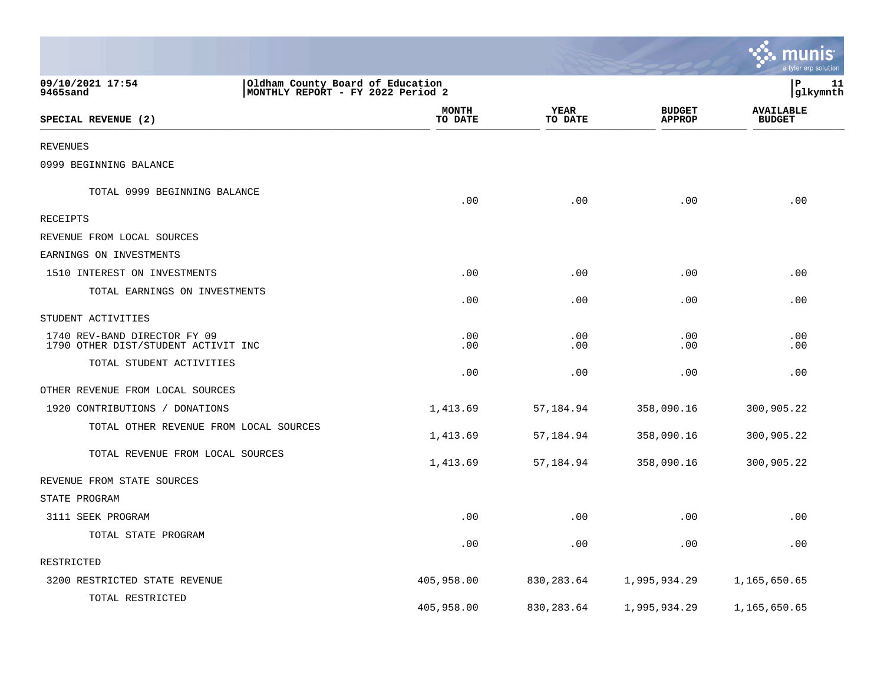09/10/2021 17:54 | Oldham County Board of Education
9465sand | MONTHLY REPORT - FY 2022 Period 2

P 11
glkymnth

| SPECIAL REVENUE (2) | MONTH TO DATE | YEAR TO DATE | BUDGET APPROP | AVAILABLE BUDGET |
|---|---|---|---|---|
| REVENUES | | | | |
| 0999 BEGINNING BALANCE | | | | |
| TOTAL 0999 BEGINNING BALANCE | .00 | .00 | .00 | .00 |
| RECEIPTS | | | | |
| REVENUE FROM LOCAL SOURCES | | | | |
| EARNINGS ON INVESTMENTS | | | | |
| 1510 INTEREST ON INVESTMENTS | .00 | .00 | .00 | .00 |
| TOTAL EARNINGS ON INVESTMENTS | .00 | .00 | .00 | .00 |
| STUDENT ACTIVITIES | | | | |
| 1740 REV-BAND DIRECTOR FY 09 | .00 | .00 | .00 | .00 |
| 1790 OTHER DIST/STUDENT ACTIVIT INC | .00 | .00 | .00 | .00 |
| TOTAL STUDENT ACTIVITIES | .00 | .00 | .00 | .00 |
| OTHER REVENUE FROM LOCAL SOURCES | | | | |
| 1920 CONTRIBUTIONS / DONATIONS | 1,413.69 | 57,184.94 | 358,090.16 | 300,905.22 |
| TOTAL OTHER REVENUE FROM LOCAL SOURCES | 1,413.69 | 57,184.94 | 358,090.16 | 300,905.22 |
| TOTAL REVENUE FROM LOCAL SOURCES | 1,413.69 | 57,184.94 | 358,090.16 | 300,905.22 |
| REVENUE FROM STATE SOURCES | | | | |
| STATE PROGRAM | | | | |
| 3111 SEEK PROGRAM | .00 | .00 | .00 | .00 |
| TOTAL STATE PROGRAM | .00 | .00 | .00 | .00 |
| RESTRICTED | | | | |
| 3200 RESTRICTED STATE REVENUE | 405,958.00 | 830,283.64 | 1,995,934.29 | 1,165,650.65 |
| TOTAL RESTRICTED | 405,958.00 | 830,283.64 | 1,995,934.29 | 1,165,650.65 |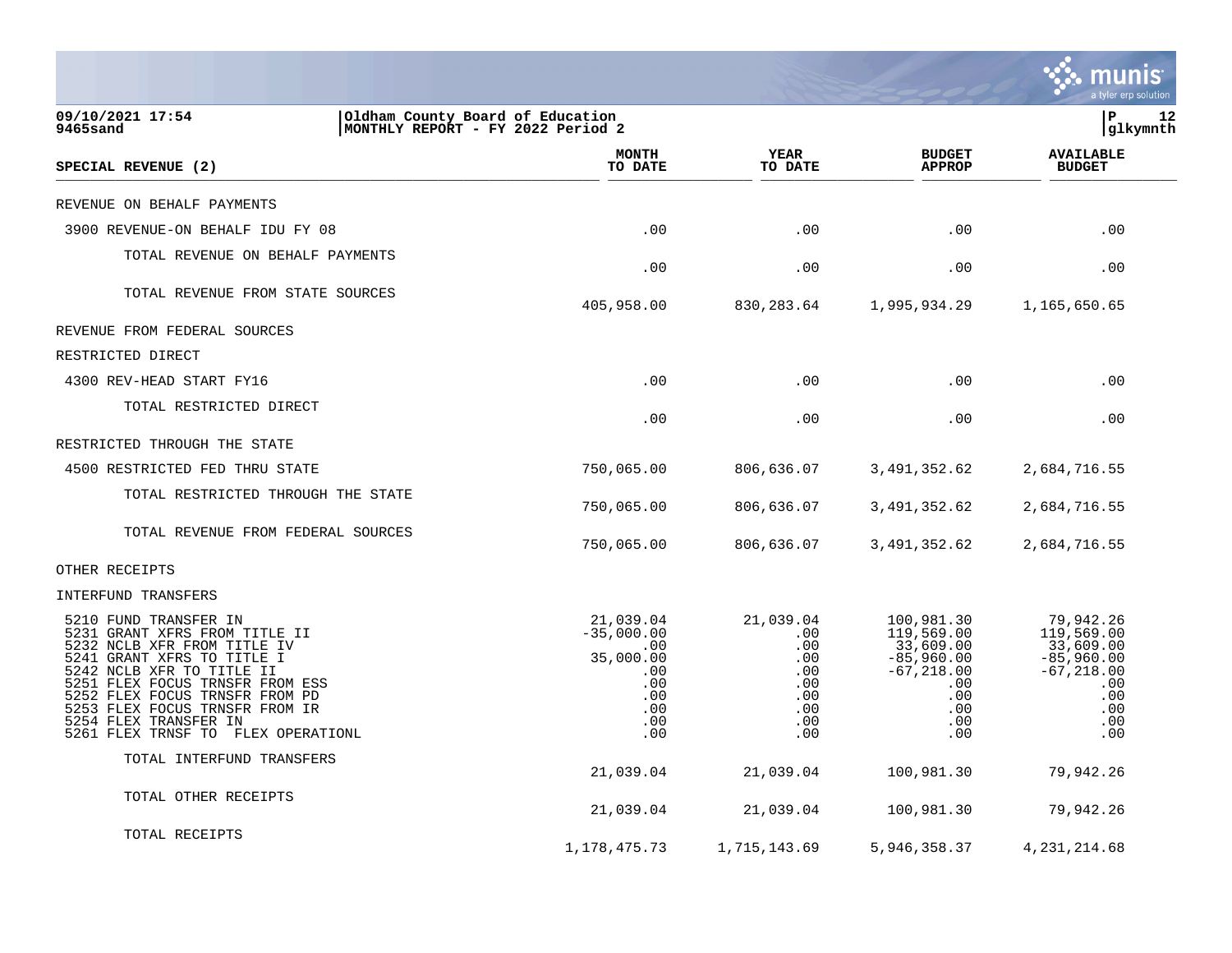**09/10/2021 17:54** | **Oldham County Board of Education**
**9465sand** | **MONTHLY REPORT - FY 2022 Period 2**

| SPECIAL REVENUE (2) | MONTH TO DATE | YEAR TO DATE | BUDGET APPROP | AVAILABLE BUDGET |
|---|---|---|---|---|
| REVENUE ON BEHALF PAYMENTS | | | | |
| 3900 REVENUE-ON BEHALF IDU FY 08 | .00 | .00 | .00 | .00 |
| TOTAL REVENUE ON BEHALF PAYMENTS | .00 | .00 | .00 | .00 |
| TOTAL REVENUE FROM STATE SOURCES | 405,958.00 | 830,283.64 | 1,995,934.29 | 1,165,650.65 |
| REVENUE FROM FEDERAL SOURCES | | | | |
| RESTRICTED DIRECT | | | | |
| 4300 REV-HEAD START FY16 | .00 | .00 | .00 | .00 |
| TOTAL RESTRICTED DIRECT | .00 | .00 | .00 | .00 |
| RESTRICTED THROUGH THE STATE | | | | |
| 4500 RESTRICTED FED THRU STATE | 750,065.00 | 806,636.07 | 3,491,352.62 | 2,684,716.55 |
| TOTAL RESTRICTED THROUGH THE STATE | 750,065.00 | 806,636.07 | 3,491,352.62 | 2,684,716.55 |
| TOTAL REVENUE FROM FEDERAL SOURCES | 750,065.00 | 806,636.07 | 3,491,352.62 | 2,684,716.55 |
| OTHER RECEIPTS | | | | |
| INTERFUND TRANSFERS | | | | |
| 5210 FUND TRANSFER IN | 21,039.04 | 21,039.04 | 100,981.30 | 79,942.26 |
| 5231 GRANT XFRS FROM TITLE II | -35,000.00 | .00 | 119,569.00 | 119,569.00 |
| 5232 NCLB XFR FROM TITLE IV | .00 | .00 | 33,609.00 | 33,609.00 |
| 5241 GRANT XFRS TO TITLE I | 35,000.00 | .00 | -85,960.00 | -85,960.00 |
| 5242 NCLB XFR TO TITLE II | .00 | .00 | -67,218.00 | -67,218.00 |
| 5251 FLEX FOCUS TRNSFR FROM ESS | .00 | .00 | .00 | .00 |
| 5252 FLEX FOCUS TRNSFR FROM PD | .00 | .00 | .00 | .00 |
| 5253 FLEX FOCUS TRNSFR FROM IR | .00 | .00 | .00 | .00 |
| 5254 FLEX TRANSFER IN | .00 | .00 | .00 | .00 |
| 5261 FLEX TRNSF TO FLEX OPERATIONL | .00 | .00 | .00 | .00 |
| TOTAL INTERFUND TRANSFERS | 21,039.04 | 21,039.04 | 100,981.30 | 79,942.26 |
| TOTAL OTHER RECEIPTS | 21,039.04 | 21,039.04 | 100,981.30 | 79,942.26 |
| TOTAL RECEIPTS | 1,178,475.73 | 1,715,143.69 | 5,946,358.37 | 4,231,214.68 |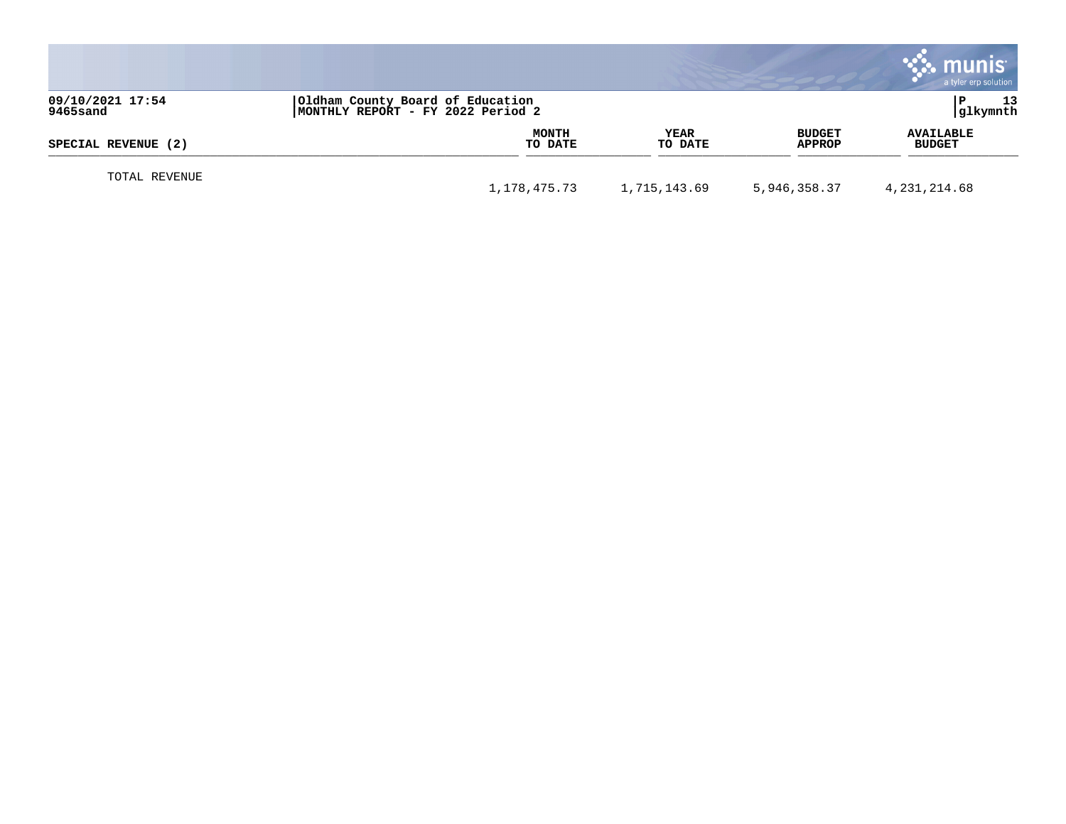09/10/2021 17:54 | Oldham County Board of Education | P 13
9465sand | MONTHLY REPORT - FY 2022 Period 2 | glkymnth

| SPECIAL REVENUE (2) | MONTH TO DATE | YEAR TO DATE | BUDGET APPROP | AVAILABLE BUDGET |
|---|---|---|---|---|
| TOTAL REVENUE | 1,178,475.73 | 1,715,143.69 | 5,946,358.37 | 4,231,214.68 |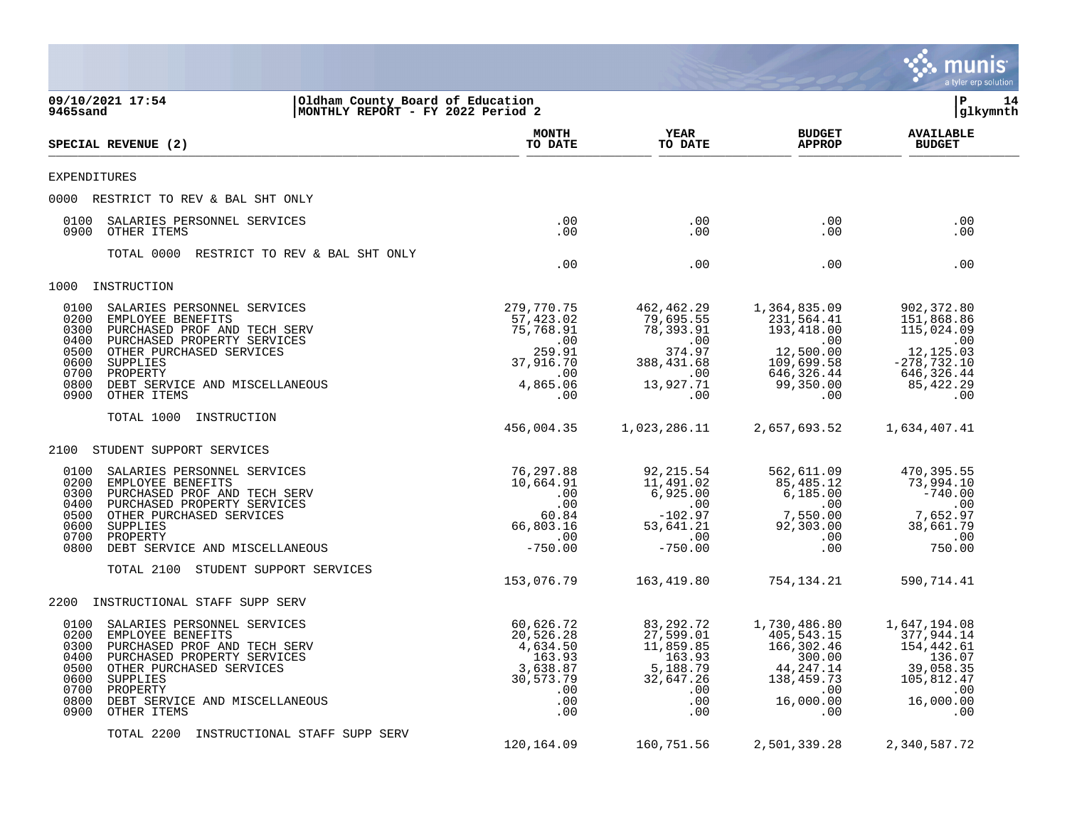09/10/2021 17:54 | Oldham County Board of Education
9465sand | MONTHLY REPORT - FY 2022 Period 2

| SPECIAL REVENUE (2) | MONTH TO DATE | YEAR TO DATE | BUDGET APPROP | AVAILABLE BUDGET |
|---|---|---|---|---|
| **EXPENDITURES** | | | | |
| **0000 RESTRICT TO REV & BAL SHT ONLY** | | | | |
| 0100 SALARIES PERSONNEL SERVICES | .00 | .00 | .00 | .00 |
| 0900 OTHER ITEMS | .00 | .00 | .00 | .00 |
| TOTAL 0000 RESTRICT TO REV & BAL SHT ONLY | .00 | .00 | .00 | .00 |
| **1000 INSTRUCTION** | | | | |
| 0100 SALARIES PERSONNEL SERVICES | 279,770.75 | 462,462.29 | 1,364,835.09 | 902,372.80 |
| 0200 EMPLOYEE BENEFITS | 57,423.02 | 79,695.55 | 231,564.41 | 151,868.86 |
| 0300 PURCHASED PROF AND TECH SERV | 75,768.91 | 78,393.91 | 193,418.00 | 115,024.09 |
| 0400 PURCHASED PROPERTY SERVICES | .00 | .00 | .00 | .00 |
| 0500 OTHER PURCHASED SERVICES | 259.91 | 374.97 | 12,500.00 | 12,125.03 |
| 0600 SUPPLIES | 37,916.70 | 388,431.68 | 109,699.58 | -278,732.10 |
| 0700 PROPERTY | .00 | .00 | 646,326.44 | 646,326.44 |
| 0800 DEBT SERVICE AND MISCELLANEOUS | 4,865.06 | 13,927.71 | 99,350.00 | 85,422.29 |
| 0900 OTHER ITEMS | .00 | .00 | .00 | .00 |
| TOTAL 1000 INSTRUCTION | 456,004.35 | 1,023,286.11 | 2,657,693.52 | 1,634,407.41 |
| **2100 STUDENT SUPPORT SERVICES** | | | | |
| 0100 SALARIES PERSONNEL SERVICES | 76,297.88 | 92,215.54 | 562,611.09 | 470,395.55 |
| 0200 EMPLOYEE BENEFITS | 10,664.91 | 11,491.02 | 85,485.12 | 73,994.10 |
| 0300 PURCHASED PROF AND TECH SERV | .00 | 6,925.00 | 6,185.00 | -740.00 |
| 0400 PURCHASED PROPERTY SERVICES | .00 | .00 | .00 | .00 |
| 0500 OTHER PURCHASED SERVICES | 60.84 | -102.97 | 7,550.00 | 7,652.97 |
| 0600 SUPPLIES | 66,803.16 | 53,641.21 | 92,303.00 | 38,661.79 |
| 0700 PROPERTY | .00 | .00 | .00 | .00 |
| 0800 DEBT SERVICE AND MISCELLANEOUS | -750.00 | -750.00 | .00 | 750.00 |
| TOTAL 2100 STUDENT SUPPORT SERVICES | 153,076.79 | 163,419.80 | 754,134.21 | 590,714.41 |
| **2200 INSTRUCTIONAL STAFF SUPP SERV** | | | | |
| 0100 SALARIES PERSONNEL SERVICES | 60,626.72 | 83,292.72 | 1,730,486.80 | 1,647,194.08 |
| 0200 EMPLOYEE BENEFITS | 20,526.28 | 27,599.01 | 405,543.15 | 377,944.14 |
| 0300 PURCHASED PROF AND TECH SERV | 4,634.50 | 11,859.85 | 166,302.46 | 154,442.61 |
| 0400 PURCHASED PROPERTY SERVICES | 163.93 | 163.93 | 300.00 | 136.07 |
| 0500 OTHER PURCHASED SERVICES | 3,638.87 | 5,188.79 | 44,247.14 | 39,058.35 |
| 0600 SUPPLIES | 30,573.79 | 32,647.26 | 138,459.73 | 105,812.47 |
| 0700 PROPERTY | .00 | .00 | .00 | .00 |
| 0800 DEBT SERVICE AND MISCELLANEOUS | .00 | .00 | 16,000.00 | 16,000.00 |
| 0900 OTHER ITEMS | .00 | .00 | .00 | .00 |
| TOTAL 2200 INSTRUCTIONAL STAFF SUPP SERV | 120,164.09 | 160,751.56 | 2,501,339.28 | 2,340,587.72 |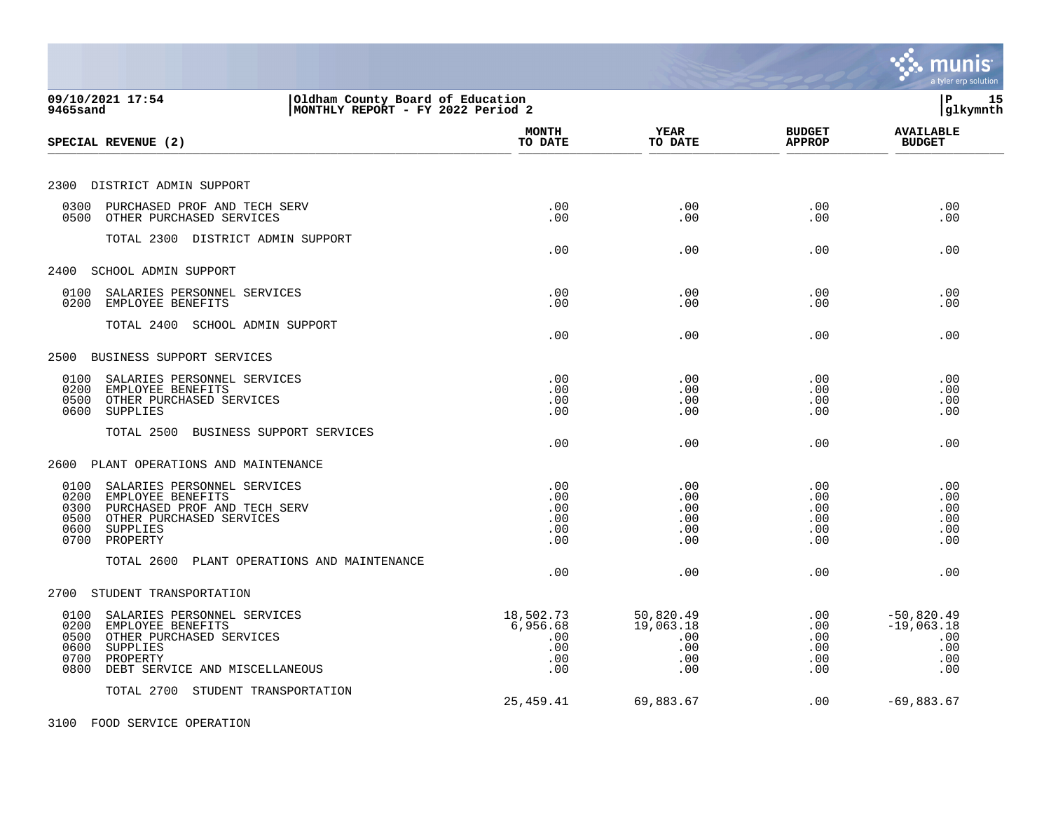**Oldham County Board of Education**
**MONTHLY REPORT - FY 2022 Period 2**

09/10/2021 17:54
9465sand

| SPECIAL REVENUE (2) | MONTH TO DATE | YEAR TO DATE | BUDGET APPROP | AVAILABLE BUDGET |
|---|---|---|---|---|
| **2300 DISTRICT ADMIN SUPPORT** | | | | |
| 0300 PURCHASED PROF AND TECH SERV | .00 | .00 | .00 | .00 |
| 0500 OTHER PURCHASED SERVICES | .00 | .00 | .00 | .00 |
| TOTAL 2300 DISTRICT ADMIN SUPPORT | .00 | .00 | .00 | .00 |
| **2400 SCHOOL ADMIN SUPPORT** | | | | |
| 0100 SALARIES PERSONNEL SERVICES | .00 | .00 | .00 | .00 |
| 0200 EMPLOYEE BENEFITS | .00 | .00 | .00 | .00 |
| TOTAL 2400 SCHOOL ADMIN SUPPORT | .00 | .00 | .00 | .00 |
| **2500 BUSINESS SUPPORT SERVICES** | | | | |
| 0100 SALARIES PERSONNEL SERVICES | .00 | .00 | .00 | .00 |
| 0200 EMPLOYEE BENEFITS | .00 | .00 | .00 | .00 |
| 0500 OTHER PURCHASED SERVICES | .00 | .00 | .00 | .00 |
| 0600 SUPPLIES | .00 | .00 | .00 | .00 |
| TOTAL 2500 BUSINESS SUPPORT SERVICES | .00 | .00 | .00 | .00 |
| **2600 PLANT OPERATIONS AND MAINTENANCE** | | | | |
| 0100 SALARIES PERSONNEL SERVICES | .00 | .00 | .00 | .00 |
| 0200 EMPLOYEE BENEFITS | .00 | .00 | .00 | .00 |
| 0300 PURCHASED PROF AND TECH SERV | .00 | .00 | .00 | .00 |
| 0500 OTHER PURCHASED SERVICES | .00 | .00 | .00 | .00 |
| 0600 SUPPLIES | .00 | .00 | .00 | .00 |
| 0700 PROPERTY | .00 | .00 | .00 | .00 |
| TOTAL 2600 PLANT OPERATIONS AND MAINTENANCE | .00 | .00 | .00 | .00 |
| **2700 STUDENT TRANSPORTATION** | | | | |
| 0100 SALARIES PERSONNEL SERVICES | 18,502.73 | 50,820.49 | .00 | -50,820.49 |
| 0200 EMPLOYEE BENEFITS | 6,956.68 | 19,063.18 | .00 | -19,063.18 |
| 0500 OTHER PURCHASED SERVICES | .00 | .00 | .00 | .00 |
| 0600 SUPPLIES | .00 | .00 | .00 | .00 |
| 0700 PROPERTY | .00 | .00 | .00 | .00 |
| 0800 DEBT SERVICE AND MISCELLANEOUS | .00 | .00 | .00 | .00 |
| TOTAL 2700 STUDENT TRANSPORTATION | 25,459.41 | 69,883.67 | .00 | -69,883.67 |
| **3100 FOOD SERVICE OPERATION** | | | | |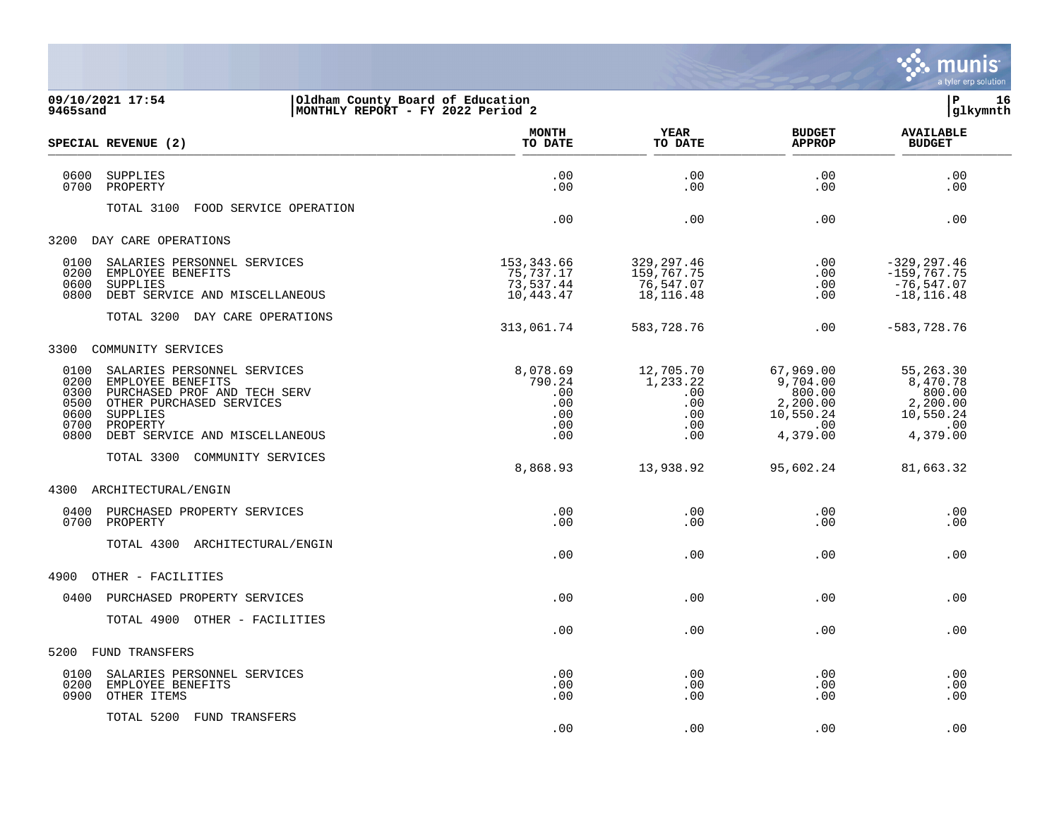09/10/2021 17:54 | Oldham County Board of Education
9465sand | MONTHLY REPORT - FY 2022 Period 2

| SPECIAL REVENUE (2) | MONTH TO DATE | YEAR TO DATE | BUDGET APPROP | AVAILABLE BUDGET |
|---|---|---|---|---|
| 0600 SUPPLIES | .00 | .00 | .00 | .00 |
| 0700 PROPERTY | .00 | .00 | .00 | .00 |
| TOTAL 3100 FOOD SERVICE OPERATION | .00 | .00 | .00 | .00 |
| **3200 DAY CARE OPERATIONS** | | | | |
| 0100 SALARIES PERSONNEL SERVICES | 153,343.66 | 329,297.46 | .00 | -329,297.46 |
| 0200 EMPLOYEE BENEFITS | 75,737.17 | 159,767.75 | .00 | -159,767.75 |
| 0600 SUPPLIES | 73,537.44 | 76,547.07 | .00 | -76,547.07 |
| 0800 DEBT SERVICE AND MISCELLANEOUS | 10,443.47 | 18,116.48 | .00 | -18,116.48 |
| TOTAL 3200 DAY CARE OPERATIONS | 313,061.74 | 583,728.76 | .00 | -583,728.76 |
| **3300 COMMUNITY SERVICES** | | | | |
| 0100 SALARIES PERSONNEL SERVICES | 8,078.69 | 12,705.70 | 67,969.00 | 55,263.30 |
| 0200 EMPLOYEE BENEFITS | 790.24 | 1,233.22 | 9,704.00 | 8,470.78 |
| 0300 PURCHASED PROF AND TECH SERV | .00 | .00 | 800.00 | 800.00 |
| 0500 OTHER PURCHASED SERVICES | .00 | .00 | 2,200.00 | 2,200.00 |
| 0600 SUPPLIES | .00 | .00 | 10,550.24 | 10,550.24 |
| 0700 PROPERTY | .00 | .00 | .00 | .00 |
| 0800 DEBT SERVICE AND MISCELLANEOUS | .00 | .00 | 4,379.00 | 4,379.00 |
| TOTAL 3300 COMMUNITY SERVICES | 8,868.93 | 13,938.92 | 95,602.24 | 81,663.32 |
| **4300 ARCHITECTURAL/ENGIN** | | | | |
| 0400 PURCHASED PROPERTY SERVICES | .00 | .00 | .00 | .00 |
| 0700 PROPERTY | .00 | .00 | .00 | .00 |
| TOTAL 4300 ARCHITECTURAL/ENGIN | .00 | .00 | .00 | .00 |
| **4900 OTHER - FACILITIES** | | | | |
| 0400 PURCHASED PROPERTY SERVICES | .00 | .00 | .00 | .00 |
| TOTAL 4900 OTHER - FACILITIES | .00 | .00 | .00 | .00 |
| **5200 FUND TRANSFERS** | | | | |
| 0100 SALARIES PERSONNEL SERVICES | .00 | .00 | .00 | .00 |
| 0200 EMPLOYEE BENEFITS | .00 | .00 | .00 | .00 |
| 0900 OTHER ITEMS | .00 | .00 | .00 | .00 |
| TOTAL 5200 FUND TRANSFERS | .00 | .00 | .00 | .00 |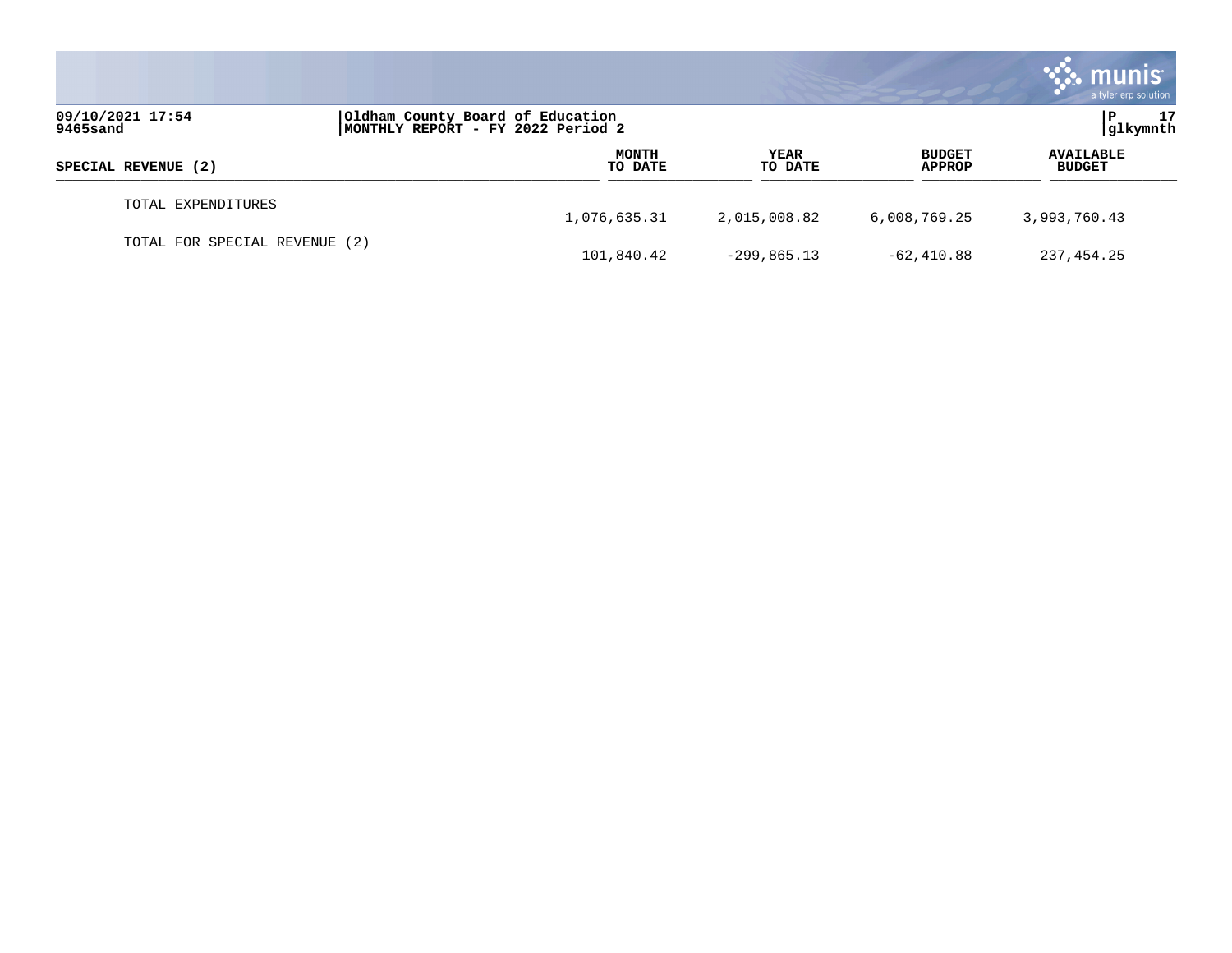| SPECIAL REVENUE (2) | MONTH TO DATE | YEAR TO DATE | BUDGET APPROP | AVAILABLE BUDGET |
|---|---|---|---|---|
| TOTAL EXPENDITURES | 1,076,635.31 | 2,015,008.82 | 6,008,769.25 | 3,993,760.43 |
| TOTAL FOR SPECIAL REVENUE (2) | 101,840.42 | -299,865.13 | -62,410.88 | 237,454.25 |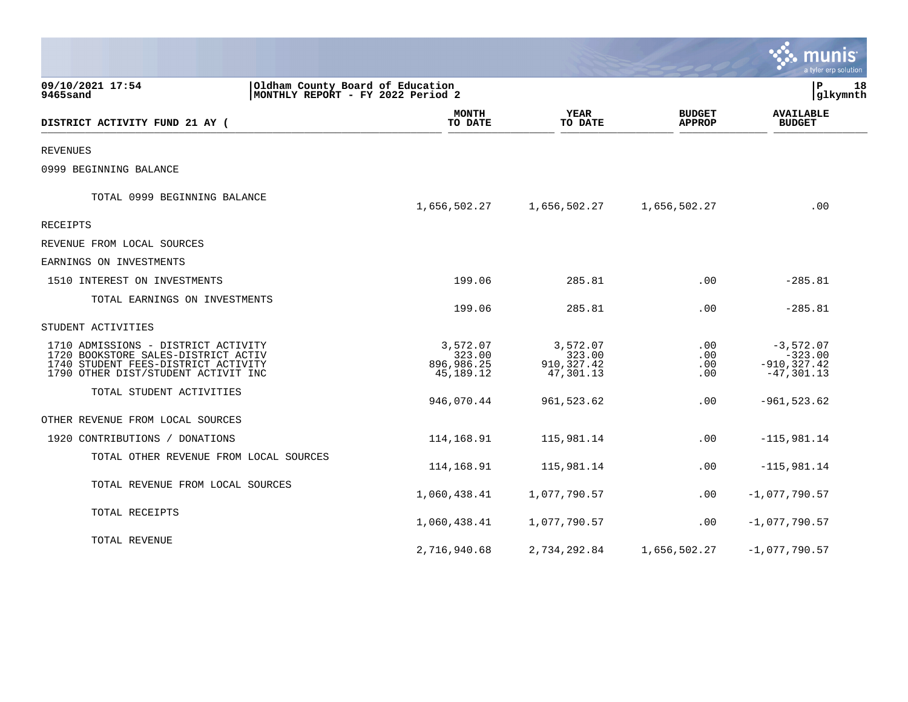09/10/2021 17:54
9465sand

Oldham County Board of Education
MONTHLY REPORT - FY 2022 Period 2

glkymnth

| DISTRICT ACTIVITY FUND 21 AY ( | MONTH TO DATE | YEAR TO DATE | BUDGET APPROP | AVAILABLE BUDGET |
|---|---|---|---|---|
| REVENUES | | | | |
| 0999 BEGINNING BALANCE | | | | |
| TOTAL 0999 BEGINNING BALANCE | 1,656,502.27 | 1,656,502.27 | 1,656,502.27 | .00 |
| RECEIPTS | | | | |
| REVENUE FROM LOCAL SOURCES | | | | |
| EARNINGS ON INVESTMENTS | | | | |
| 1510 INTEREST ON INVESTMENTS | 199.06 | 285.81 | .00 | -285.81 |
| TOTAL EARNINGS ON INVESTMENTS | 199.06 | 285.81 | .00 | -285.81 |
| STUDENT ACTIVITIES | | | | |
| 1710 ADMISSIONS - DISTRICT ACTIVITY | 3,572.07 | 3,572.07 | .00 | -3,572.07 |
| 1720 BOOKSTORE SALES-DISTRICT ACTIV | 323.00 | 323.00 | .00 | -323.00 |
| 1740 STUDENT FEES-DISTRICT ACTIVITY | 896,986.25 | 910,327.42 | .00 | -910,327.42 |
| 1790 OTHER DIST/STUDENT ACTIVIT INC | 45,189.12 | 47,301.13 | .00 | -47,301.13 |
| TOTAL STUDENT ACTIVITIES | 946,070.44 | 961,523.62 | .00 | -961,523.62 |
| OTHER REVENUE FROM LOCAL SOURCES | | | | |
| 1920 CONTRIBUTIONS / DONATIONS | 114,168.91 | 115,981.14 | .00 | -115,981.14 |
| TOTAL OTHER REVENUE FROM LOCAL SOURCES | 114,168.91 | 115,981.14 | .00 | -115,981.14 |
| TOTAL REVENUE FROM LOCAL SOURCES | 1,060,438.41 | 1,077,790.57 | .00 | -1,077,790.57 |
| TOTAL RECEIPTS | 1,060,438.41 | 1,077,790.57 | .00 | -1,077,790.57 |
| TOTAL REVENUE | 2,716,940.68 | 2,734,292.84 | 1,656,502.27 | -1,077,790.57 |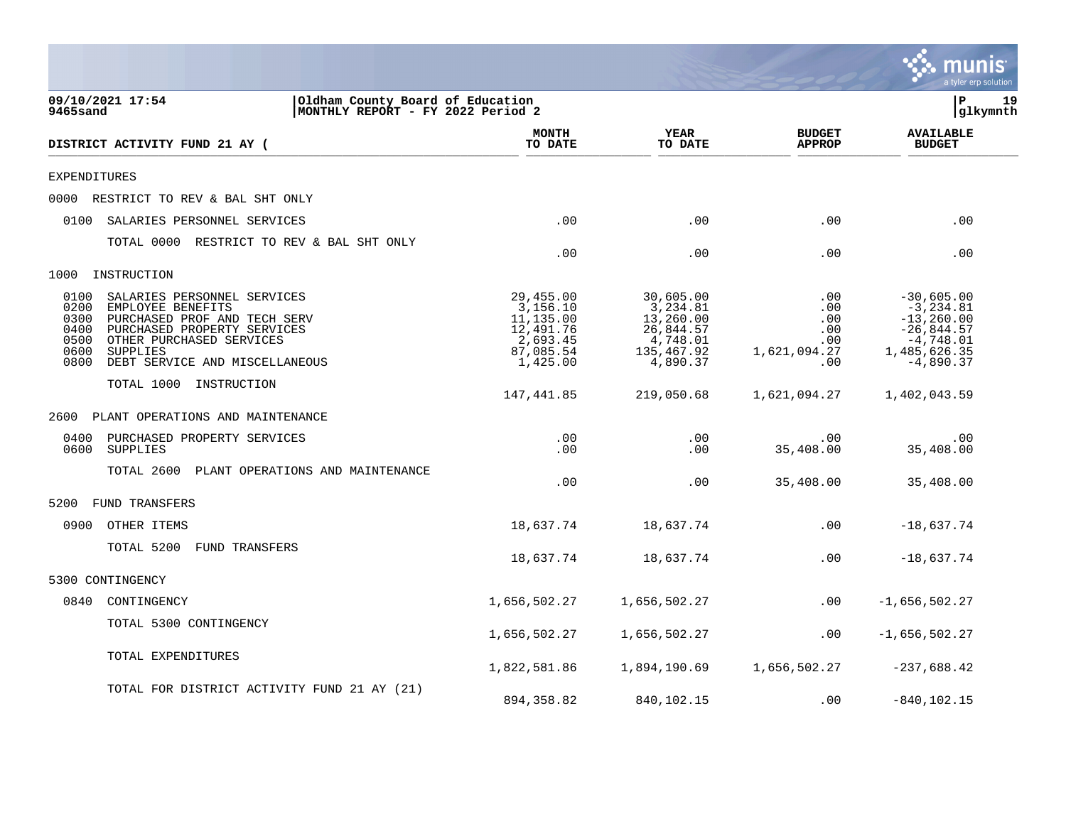09/10/2021 17:54 | Oldham County Board of Education
9465sand | MONTHLY REPORT - FY 2022 Period 2

| DISTRICT ACTIVITY FUND 21 AY ( | MONTH TO DATE | YEAR TO DATE | BUDGET APPROP | AVAILABLE BUDGET |
|---|---|---|---|---|
| **EXPENDITURES** | | | | |
| 0000 RESTRICT TO REV & BAL SHT ONLY | | | | |
| 0100 SALARIES PERSONNEL SERVICES | .00 | .00 | .00 | .00 |
| TOTAL 0000 RESTRICT TO REV & BAL SHT ONLY | .00 | .00 | .00 | .00 |
| 1000 INSTRUCTION | | | | |
| 0100 SALARIES PERSONNEL SERVICES | 29,455.00 | 30,605.00 | .00 | -30,605.00 |
| 0200 EMPLOYEE BENEFITS | 3,156.10 | 3,234.81 | .00 | -3,234.81 |
| 0300 PURCHASED PROF AND TECH SERV | 11,135.00 | 13,260.00 | .00 | -13,260.00 |
| 0400 PURCHASED PROPERTY SERVICES | 12,491.76 | 26,844.57 | .00 | -26,844.57 |
| 0500 OTHER PURCHASED SERVICES | 2,693.45 | 4,748.01 | .00 | -4,748.01 |
| 0600 SUPPLIES | 87,085.54 | 135,467.92 | 1,621,094.27 | 1,485,626.35 |
| 0800 DEBT SERVICE AND MISCELLANEOUS | 1,425.00 | 4,890.37 | .00 | -4,890.37 |
| TOTAL 1000 INSTRUCTION | 147,441.85 | 219,050.68 | 1,621,094.27 | 1,402,043.59 |
| 2600 PLANT OPERATIONS AND MAINTENANCE | | | | |
| 0400 PURCHASED PROPERTY SERVICES | .00 | .00 | .00 | .00 |
| 0600 SUPPLIES | .00 | .00 | 35,408.00 | 35,408.00 |
| TOTAL 2600 PLANT OPERATIONS AND MAINTENANCE | .00 | .00 | 35,408.00 | 35,408.00 |
| 5200 FUND TRANSFERS | | | | |
| 0900 OTHER ITEMS | 18,637.74 | 18,637.74 | .00 | -18,637.74 |
| TOTAL 5200 FUND TRANSFERS | 18,637.74 | 18,637.74 | .00 | -18,637.74 |
| 5300 CONTINGENCY | | | | |
| 0840 CONTINGENCY | 1,656,502.27 | 1,656,502.27 | .00 | -1,656,502.27 |
| TOTAL 5300 CONTINGENCY | 1,656,502.27 | 1,656,502.27 | .00 | -1,656,502.27 |
| TOTAL EXPENDITURES | 1,822,581.86 | 1,894,190.69 | 1,656,502.27 | -237,688.42 |
| TOTAL FOR DISTRICT ACTIVITY FUND 21 AY (21) | 894,358.82 | 840,102.15 | .00 | -840,102.15 |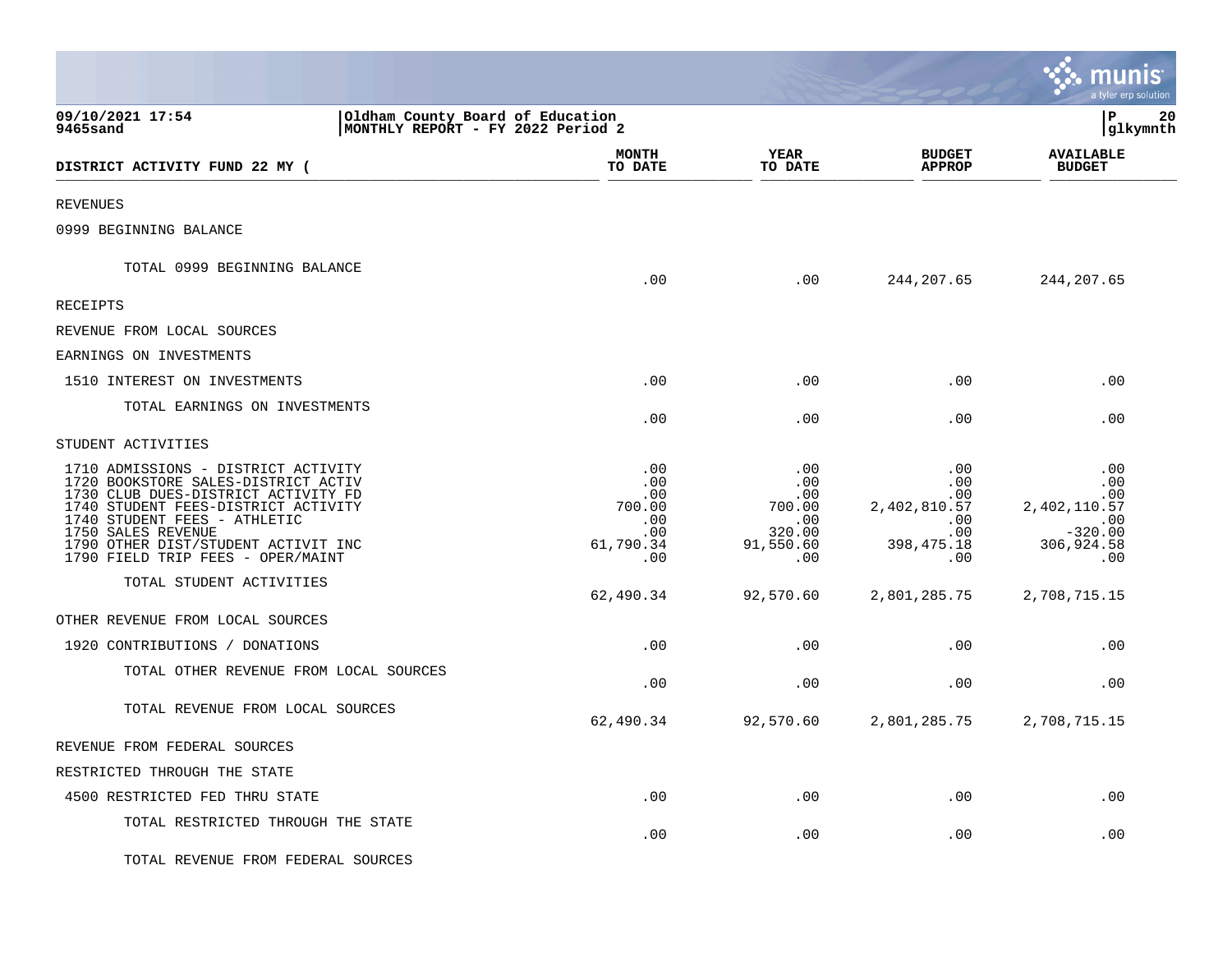09/10/2021 17:54 | Oldham County Board of Education
9465sand | MONTHLY REPORT - FY 2022 Period 2

| DISTRICT ACTIVITY FUND 22 MY ( | MONTH TO DATE | YEAR TO DATE | BUDGET APPROP | AVAILABLE BUDGET |
|---|---|---|---|---|
| REVENUES | | | | |
| 0999 BEGINNING BALANCE | | | | |
| TOTAL 0999 BEGINNING BALANCE | .00 | .00 | 244,207.65 | 244,207.65 |
| RECEIPTS | | | | |
| REVENUE FROM LOCAL SOURCES | | | | |
| EARNINGS ON INVESTMENTS | | | | |
| 1510 INTEREST ON INVESTMENTS | .00 | .00 | .00 | .00 |
| TOTAL EARNINGS ON INVESTMENTS | .00 | .00 | .00 | .00 |
| STUDENT ACTIVITIES | | | | |
| 1710 ADMISSIONS - DISTRICT ACTIVITY | .00 | .00 | .00 | .00 |
| 1720 BOOKSTORE SALES-DISTRICT ACTIV | .00 | .00 | .00 | .00 |
| 1730 CLUB DUES-DISTRICT ACTIVITY FD | .00 | .00 | .00 | .00 |
| 1740 STUDENT FEES-DISTRICT ACTIVITY | 700.00 | 700.00 | 2,402,810.57 | 2,402,110.57 |
| 1740 STUDENT FEES - ATHLETIC | .00 | .00 | .00 | .00 |
| 1750 SALES REVENUE | .00 | 320.00 | .00 | -320.00 |
| 1790 OTHER DIST/STUDENT ACTIVIT INC | 61,790.34 | 91,550.60 | 398,475.18 | 306,924.58 |
| 1790 FIELD TRIP FEES - OPER/MAINT | .00 | .00 | .00 | .00 |
| TOTAL STUDENT ACTIVITIES | 62,490.34 | 92,570.60 | 2,801,285.75 | 2,708,715.15 |
| OTHER REVENUE FROM LOCAL SOURCES | | | | |
| 1920 CONTRIBUTIONS / DONATIONS | .00 | .00 | .00 | .00 |
| TOTAL OTHER REVENUE FROM LOCAL SOURCES | .00 | .00 | .00 | .00 |
| TOTAL REVENUE FROM LOCAL SOURCES | 62,490.34 | 92,570.60 | 2,801,285.75 | 2,708,715.15 |
| REVENUE FROM FEDERAL SOURCES | | | | |
| RESTRICTED THROUGH THE STATE | | | | |
| 4500 RESTRICTED FED THRU STATE | .00 | .00 | .00 | .00 |
| TOTAL RESTRICTED THROUGH THE STATE | .00 | .00 | .00 | .00 |
| TOTAL REVENUE FROM FEDERAL SOURCES | | | | |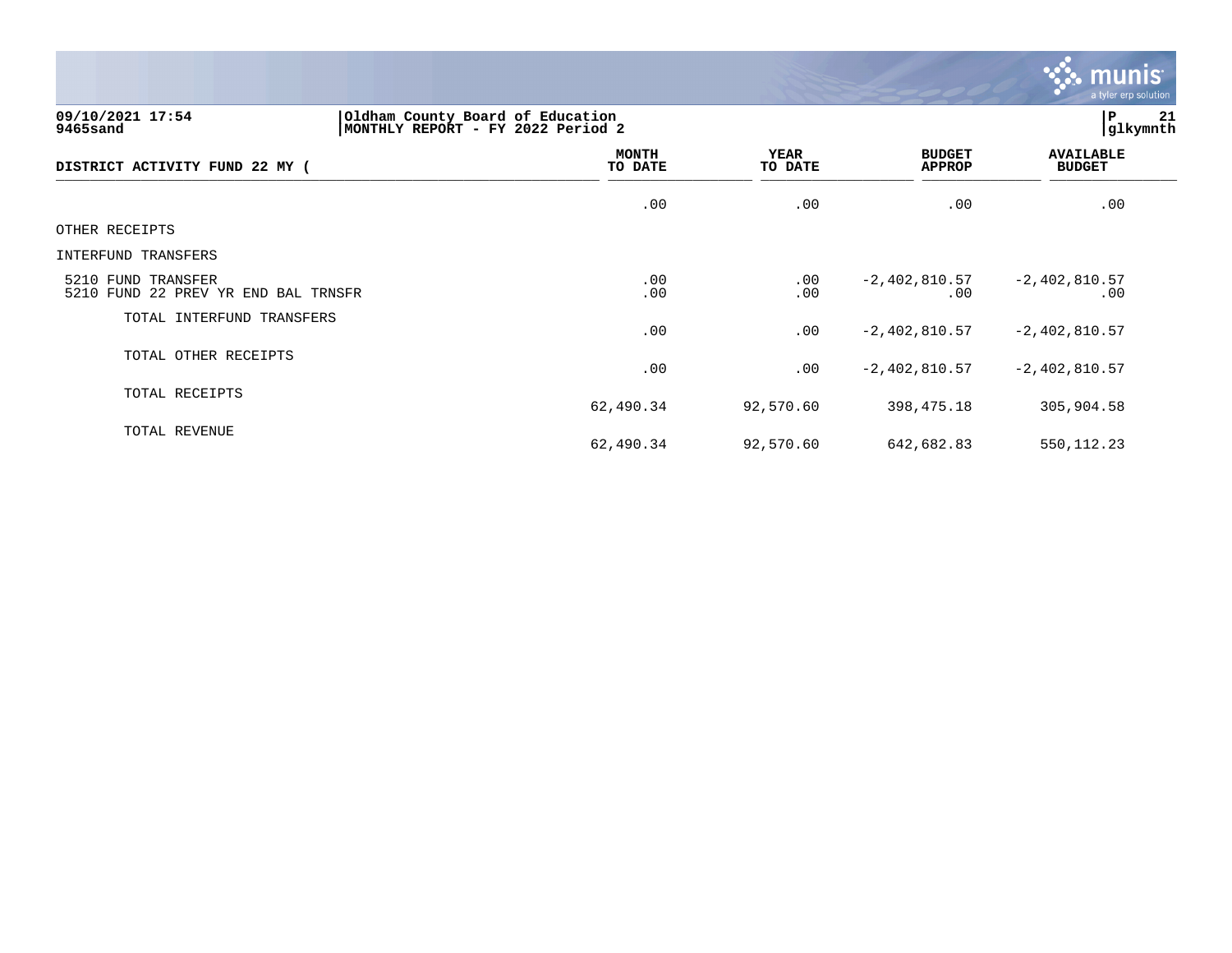09/10/2021 17:54
9465sand

Oldham County Board of Education
MONTHLY REPORT - FY 2022 Period 2

| DISTRICT ACTIVITY FUND 22 MY ( | MONTH TO DATE | YEAR TO DATE | BUDGET APPROP | AVAILABLE BUDGET |
|---|---|---|---|---|
| | .00 | .00 | .00 | .00 |
| OTHER RECEIPTS | | | | |
| INTERFUND TRANSFERS | | | | |
| 5210 FUND TRANSFER | .00 | .00 | -2,402,810.57 | -2,402,810.57 |
| 5210 FUND 22 PREV YR END BAL TRNSFR | .00 | .00 | .00 | .00 |
| TOTAL INTERFUND TRANSFERS | .00 | .00 | -2,402,810.57 | -2,402,810.57 |
| TOTAL OTHER RECEIPTS | .00 | .00 | -2,402,810.57 | -2,402,810.57 |
| TOTAL RECEIPTS | 62,490.34 | 92,570.60 | 398,475.18 | 305,904.58 |
| TOTAL REVENUE | 62,490.34 | 92,570.60 | 642,682.83 | 550,112.23 |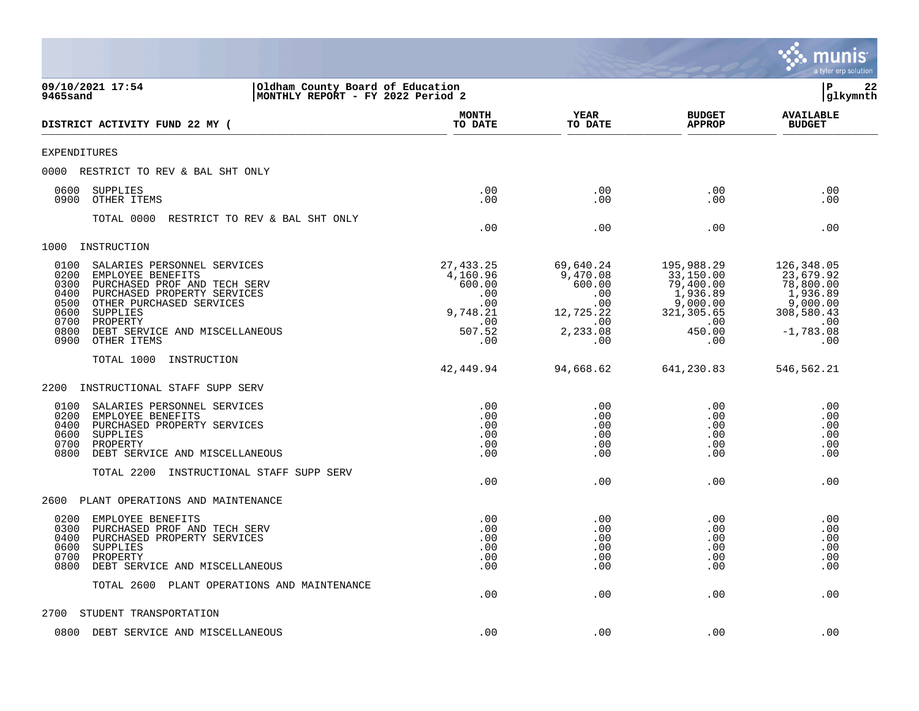09/10/2021 17:54
9465sand

Oldham County Board of Education
MONTHLY REPORT - FY 2022 Period 2

P 22
glkymnth

| DISTRICT ACTIVITY FUND 22 MY ( | MONTH TO DATE | YEAR TO DATE | BUDGET APPROP | AVAILABLE BUDGET |
|---|---|---|---|---|
| **EXPENDITURES** | | | | |
| **0000 RESTRICT TO REV & BAL SHT ONLY** | | | | |
| 0600 SUPPLIES | .00 | .00 | .00 | .00 |
| 0900 OTHER ITEMS | .00 | .00 | .00 | .00 |
| TOTAL 0000 RESTRICT TO REV & BAL SHT ONLY | .00 | .00 | .00 | .00 |
| **1000 INSTRUCTION** | | | | |
| 0100 SALARIES PERSONNEL SERVICES | 27,433.25 | 69,640.24 | 195,988.29 | 126,348.05 |
| 0200 EMPLOYEE BENEFITS | 4,160.96 | 9,470.08 | 33,150.00 | 23,679.92 |
| 0300 PURCHASED PROF AND TECH SERV | 600.00 | 600.00 | 79,400.00 | 78,800.00 |
| 0400 PURCHASED PROPERTY SERVICES | .00 | .00 | 1,936.89 | 1,936.89 |
| 0500 OTHER PURCHASED SERVICES | .00 | .00 | 9,000.00 | 9,000.00 |
| 0600 SUPPLIES | 9,748.21 | 12,725.22 | 321,305.65 | 308,580.43 |
| 0700 PROPERTY | .00 | .00 | .00 | .00 |
| 0800 DEBT SERVICE AND MISCELLANEOUS | 507.52 | 2,233.08 | 450.00 | -1,783.08 |
| 0900 OTHER ITEMS | .00 | .00 | .00 | .00 |
| TOTAL 1000 INSTRUCTION | 42,449.94 | 94,668.62 | 641,230.83 | 546,562.21 |
| **2200 INSTRUCTIONAL STAFF SUPP SERV** | | | | |
| 0100 SALARIES PERSONNEL SERVICES | .00 | .00 | .00 | .00 |
| 0200 EMPLOYEE BENEFITS | .00 | .00 | .00 | .00 |
| 0400 PURCHASED PROPERTY SERVICES | .00 | .00 | .00 | .00 |
| 0600 SUPPLIES | .00 | .00 | .00 | .00 |
| 0700 PROPERTY | .00 | .00 | .00 | .00 |
| 0800 DEBT SERVICE AND MISCELLANEOUS | .00 | .00 | .00 | .00 |
| TOTAL 2200 INSTRUCTIONAL STAFF SUPP SERV | .00 | .00 | .00 | .00 |
| **2600 PLANT OPERATIONS AND MAINTENANCE** | | | | |
| 0200 EMPLOYEE BENEFITS | .00 | .00 | .00 | .00 |
| 0300 PURCHASED PROF AND TECH SERV | .00 | .00 | .00 | .00 |
| 0400 PURCHASED PROPERTY SERVICES | .00 | .00 | .00 | .00 |
| 0600 SUPPLIES | .00 | .00 | .00 | .00 |
| 0700 PROPERTY | .00 | .00 | .00 | .00 |
| 0800 DEBT SERVICE AND MISCELLANEOUS | .00 | .00 | .00 | .00 |
| TOTAL 2600 PLANT OPERATIONS AND MAINTENANCE | .00 | .00 | .00 | .00 |
| **2700 STUDENT TRANSPORTATION** | | | | |
| 0800 DEBT SERVICE AND MISCELLANEOUS | .00 | .00 | .00 | .00 |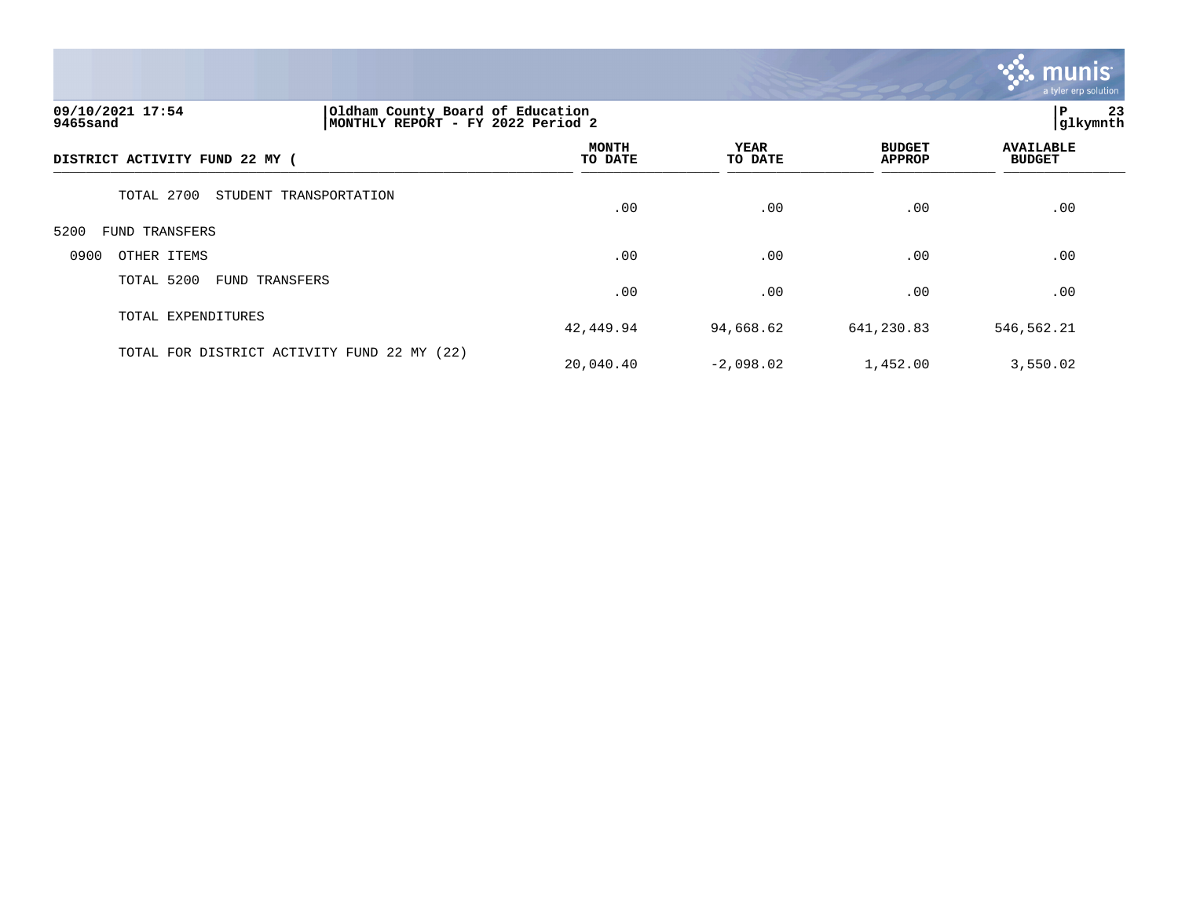09/10/2021 17:54
9465sand

Oldham County Board of Education
MONTHLY REPORT - FY 2022 Period 2

glkymnth

| DISTRICT ACTIVITY FUND 22 MY ( | MONTH TO DATE | YEAR TO DATE | BUDGET APPROP | AVAILABLE BUDGET |
|---|---|---|---|---|
| TOTAL 2700 STUDENT TRANSPORTATION | .00 | .00 | .00 | .00 |
| 5200 FUND TRANSFERS | | | | |
| 0900 OTHER ITEMS | .00 | .00 | .00 | .00 |
| TOTAL 5200 FUND TRANSFERS | .00 | .00 | .00 | .00 |
| TOTAL EXPENDITURES | 42,449.94 | 94,668.62 | 641,230.83 | 546,562.21 |
| TOTAL FOR DISTRICT ACTIVITY FUND 22 MY (22) | 20,040.40 | -2,098.02 | 1,452.00 | 3,550.02 |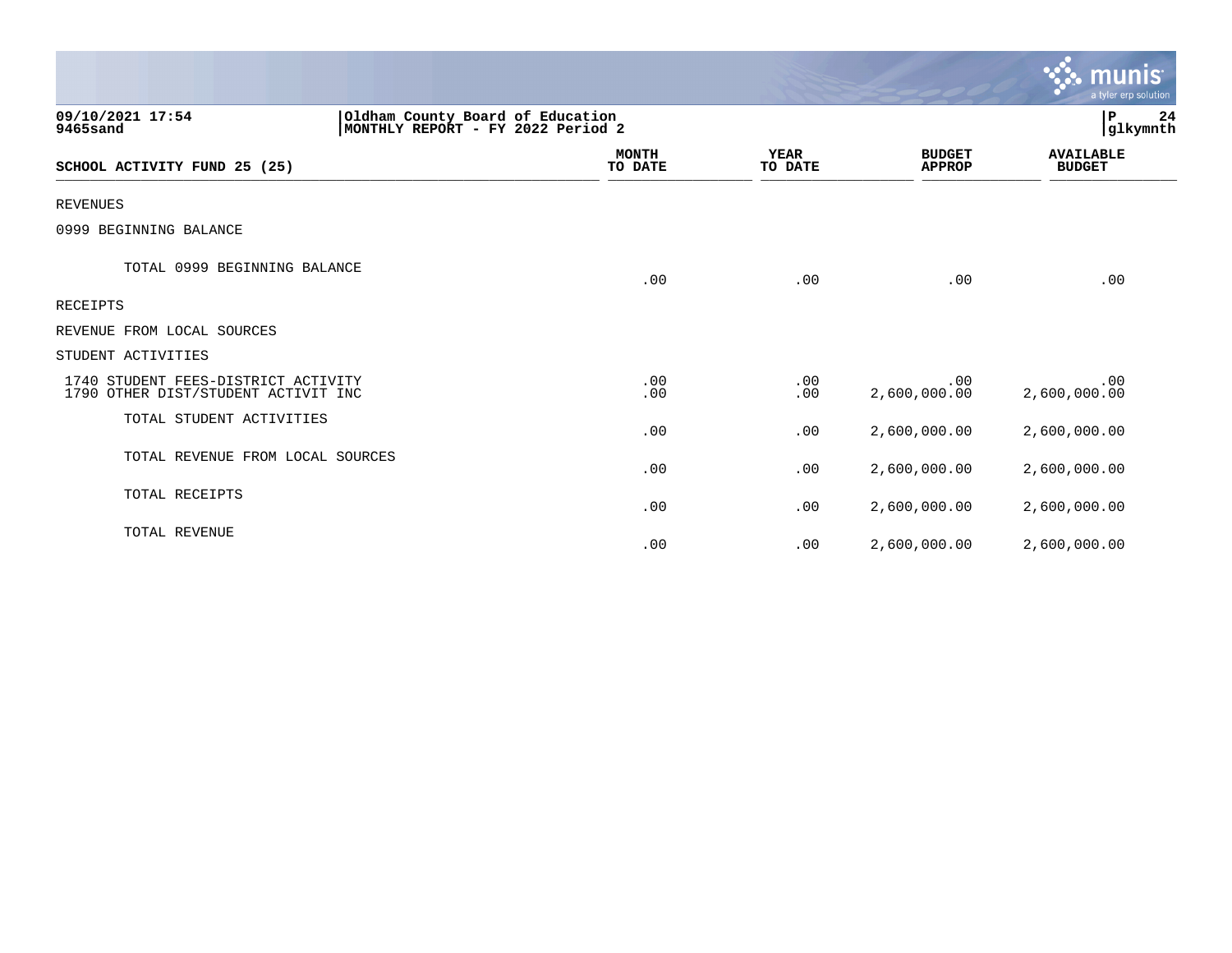Oldham County Board of Education
MONTHLY REPORT - FY 2022 Period 2

09/10/2021 17:54
9465sand

| SCHOOL ACTIVITY FUND 25 (25) | MONTH TO DATE | YEAR TO DATE | BUDGET APPROP | AVAILABLE BUDGET |
|---|---|---|---|---|
| REVENUES | | | | |
| 0999 BEGINNING BALANCE | | | | |
| TOTAL 0999 BEGINNING BALANCE | .00 | .00 | .00 | .00 |
| RECEIPTS | | | | |
| REVENUE FROM LOCAL SOURCES | | | | |
| STUDENT ACTIVITIES | | | | |
| 1740 STUDENT FEES-DISTRICT ACTIVITY | .00 | .00 | .00 | .00 |
| 1790 OTHER DIST/STUDENT ACTIVIT INC | .00 | .00 | 2,600,000.00 | 2,600,000.00 |
| TOTAL STUDENT ACTIVITIES | .00 | .00 | 2,600,000.00 | 2,600,000.00 |
| TOTAL REVENUE FROM LOCAL SOURCES | .00 | .00 | 2,600,000.00 | 2,600,000.00 |
| TOTAL RECEIPTS | .00 | .00 | 2,600,000.00 | 2,600,000.00 |
| TOTAL REVENUE | .00 | .00 | 2,600,000.00 | 2,600,000.00 |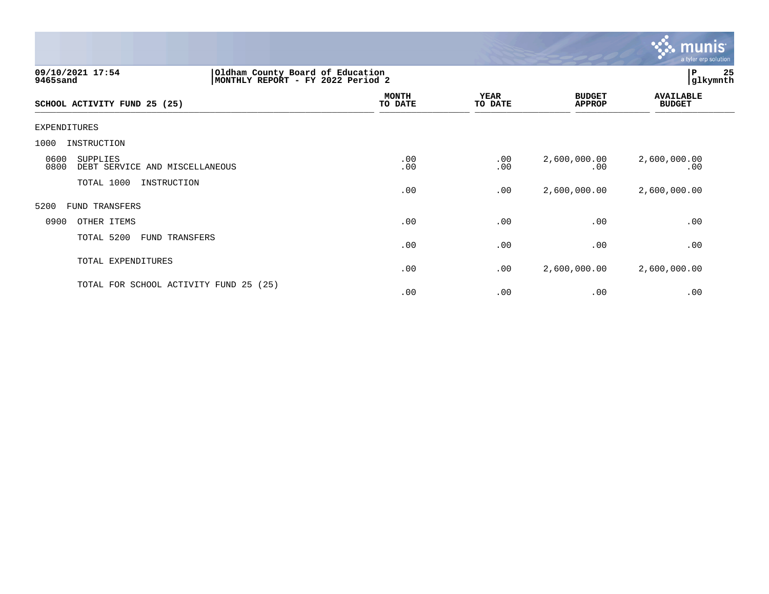**Oldham County Board of Education**
**MONTHLY REPORT - FY 2022 Period 2**

09/10/2021 17:54
9465sand

## SCHOOL ACTIVITY FUND 25 (25)

| | MONTH TO DATE | YEAR TO DATE | BUDGET APPROP | AVAILABLE BUDGET |
|---|---|---|---|---|
| **EXPENDITURES** | | | | |
| **1000 INSTRUCTION** | | | | |
| 0600 SUPPLIES | .00 | .00 | 2,600,000.00 | 2,600,000.00 |
| 0800 DEBT SERVICE AND MISCELLANEOUS | .00 | .00 | .00 | .00 |
| TOTAL 1000 INSTRUCTION | .00 | .00 | 2,600,000.00 | 2,600,000.00 |
| **5200 FUND TRANSFERS** | | | | |
| 0900 OTHER ITEMS | .00 | .00 | .00 | .00 |
| TOTAL 5200 FUND TRANSFERS | .00 | .00 | .00 | .00 |
| TOTAL EXPENDITURES | .00 | .00 | 2,600,000.00 | 2,600,000.00 |
| TOTAL FOR SCHOOL ACTIVITY FUND 25 (25) | .00 | .00 | .00 | .00 |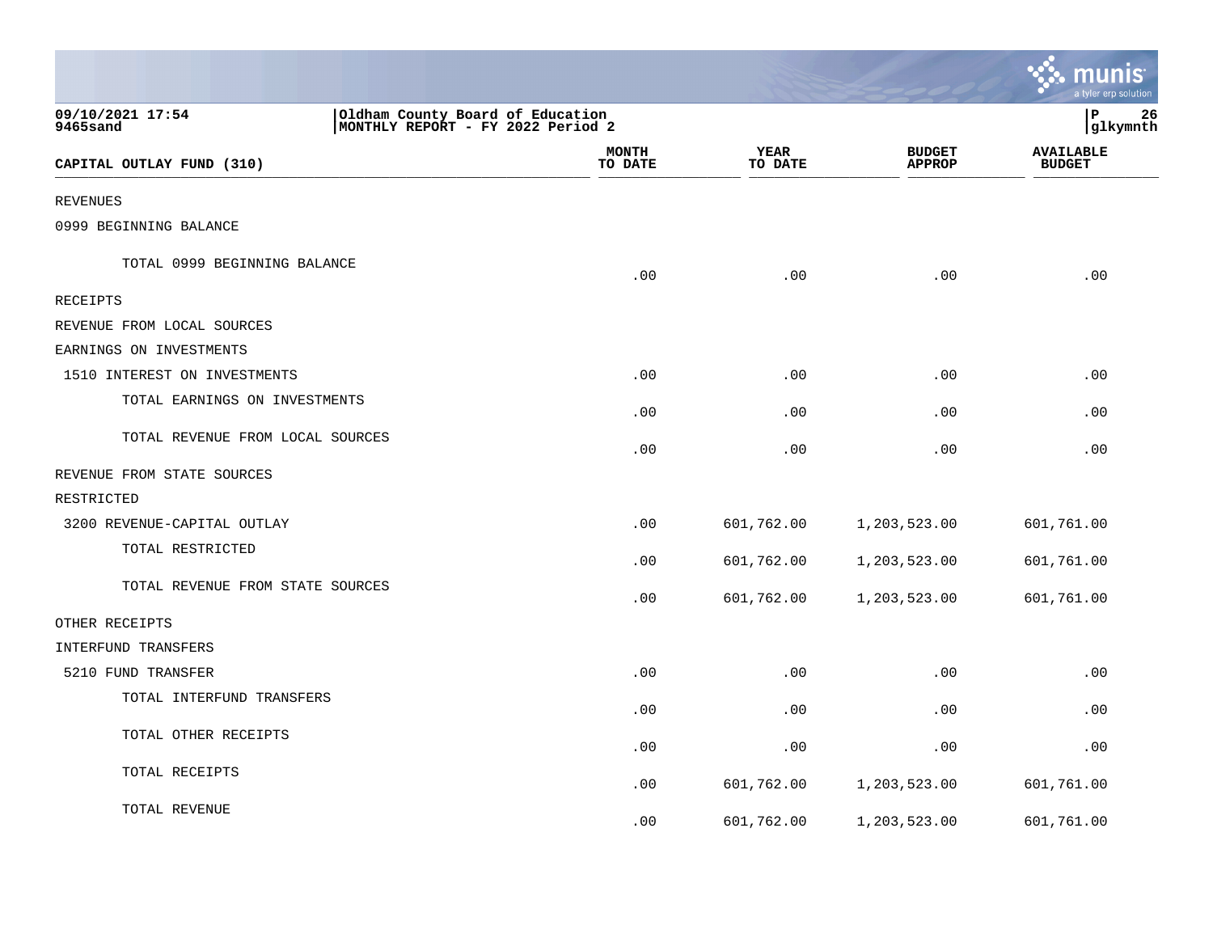09/10/2021 17:54 | Oldham County Board of Education | P 26
9465sand | MONTHLY REPORT - FY 2022 Period 2 | glkymnth

| CAPITAL OUTLAY FUND (310) | MONTH TO DATE | YEAR TO DATE | BUDGET APPROP | AVAILABLE BUDGET |
|---|---|---|---|---|
| REVENUES | | | | |
| 0999 BEGINNING BALANCE | | | | |
| TOTAL 0999 BEGINNING BALANCE | .00 | .00 | .00 | .00 |
| RECEIPTS | | | | |
| REVENUE FROM LOCAL SOURCES | | | | |
| EARNINGS ON INVESTMENTS | | | | |
| 1510 INTEREST ON INVESTMENTS | .00 | .00 | .00 | .00 |
| TOTAL EARNINGS ON INVESTMENTS | .00 | .00 | .00 | .00 |
| TOTAL REVENUE FROM LOCAL SOURCES | .00 | .00 | .00 | .00 |
| REVENUE FROM STATE SOURCES | | | | |
| RESTRICTED | | | | |
| 3200 REVENUE-CAPITAL OUTLAY | .00 | 601,762.00 | 1,203,523.00 | 601,761.00 |
| TOTAL RESTRICTED | .00 | 601,762.00 | 1,203,523.00 | 601,761.00 |
| TOTAL REVENUE FROM STATE SOURCES | .00 | 601,762.00 | 1,203,523.00 | 601,761.00 |
| OTHER RECEIPTS | | | | |
| INTERFUND TRANSFERS | | | | |
| 5210 FUND TRANSFER | .00 | .00 | .00 | .00 |
| TOTAL INTERFUND TRANSFERS | .00 | .00 | .00 | .00 |
| TOTAL OTHER RECEIPTS | .00 | .00 | .00 | .00 |
| TOTAL RECEIPTS | .00 | 601,762.00 | 1,203,523.00 | 601,761.00 |
| TOTAL REVENUE | .00 | 601,762.00 | 1,203,523.00 | 601,761.00 |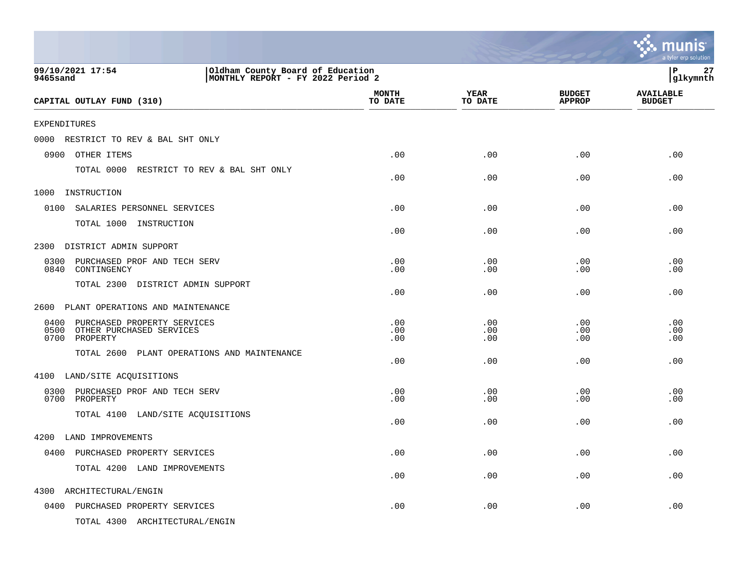09/10/2021 17:54
9465sand

Oldham County Board of Education
MONTHLY REPORT - FY 2022 Period 2

P 27
glkymnth

| CAPITAL OUTLAY FUND (310) | MONTH TO DATE | YEAR TO DATE | BUDGET APPROP | AVAILABLE BUDGET |
|---|---|---|---|---|
| EXPENDITURES | | | | |
| 0000 RESTRICT TO REV & BAL SHT ONLY | | | | |
| 0900 OTHER ITEMS | .00 | .00 | .00 | .00 |
| TOTAL 0000 RESTRICT TO REV & BAL SHT ONLY | .00 | .00 | .00 | .00 |
| 1000 INSTRUCTION | | | | |
| 0100 SALARIES PERSONNEL SERVICES | .00 | .00 | .00 | .00 |
| TOTAL 1000 INSTRUCTION | .00 | .00 | .00 | .00 |
| 2300 DISTRICT ADMIN SUPPORT | | | | |
| 0300 PURCHASED PROF AND TECH SERV | .00 | .00 | .00 | .00 |
| 0840 CONTINGENCY | .00 | .00 | .00 | .00 |
| TOTAL 2300 DISTRICT ADMIN SUPPORT | .00 | .00 | .00 | .00 |
| 2600 PLANT OPERATIONS AND MAINTENANCE | | | | |
| 0400 PURCHASED PROPERTY SERVICES | .00 | .00 | .00 | .00 |
| 0500 OTHER PURCHASED SERVICES | .00 | .00 | .00 | .00 |
| 0700 PROPERTY | .00 | .00 | .00 | .00 |
| TOTAL 2600 PLANT OPERATIONS AND MAINTENANCE | .00 | .00 | .00 | .00 |
| 4100 LAND/SITE ACQUISITIONS | | | | |
| 0300 PURCHASED PROF AND TECH SERV | .00 | .00 | .00 | .00 |
| 0700 PROPERTY | .00 | .00 | .00 | .00 |
| TOTAL 4100 LAND/SITE ACQUISITIONS | .00 | .00 | .00 | .00 |
| 4200 LAND IMPROVEMENTS | | | | |
| 0400 PURCHASED PROPERTY SERVICES | .00 | .00 | .00 | .00 |
| TOTAL 4200 LAND IMPROVEMENTS | .00 | .00 | .00 | .00 |
| 4300 ARCHITECTURAL/ENGIN | | | | |
| 0400 PURCHASED PROPERTY SERVICES | .00 | .00 | .00 | .00 |
| TOTAL 4300 ARCHITECTURAL/ENGIN | | | | |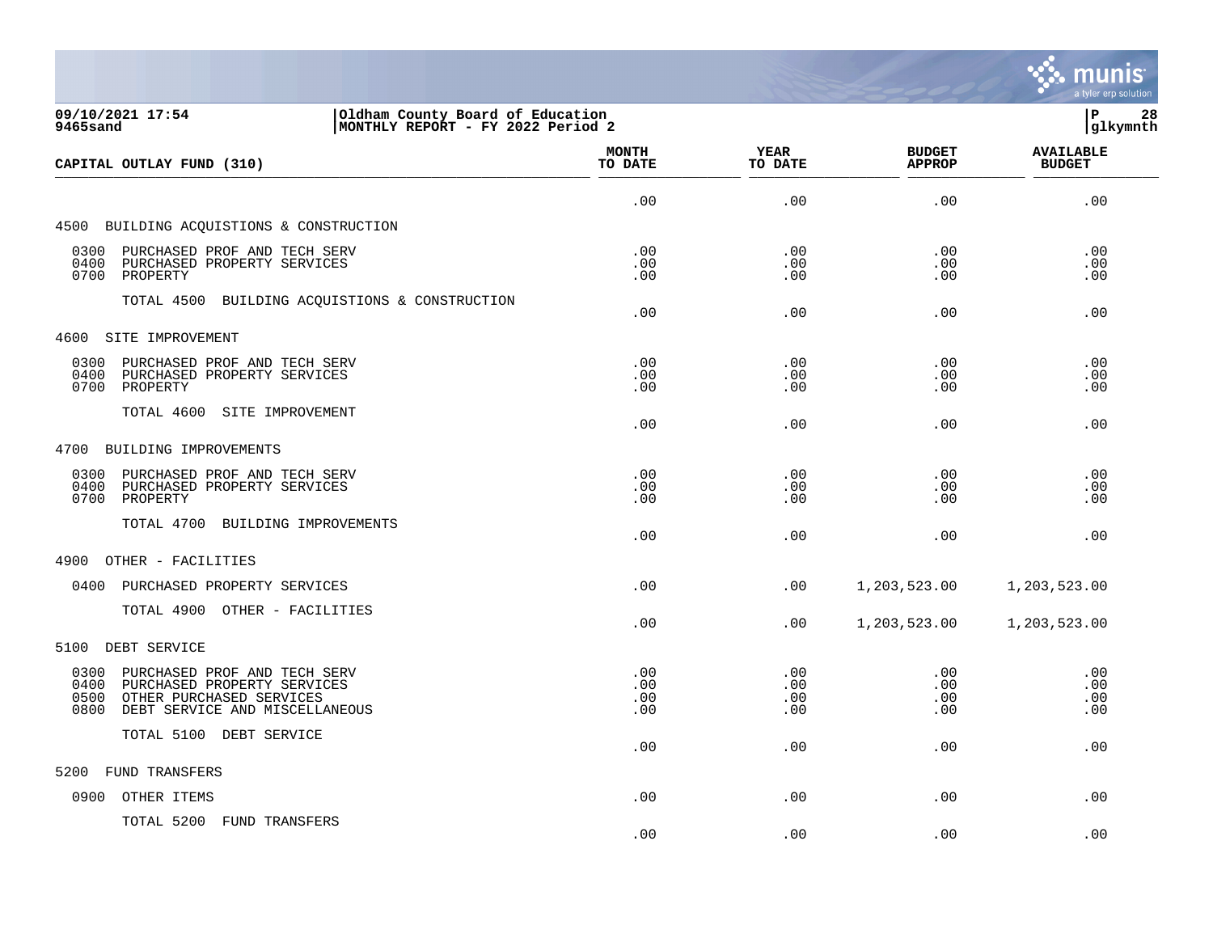**Oldham County Board of Education**
**MONTHLY REPORT - FY 2022 Period 2**

09/10/2021 17:54
9465sand

glkymnth

| CAPITAL OUTLAY FUND (310) | MONTH TO DATE | YEAR TO DATE | BUDGET APPROP | AVAILABLE BUDGET |
|---|---|---|---|---|
| | .00 | .00 | .00 | .00 |
| **4500 BUILDING ACQUISTIONS & CONSTRUCTION** | | | | |
| 0300 PURCHASED PROF AND TECH SERV | .00 | .00 | .00 | .00 |
| 0400 PURCHASED PROPERTY SERVICES | .00 | .00 | .00 | .00 |
| 0700 PROPERTY | .00 | .00 | .00 | .00 |
| TOTAL 4500 BUILDING ACQUISTIONS & CONSTRUCTION | .00 | .00 | .00 | .00 |
| **4600 SITE IMPROVEMENT** | | | | |
| 0300 PURCHASED PROF AND TECH SERV | .00 | .00 | .00 | .00 |
| 0400 PURCHASED PROPERTY SERVICES | .00 | .00 | .00 | .00 |
| 0700 PROPERTY | .00 | .00 | .00 | .00 |
| TOTAL 4600 SITE IMPROVEMENT | .00 | .00 | .00 | .00 |
| **4700 BUILDING IMPROVEMENTS** | | | | |
| 0300 PURCHASED PROF AND TECH SERV | .00 | .00 | .00 | .00 |
| 0400 PURCHASED PROPERTY SERVICES | .00 | .00 | .00 | .00 |
| 0700 PROPERTY | .00 | .00 | .00 | .00 |
| TOTAL 4700 BUILDING IMPROVEMENTS | .00 | .00 | .00 | .00 |
| **4900 OTHER - FACILITIES** | | | | |
| 0400 PURCHASED PROPERTY SERVICES | .00 | .00 | 1,203,523.00 | 1,203,523.00 |
| TOTAL 4900 OTHER - FACILITIES | .00 | .00 | 1,203,523.00 | 1,203,523.00 |
| **5100 DEBT SERVICE** | | | | |
| 0300 PURCHASED PROF AND TECH SERV | .00 | .00 | .00 | .00 |
| 0400 PURCHASED PROPERTY SERVICES | .00 | .00 | .00 | .00 |
| 0500 OTHER PURCHASED SERVICES | .00 | .00 | .00 | .00 |
| 0800 DEBT SERVICE AND MISCELLANEOUS | .00 | .00 | .00 | .00 |
| TOTAL 5100 DEBT SERVICE | .00 | .00 | .00 | .00 |
| **5200 FUND TRANSFERS** | | | | |
| 0900 OTHER ITEMS | .00 | .00 | .00 | .00 |
| TOTAL 5200 FUND TRANSFERS | .00 | .00 | .00 | .00 |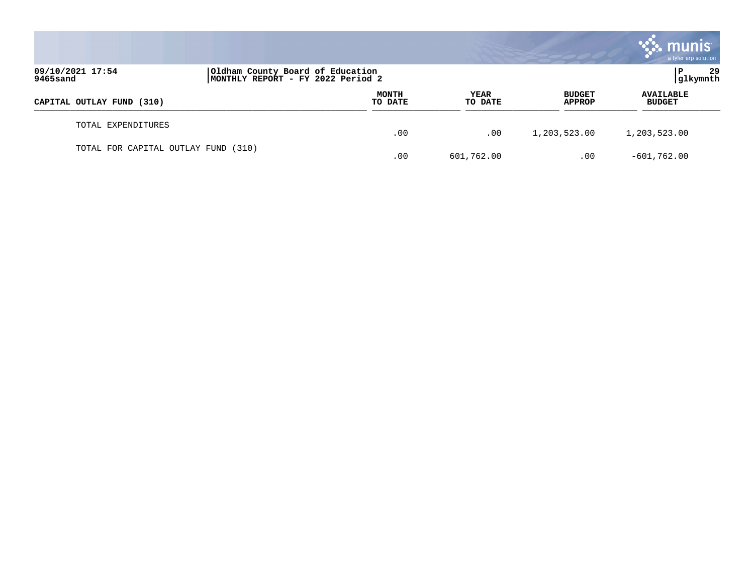| CAPITAL OUTLAY FUND (310) | MONTH TO DATE | YEAR TO DATE | BUDGET APPROP | AVAILABLE BUDGET |
|---|---|---|---|---|
| TOTAL EXPENDITURES | .00 | .00 | 1,203,523.00 | 1,203,523.00 |
| TOTAL FOR CAPITAL OUTLAY FUND (310) | .00 | 601,762.00 | .00 | -601,762.00 |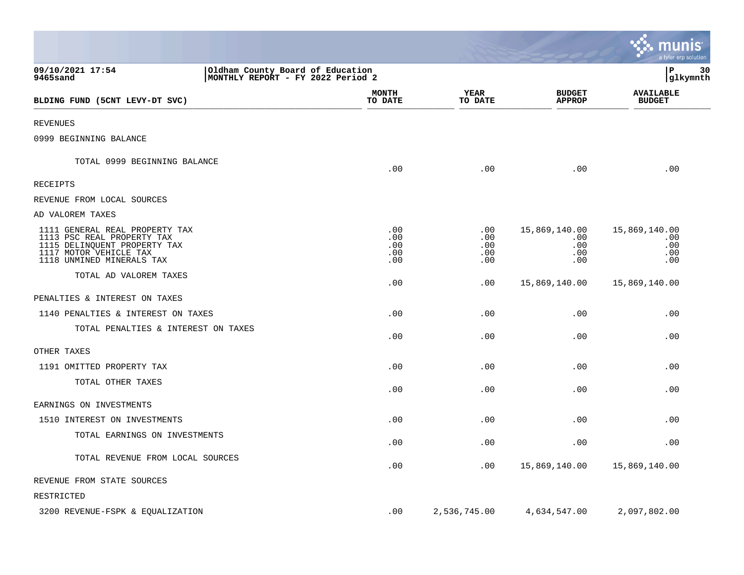Oldham County Board of Education
MONTHLY REPORT - FY 2022 Period 2

09/10/2021 17:54
9465sand

| BLDING FUND (5CNT LEVY-DT SVC) | MONTH TO DATE | YEAR TO DATE | BUDGET APPROP | AVAILABLE BUDGET |
|---|---|---|---|---|
| REVENUES | | | | |
| 0999 BEGINNING BALANCE | | | | |
| TOTAL 0999 BEGINNING BALANCE | .00 | .00 | .00 | .00 |
| RECEIPTS | | | | |
| REVENUE FROM LOCAL SOURCES | | | | |
| AD VALOREM TAXES | | | | |
| 1111 GENERAL REAL PROPERTY TAX | .00 | .00 | 15,869,140.00 | 15,869,140.00 |
| 1113 PSC REAL PROPERTY TAX | .00 | .00 | .00 | .00 |
| 1115 DELINQUENT PROPERTY TAX | .00 | .00 | .00 | .00 |
| 1117 MOTOR VEHICLE TAX | .00 | .00 | .00 | .00 |
| 1118 UNMINED MINERALS TAX | .00 | .00 | .00 | .00 |
| TOTAL AD VALOREM TAXES | .00 | .00 | 15,869,140.00 | 15,869,140.00 |
| PENALTIES & INTEREST ON TAXES | | | | |
| 1140 PENALTIES & INTEREST ON TAXES | .00 | .00 | .00 | .00 |
| TOTAL PENALTIES & INTEREST ON TAXES | .00 | .00 | .00 | .00 |
| OTHER TAXES | | | | |
| 1191 OMITTED PROPERTY TAX | .00 | .00 | .00 | .00 |
| TOTAL OTHER TAXES | .00 | .00 | .00 | .00 |
| EARNINGS ON INVESTMENTS | | | | |
| 1510 INTEREST ON INVESTMENTS | .00 | .00 | .00 | .00 |
| TOTAL EARNINGS ON INVESTMENTS | .00 | .00 | .00 | .00 |
| TOTAL REVENUE FROM LOCAL SOURCES | .00 | .00 | 15,869,140.00 | 15,869,140.00 |
| REVENUE FROM STATE SOURCES | | | | |
| RESTRICTED | | | | |
| 3200 REVENUE-FSPK & EQUALIZATION | .00 | 2,536,745.00 | 4,634,547.00 | 2,097,802.00 |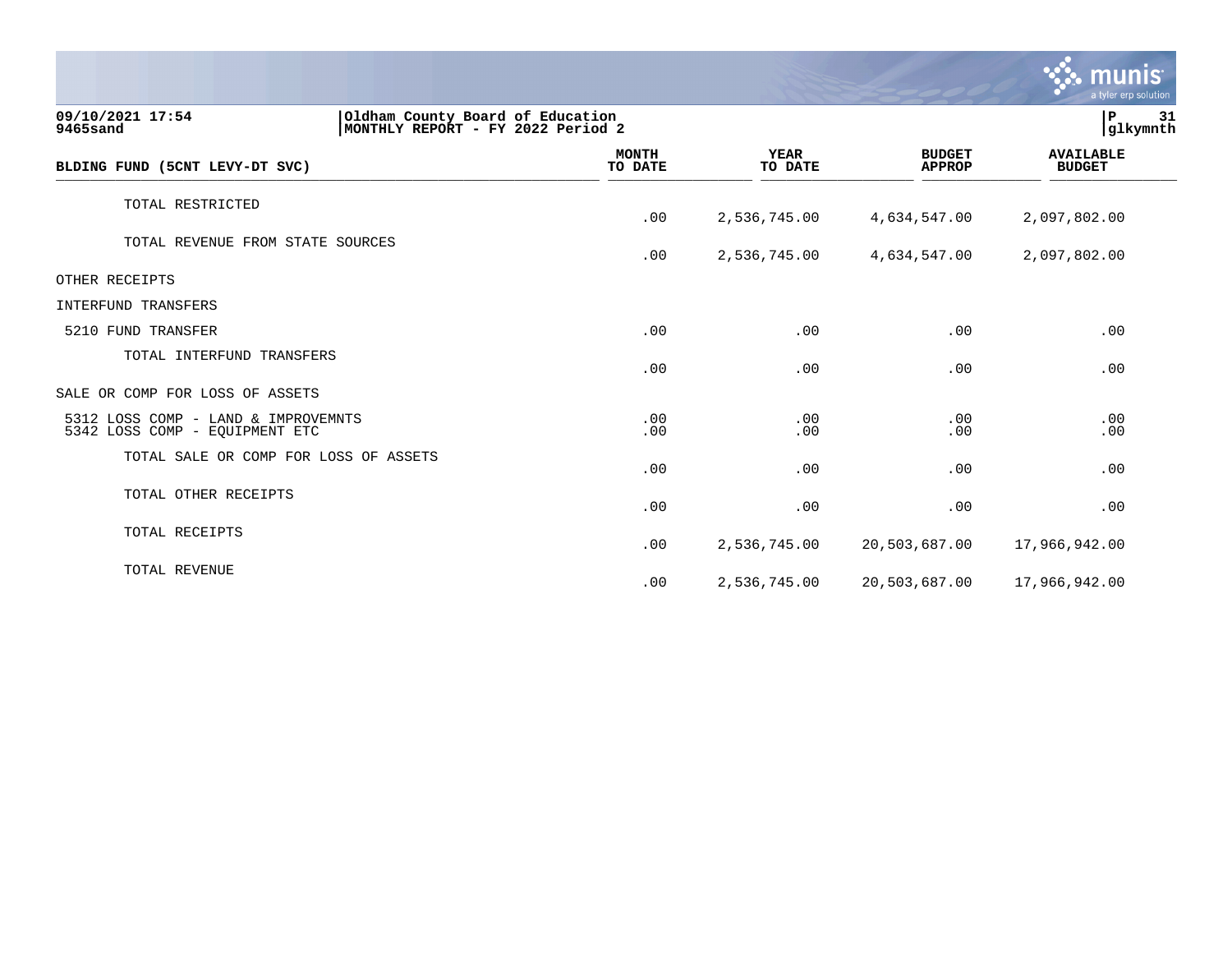09/10/2021 17:54 | Oldham County Board of Education | P 31
9465sand | MONTHLY REPORT - FY 2022 Period 2 | glkymnth

| BLDING FUND (5CNT LEVY-DT SVC) | MONTH TO DATE | YEAR TO DATE | BUDGET APPROP | AVAILABLE BUDGET |
|---|---|---|---|---|
| TOTAL RESTRICTED | .00 | 2,536,745.00 | 4,634,547.00 | 2,097,802.00 |
| TOTAL REVENUE FROM STATE SOURCES | .00 | 2,536,745.00 | 4,634,547.00 | 2,097,802.00 |
| OTHER RECEIPTS | | | | |
| INTERFUND TRANSFERS | | | | |
| 5210 FUND TRANSFER | .00 | .00 | .00 | .00 |
| TOTAL INTERFUND TRANSFERS | .00 | .00 | .00 | .00 |
| SALE OR COMP FOR LOSS OF ASSETS | | | | |
| 5312 LOSS COMP - LAND & IMPROVEMNTS | .00 | .00 | .00 | .00 |
| 5342 LOSS COMP - EQUIPMENT ETC | .00 | .00 | .00 | .00 |
| TOTAL SALE OR COMP FOR LOSS OF ASSETS | .00 | .00 | .00 | .00 |
| TOTAL OTHER RECEIPTS | .00 | .00 | .00 | .00 |
| TOTAL RECEIPTS | .00 | 2,536,745.00 | 20,503,687.00 | 17,966,942.00 |
| TOTAL REVENUE | .00 | 2,536,745.00 | 20,503,687.00 | 17,966,942.00 |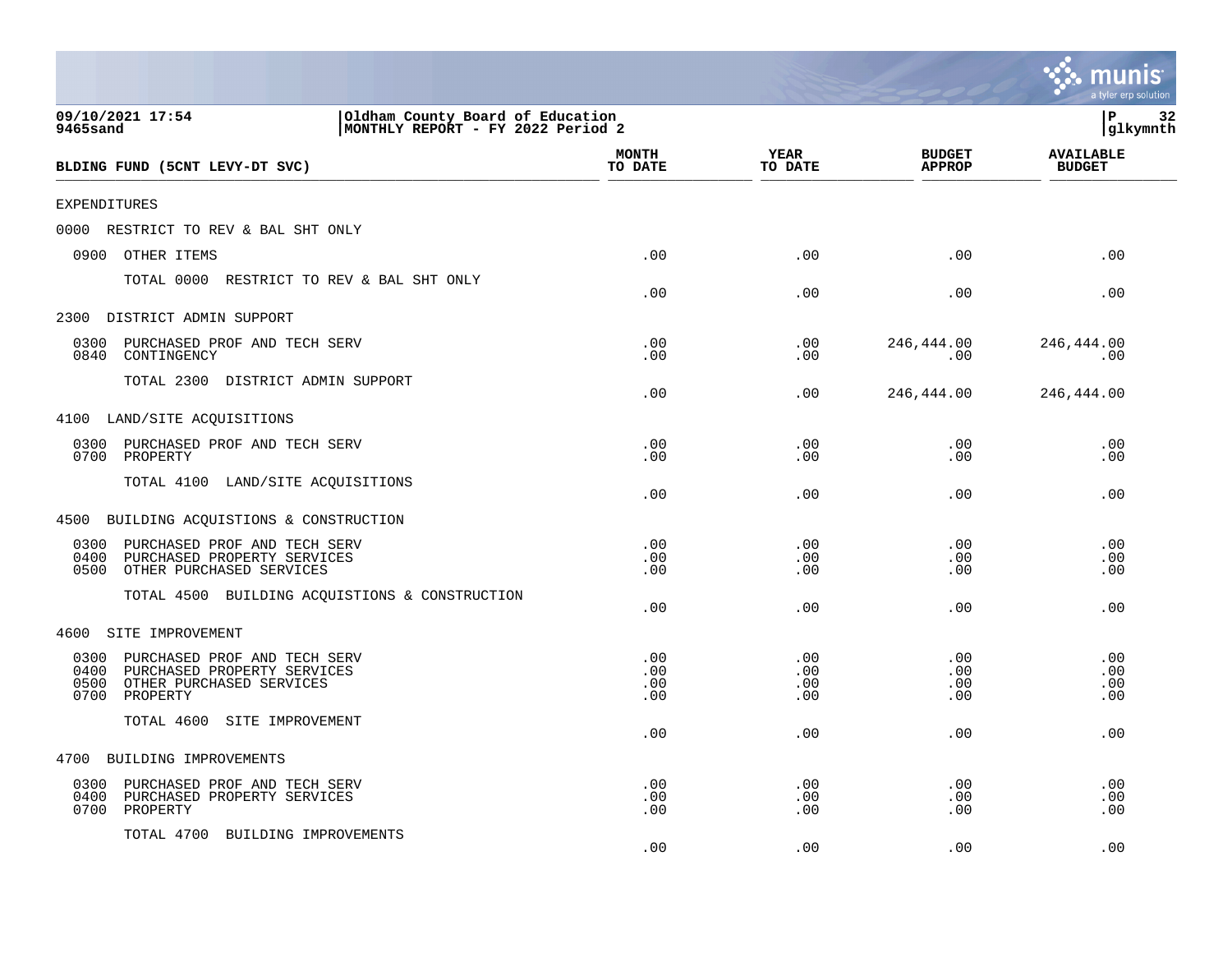09/10/2021 17:54
9465sand

Oldham County Board of Education
MONTHLY REPORT - FY 2022 Period 2

glkymnth

| BLDING FUND (5CNT LEVY-DT SVC) | MONTH TO DATE | YEAR TO DATE | BUDGET APPROP | AVAILABLE BUDGET |
|---|---|---|---|---|
| EXPENDITURES | | | | |
| 0000 RESTRICT TO REV & BAL SHT ONLY | | | | |
| 0900 OTHER ITEMS | .00 | .00 | .00 | .00 |
| TOTAL 0000 RESTRICT TO REV & BAL SHT ONLY | .00 | .00 | .00 | .00 |
| 2300 DISTRICT ADMIN SUPPORT | | | | |
| 0300 PURCHASED PROF AND TECH SERV | .00 | .00 | 246,444.00 | 246,444.00 |
| 0840 CONTINGENCY | .00 | .00 | .00 | .00 |
| TOTAL 2300 DISTRICT ADMIN SUPPORT | .00 | .00 | 246,444.00 | 246,444.00 |
| 4100 LAND/SITE ACQUISITIONS | | | | |
| 0300 PURCHASED PROF AND TECH SERV | .00 | .00 | .00 | .00 |
| 0700 PROPERTY | .00 | .00 | .00 | .00 |
| TOTAL 4100 LAND/SITE ACQUISITIONS | .00 | .00 | .00 | .00 |
| 4500 BUILDING ACQUISTIONS & CONSTRUCTION | | | | |
| 0300 PURCHASED PROF AND TECH SERV | .00 | .00 | .00 | .00 |
| 0400 PURCHASED PROPERTY SERVICES | .00 | .00 | .00 | .00 |
| 0500 OTHER PURCHASED SERVICES | .00 | .00 | .00 | .00 |
| TOTAL 4500 BUILDING ACQUISTIONS & CONSTRUCTION | .00 | .00 | .00 | .00 |
| 4600 SITE IMPROVEMENT | | | | |
| 0300 PURCHASED PROF AND TECH SERV | .00 | .00 | .00 | .00 |
| 0400 PURCHASED PROPERTY SERVICES | .00 | .00 | .00 | .00 |
| 0500 OTHER PURCHASED SERVICES | .00 | .00 | .00 | .00 |
| 0700 PROPERTY | .00 | .00 | .00 | .00 |
| TOTAL 4600 SITE IMPROVEMENT | .00 | .00 | .00 | .00 |
| 4700 BUILDING IMPROVEMENTS | | | | |
| 0300 PURCHASED PROF AND TECH SERV | .00 | .00 | .00 | .00 |
| 0400 PURCHASED PROPERTY SERVICES | .00 | .00 | .00 | .00 |
| 0700 PROPERTY | .00 | .00 | .00 | .00 |
| TOTAL 4700 BUILDING IMPROVEMENTS | .00 | .00 | .00 | .00 |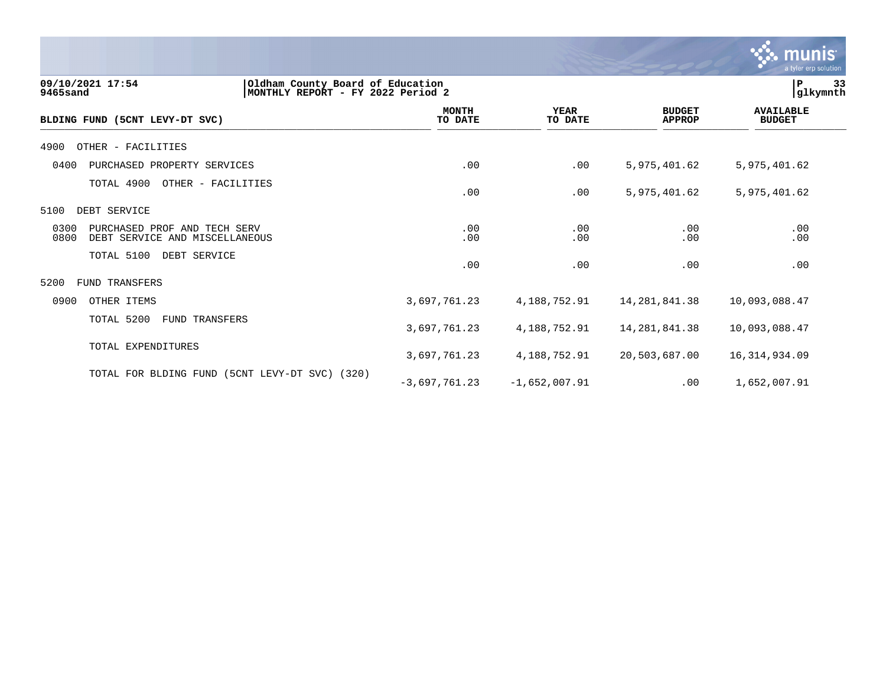09/10/2021 17:54 — Oldham County Board of Education
9465sand — MONTHLY REPORT - FY 2022 Period 2 — glkymnth

| BLDING FUND (5CNT LEVY-DT SVC) | MONTH TO DATE | YEAR TO DATE | BUDGET APPROP | AVAILABLE BUDGET |
|---|---|---|---|---|
| 4900 OTHER - FACILITIES | | | | |
| 0400 PURCHASED PROPERTY SERVICES | .00 | .00 | 5,975,401.62 | 5,975,401.62 |
| TOTAL 4900 OTHER - FACILITIES | .00 | .00 | 5,975,401.62 | 5,975,401.62 |
| 5100 DEBT SERVICE | | | | |
| 0300 PURCHASED PROF AND TECH SERV | .00 | .00 | .00 | .00 |
| 0800 DEBT SERVICE AND MISCELLANEOUS | .00 | .00 | .00 | .00 |
| TOTAL 5100 DEBT SERVICE | .00 | .00 | .00 | .00 |
| 5200 FUND TRANSFERS | | | | |
| 0900 OTHER ITEMS | 3,697,761.23 | 4,188,752.91 | 14,281,841.38 | 10,093,088.47 |
| TOTAL 5200 FUND TRANSFERS | 3,697,761.23 | 4,188,752.91 | 14,281,841.38 | 10,093,088.47 |
| TOTAL EXPENDITURES | 3,697,761.23 | 4,188,752.91 | 20,503,687.00 | 16,314,934.09 |
| TOTAL FOR BLDING FUND (5CNT LEVY-DT SVC) (320) | -3,697,761.23 | -1,652,007.91 | .00 | 1,652,007.91 |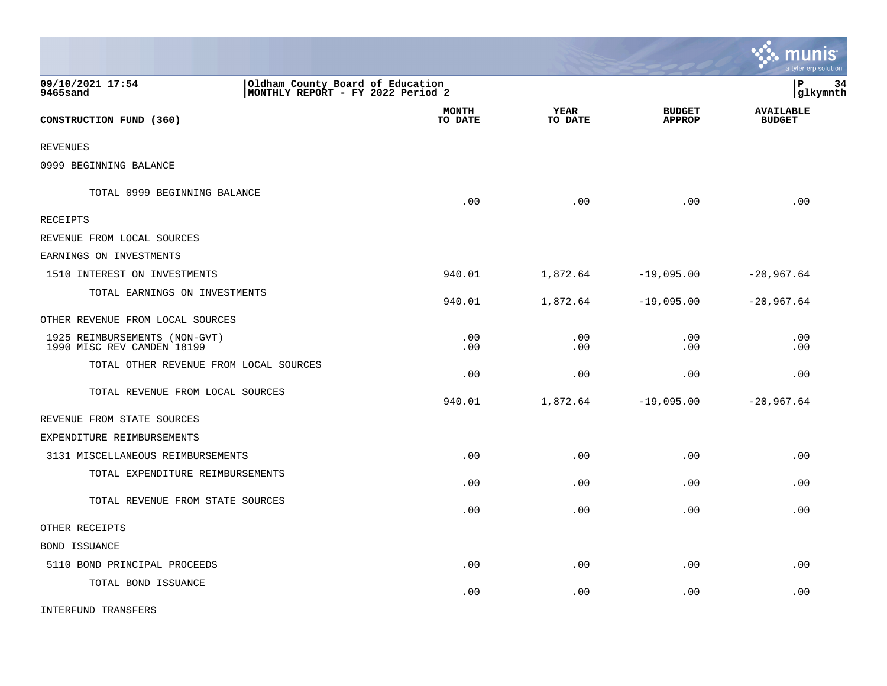09/10/2021 17:54
9465sand

Oldham County Board of Education
MONTHLY REPORT - FY 2022 Period 2

glkymnth

| CONSTRUCTION FUND (360) | MONTH TO DATE | YEAR TO DATE | BUDGET APPROP | AVAILABLE BUDGET |
|---|---|---|---|---|
| REVENUES | | | | |
| 0999 BEGINNING BALANCE | | | | |
| TOTAL 0999 BEGINNING BALANCE | .00 | .00 | .00 | .00 |
| RECEIPTS | | | | |
| REVENUE FROM LOCAL SOURCES | | | | |
| EARNINGS ON INVESTMENTS | | | | |
| 1510 INTEREST ON INVESTMENTS | 940.01 | 1,872.64 | -19,095.00 | -20,967.64 |
| TOTAL EARNINGS ON INVESTMENTS | 940.01 | 1,872.64 | -19,095.00 | -20,967.64 |
| OTHER REVENUE FROM LOCAL SOURCES | | | | |
| 1925 REIMBURSEMENTS (NON-GVT) | .00 | .00 | .00 | .00 |
| 1990 MISC REV CAMDEN 18199 | .00 | .00 | .00 | .00 |
| TOTAL OTHER REVENUE FROM LOCAL SOURCES | .00 | .00 | .00 | .00 |
| TOTAL REVENUE FROM LOCAL SOURCES | 940.01 | 1,872.64 | -19,095.00 | -20,967.64 |
| REVENUE FROM STATE SOURCES | | | | |
| EXPENDITURE REIMBURSEMENTS | | | | |
| 3131 MISCELLANEOUS REIMBURSEMENTS | .00 | .00 | .00 | .00 |
| TOTAL EXPENDITURE REIMBURSEMENTS | .00 | .00 | .00 | .00 |
| TOTAL REVENUE FROM STATE SOURCES | .00 | .00 | .00 | .00 |
| OTHER RECEIPTS | | | | |
| BOND ISSUANCE | | | | |
| 5110 BOND PRINCIPAL PROCEEDS | .00 | .00 | .00 | .00 |
| TOTAL BOND ISSUANCE | .00 | .00 | .00 | .00 |
| INTERFUND TRANSFERS | | | | |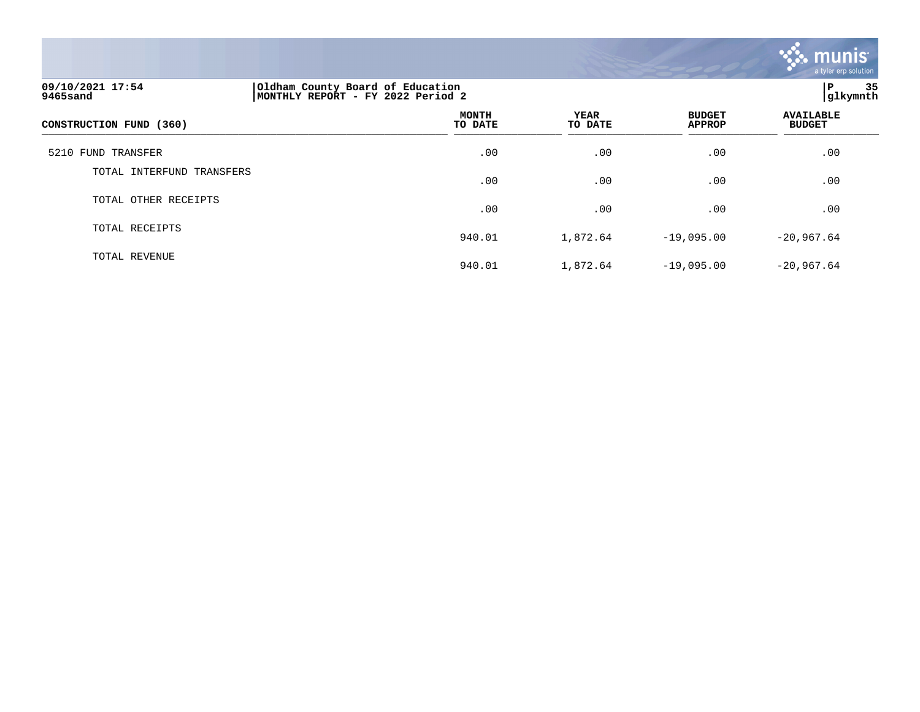09/10/2021 17:54
9465sand

Oldham County Board of Education
MONTHLY REPORT - FY 2022 Period 2

P 35
glkymnth

| CONSTRUCTION FUND (360) | MONTH TO DATE | YEAR TO DATE | BUDGET APPROP | AVAILABLE BUDGET |
|---|---|---|---|---|
| 5210 FUND TRANSFER | .00 | .00 | .00 | .00 |
| TOTAL INTERFUND TRANSFERS | .00 | .00 | .00 | .00 |
| TOTAL OTHER RECEIPTS | .00 | .00 | .00 | .00 |
| TOTAL RECEIPTS | 940.01 | 1,872.64 | -19,095.00 | -20,967.64 |
| TOTAL REVENUE | 940.01 | 1,872.64 | -19,095.00 | -20,967.64 |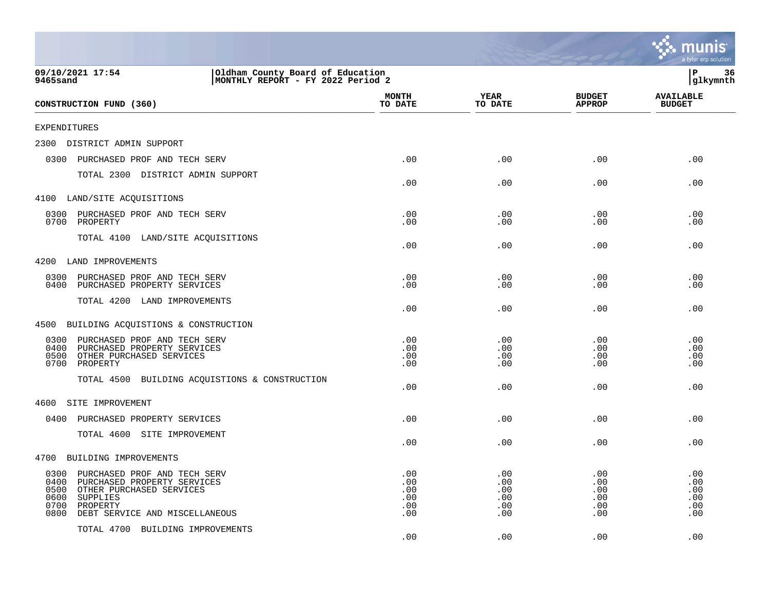09/10/2021 17:54 | Oldham County Board of Education | P 36
9465sand | MONTHLY REPORT - FY 2022 Period 2 | glkymnth

| CONSTRUCTION FUND (360) | MONTH TO DATE | YEAR TO DATE | BUDGET APPROP | AVAILABLE BUDGET |
|---|---|---|---|---|
| EXPENDITURES | | | | |
| 2300 DISTRICT ADMIN SUPPORT | | | | |
| 0300 PURCHASED PROF AND TECH SERV | .00 | .00 | .00 | .00 |
| TOTAL 2300 DISTRICT ADMIN SUPPORT | .00 | .00 | .00 | .00 |
| 4100 LAND/SITE ACQUISITIONS | | | | |
| 0300 PURCHASED PROF AND TECH SERV | .00 | .00 | .00 | .00 |
| 0700 PROPERTY | .00 | .00 | .00 | .00 |
| TOTAL 4100 LAND/SITE ACQUISITIONS | .00 | .00 | .00 | .00 |
| 4200 LAND IMPROVEMENTS | | | | |
| 0300 PURCHASED PROF AND TECH SERV | .00 | .00 | .00 | .00 |
| 0400 PURCHASED PROPERTY SERVICES | .00 | .00 | .00 | .00 |
| TOTAL 4200 LAND IMPROVEMENTS | .00 | .00 | .00 | .00 |
| 4500 BUILDING ACQUISTIONS & CONSTRUCTION | | | | |
| 0300 PURCHASED PROF AND TECH SERV | .00 | .00 | .00 | .00 |
| 0400 PURCHASED PROPERTY SERVICES | .00 | .00 | .00 | .00 |
| 0500 OTHER PURCHASED SERVICES | .00 | .00 | .00 | .00 |
| 0700 PROPERTY | .00 | .00 | .00 | .00 |
| TOTAL 4500 BUILDING ACQUISTIONS & CONSTRUCTION | .00 | .00 | .00 | .00 |
| 4600 SITE IMPROVEMENT | | | | |
| 0400 PURCHASED PROPERTY SERVICES | .00 | .00 | .00 | .00 |
| TOTAL 4600 SITE IMPROVEMENT | .00 | .00 | .00 | .00 |
| 4700 BUILDING IMPROVEMENTS | | | | |
| 0300 PURCHASED PROF AND TECH SERV | .00 | .00 | .00 | .00 |
| 0400 PURCHASED PROPERTY SERVICES | .00 | .00 | .00 | .00 |
| 0500 OTHER PURCHASED SERVICES | .00 | .00 | .00 | .00 |
| 0600 SUPPLIES | .00 | .00 | .00 | .00 |
| 0700 PROPERTY | .00 | .00 | .00 | .00 |
| 0800 DEBT SERVICE AND MISCELLANEOUS | .00 | .00 | .00 | .00 |
| TOTAL 4700 BUILDING IMPROVEMENTS | .00 | .00 | .00 | .00 |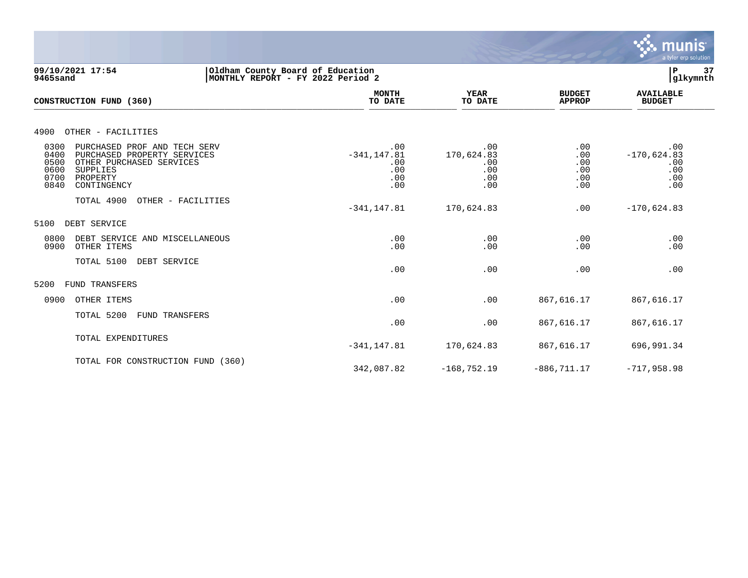09/10/2021 17:54
9465sand

Oldham County Board of Education
MONTHLY REPORT - FY 2022 Period 2

P 37
glkymnth

| CONSTRUCTION FUND (360) | MONTH TO DATE | YEAR TO DATE | BUDGET APPROP | AVAILABLE BUDGET |
|---|---|---|---|---|
| **4900 OTHER - FACILITIES** | | | | |
| 0300 PURCHASED PROF AND TECH SERV | .00 | .00 | .00 | .00 |
| 0400 PURCHASED PROPERTY SERVICES | -341,147.81 | 170,624.83 | .00 | -170,624.83 |
| 0500 OTHER PURCHASED SERVICES | .00 | .00 | .00 | .00 |
| 0600 SUPPLIES | .00 | .00 | .00 | .00 |
| 0700 PROPERTY | .00 | .00 | .00 | .00 |
| 0840 CONTINGENCY | .00 | .00 | .00 | .00 |
| TOTAL 4900 OTHER - FACILITIES | -341,147.81 | 170,624.83 | .00 | -170,624.83 |
| **5100 DEBT SERVICE** | | | | |
| 0800 DEBT SERVICE AND MISCELLANEOUS | .00 | .00 | .00 | .00 |
| 0900 OTHER ITEMS | .00 | .00 | .00 | .00 |
| TOTAL 5100 DEBT SERVICE | .00 | .00 | .00 | .00 |
| **5200 FUND TRANSFERS** | | | | |
| 0900 OTHER ITEMS | .00 | .00 | 867,616.17 | 867,616.17 |
| TOTAL 5200 FUND TRANSFERS | .00 | .00 | 867,616.17 | 867,616.17 |
| TOTAL EXPENDITURES | -341,147.81 | 170,624.83 | 867,616.17 | 696,991.34 |
| TOTAL FOR CONSTRUCTION FUND (360) | 342,087.82 | -168,752.19 | -886,711.17 | -717,958.98 |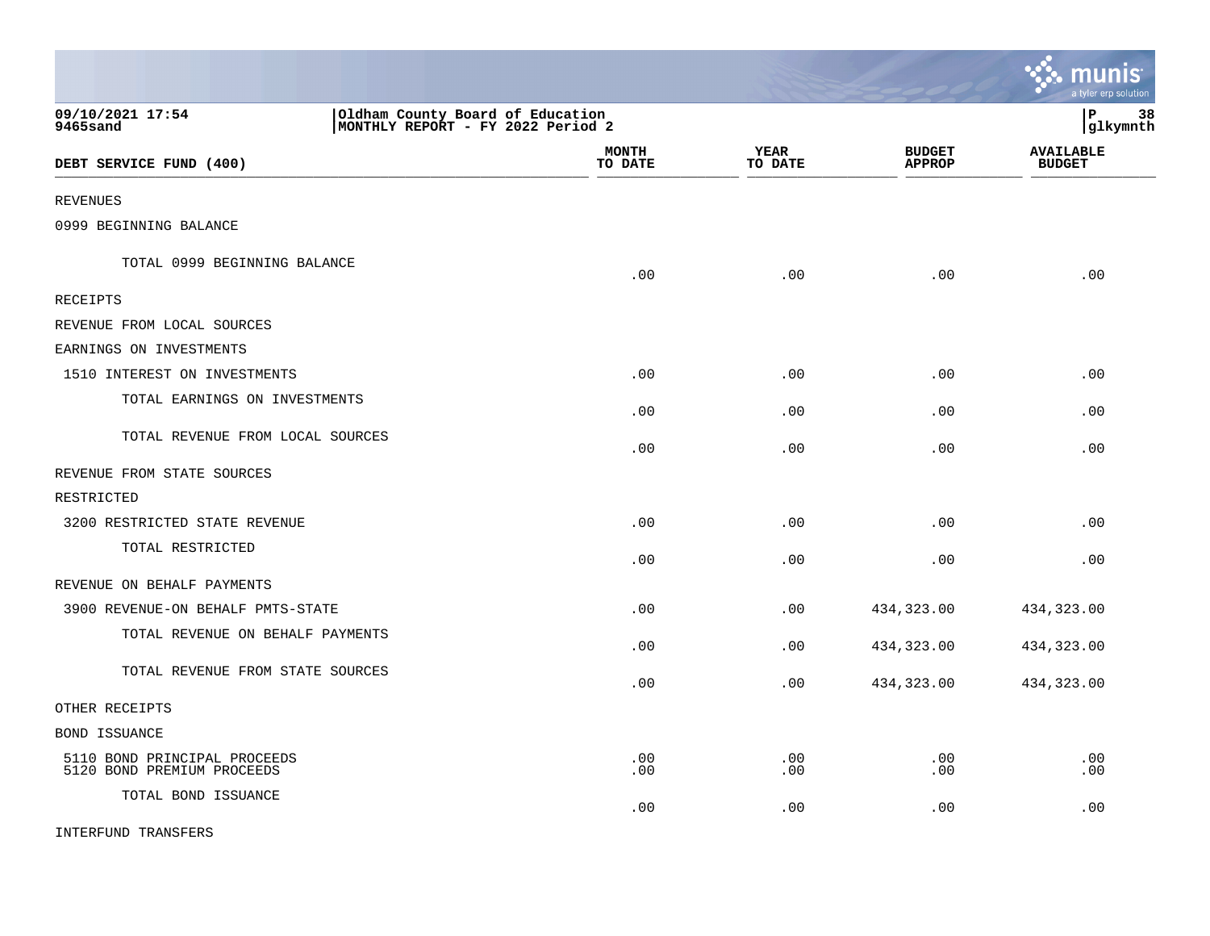09/10/2021 17:54 | Oldham County Board of Education
9465sand | MONTHLY REPORT - FY 2022 Period 2

| DEBT SERVICE FUND (400) | MONTH TO DATE | YEAR TO DATE | BUDGET APPROP | AVAILABLE BUDGET |
|---|---|---|---|---|
| REVENUES | | | | |
| 0999 BEGINNING BALANCE | | | | |
| TOTAL 0999 BEGINNING BALANCE | .00 | .00 | .00 | .00 |
| RECEIPTS | | | | |
| REVENUE FROM LOCAL SOURCES | | | | |
| EARNINGS ON INVESTMENTS | | | | |
| 1510 INTEREST ON INVESTMENTS | .00 | .00 | .00 | .00 |
| TOTAL EARNINGS ON INVESTMENTS | .00 | .00 | .00 | .00 |
| TOTAL REVENUE FROM LOCAL SOURCES | .00 | .00 | .00 | .00 |
| REVENUE FROM STATE SOURCES | | | | |
| RESTRICTED | | | | |
| 3200 RESTRICTED STATE REVENUE | .00 | .00 | .00 | .00 |
| TOTAL RESTRICTED | .00 | .00 | .00 | .00 |
| REVENUE ON BEHALF PAYMENTS | | | | |
| 3900 REVENUE-ON BEHALF PMTS-STATE | .00 | .00 | 434,323.00 | 434,323.00 |
| TOTAL REVENUE ON BEHALF PAYMENTS | .00 | .00 | 434,323.00 | 434,323.00 |
| TOTAL REVENUE FROM STATE SOURCES | .00 | .00 | 434,323.00 | 434,323.00 |
| OTHER RECEIPTS | | | | |
| BOND ISSUANCE | | | | |
| 5110 BOND PRINCIPAL PROCEEDS | .00 | .00 | .00 | .00 |
| 5120 BOND PREMIUM PROCEEDS | .00 | .00 | .00 | .00 |
| TOTAL BOND ISSUANCE | .00 | .00 | .00 | .00 |
| INTERFUND TRANSFERS | | | | |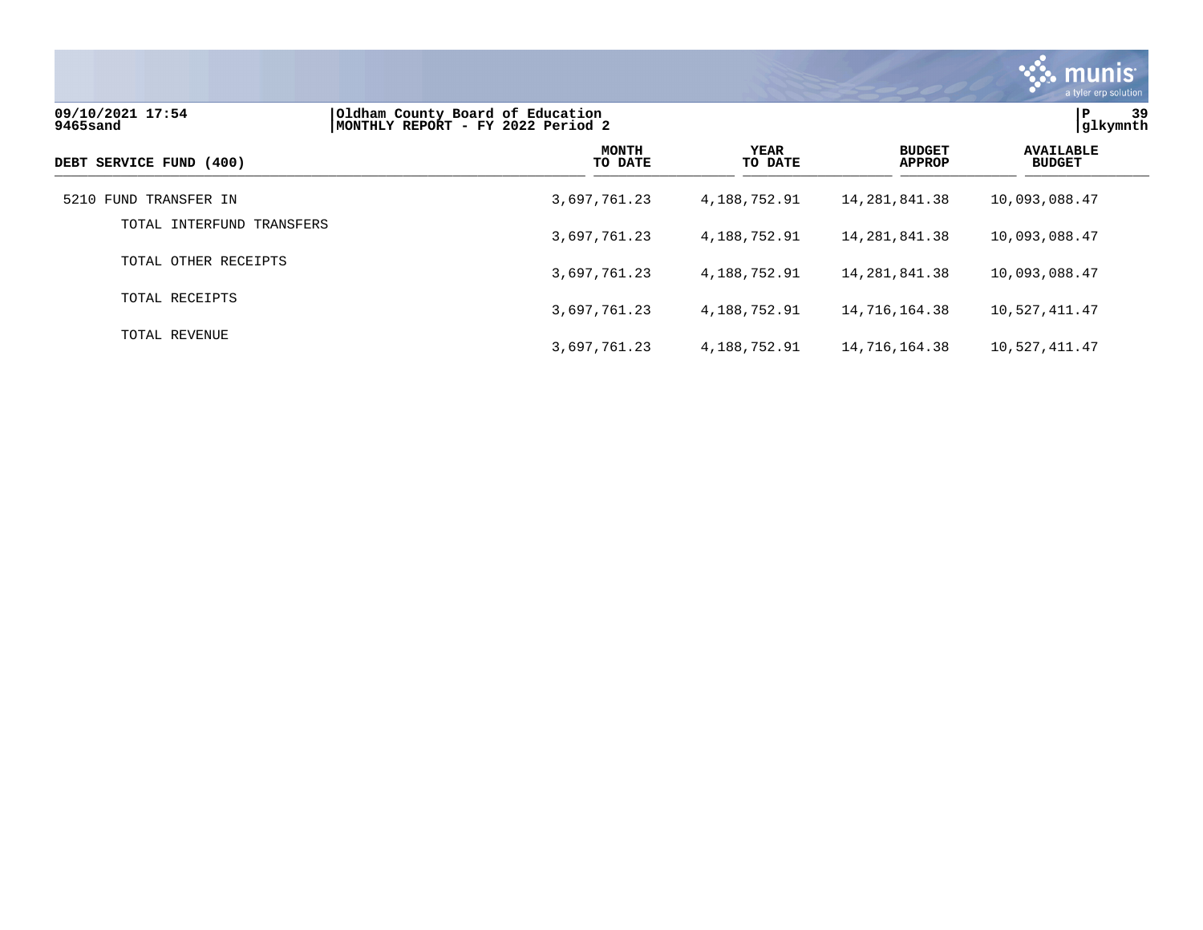09/10/2021 17:54 | Oldham County Board of Education | P 39
9465sand | MONTHLY REPORT - FY 2022 Period 2 | glkymnth

| DEBT SERVICE FUND (400) | MONTH TO DATE | YEAR TO DATE | BUDGET APPROP | AVAILABLE BUDGET |
|---|---|---|---|---|
| 5210 FUND TRANSFER IN | 3,697,761.23 | 4,188,752.91 | 14,281,841.38 | 10,093,088.47 |
| TOTAL INTERFUND TRANSFERS | 3,697,761.23 | 4,188,752.91 | 14,281,841.38 | 10,093,088.47 |
| TOTAL OTHER RECEIPTS | 3,697,761.23 | 4,188,752.91 | 14,281,841.38 | 10,093,088.47 |
| TOTAL RECEIPTS | 3,697,761.23 | 4,188,752.91 | 14,716,164.38 | 10,527,411.47 |
| TOTAL REVENUE | 3,697,761.23 | 4,188,752.91 | 14,716,164.38 | 10,527,411.47 |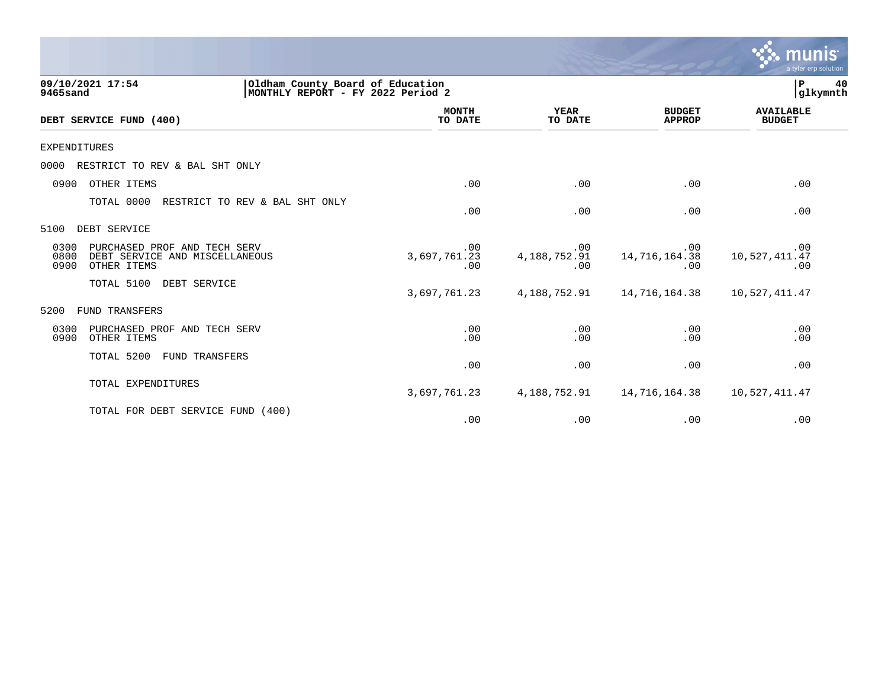09/10/2021 17:54
9465sand

Oldham County Board of Education
MONTHLY REPORT - FY 2022 Period 2

P 40
glkymnth

| DEBT SERVICE FUND (400) | MONTH TO DATE | YEAR TO DATE | BUDGET APPROP | AVAILABLE BUDGET |
|---|---|---|---|---|
| EXPENDITURES | | | | |
| 0000 RESTRICT TO REV & BAL SHT ONLY | | | | |
| 0900 OTHER ITEMS | .00 | .00 | .00 | .00 |
| TOTAL 0000 RESTRICT TO REV & BAL SHT ONLY | .00 | .00 | .00 | .00 |
| 5100 DEBT SERVICE | | | | |
| 0300 PURCHASED PROF AND TECH SERV | .00 | .00 | .00 | .00 |
| 0800 DEBT SERVICE AND MISCELLANEOUS | 3,697,761.23 | 4,188,752.91 | 14,716,164.38 | 10,527,411.47 |
| 0900 OTHER ITEMS | .00 | .00 | .00 | .00 |
| TOTAL 5100 DEBT SERVICE | 3,697,761.23 | 4,188,752.91 | 14,716,164.38 | 10,527,411.47 |
| 5200 FUND TRANSFERS | | | | |
| 0300 PURCHASED PROF AND TECH SERV | .00 | .00 | .00 | .00 |
| 0900 OTHER ITEMS | .00 | .00 | .00 | .00 |
| TOTAL 5200 FUND TRANSFERS | .00 | .00 | .00 | .00 |
| TOTAL EXPENDITURES | 3,697,761.23 | 4,188,752.91 | 14,716,164.38 | 10,527,411.47 |
| TOTAL FOR DEBT SERVICE FUND (400) | .00 | .00 | .00 | .00 |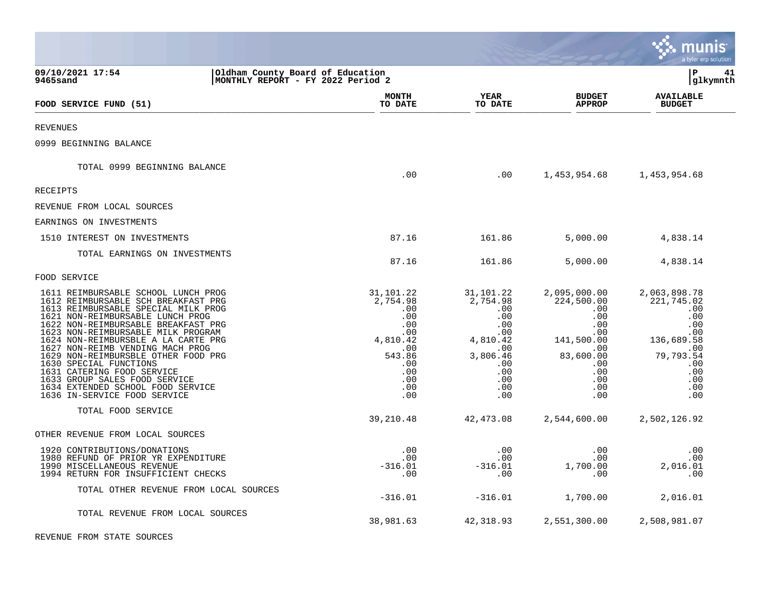09/10/2021 17:54 | Oldham County Board of Education | P 41
9465sand | MONTHLY REPORT - FY 2022 Period 2 | glkymnth

| FOOD SERVICE FUND (51) | MONTH TO DATE | YEAR TO DATE | BUDGET APPROP | AVAILABLE BUDGET |
|---|---|---|---|---|
| REVENUES | | | | |
| 0999 BEGINNING BALANCE | | | | |
| TOTAL 0999 BEGINNING BALANCE | .00 | .00 | 1,453,954.68 | 1,453,954.68 |
| RECEIPTS | | | | |
| REVENUE FROM LOCAL SOURCES | | | | |
| EARNINGS ON INVESTMENTS | | | | |
| 1510 INTEREST ON INVESTMENTS | 87.16 | 161.86 | 5,000.00 | 4,838.14 |
| TOTAL EARNINGS ON INVESTMENTS | 87.16 | 161.86 | 5,000.00 | 4,838.14 |
| FOOD SERVICE | | | | |
| 1611 REIMBURSABLE SCHOOL LUNCH PROG | 31,101.22 | 31,101.22 | 2,095,000.00 | 2,063,898.78 |
| 1612 REIMBURSABLE SCH BREAKFAST PRG | 2,754.98 | 2,754.98 | 224,500.00 | 221,745.02 |
| 1613 REIMBURSABLE SPECIAL MILK PROG | .00 | .00 | .00 | .00 |
| 1621 NON-REIMBURSABLE LUNCH PROG | .00 | .00 | .00 | .00 |
| 1622 NON-REIMBURSABLE BREAKFAST PRG | .00 | .00 | .00 | .00 |
| 1623 NON-REIMBURSABLE MILK PROGRAM | .00 | .00 | .00 | .00 |
| 1624 NON-REIMBURSBLE A LA CARTE PRG | 4,810.42 | 4,810.42 | 141,500.00 | 136,689.58 |
| 1627 NON-REIMB VENDING MACH PROG | .00 | .00 | .00 | .00 |
| 1629 NON-REIMBURSBLE OTHER FOOD PRG | 543.86 | 3,806.46 | 83,600.00 | 79,793.54 |
| 1630 SPECIAL FUNCTIONS | .00 | .00 | .00 | .00 |
| 1631 CATERING FOOD SERVICE | .00 | .00 | .00 | .00 |
| 1633 GROUP SALES FOOD SERVICE | .00 | .00 | .00 | .00 |
| 1634 EXTENDED SCHOOL FOOD SERVICE | .00 | .00 | .00 | .00 |
| 1636 IN-SERVICE FOOD SERVICE | .00 | .00 | .00 | .00 |
| TOTAL FOOD SERVICE | 39,210.48 | 42,473.08 | 2,544,600.00 | 2,502,126.92 |
| OTHER REVENUE FROM LOCAL SOURCES | | | | |
| 1920 CONTRIBUTIONS/DONATIONS | .00 | .00 | .00 | .00 |
| 1980 REFUND OF PRIOR YR EXPENDITURE | .00 | .00 | .00 | .00 |
| 1990 MISCELLANEOUS REVENUE | -316.01 | -316.01 | 1,700.00 | 2,016.01 |
| 1994 RETURN FOR INSUFFICIENT CHECKS | .00 | .00 | .00 | .00 |
| TOTAL OTHER REVENUE FROM LOCAL SOURCES | -316.01 | -316.01 | 1,700.00 | 2,016.01 |
| TOTAL REVENUE FROM LOCAL SOURCES | 38,981.63 | 42,318.93 | 2,551,300.00 | 2,508,981.07 |
| REVENUE FROM STATE SOURCES | | | | |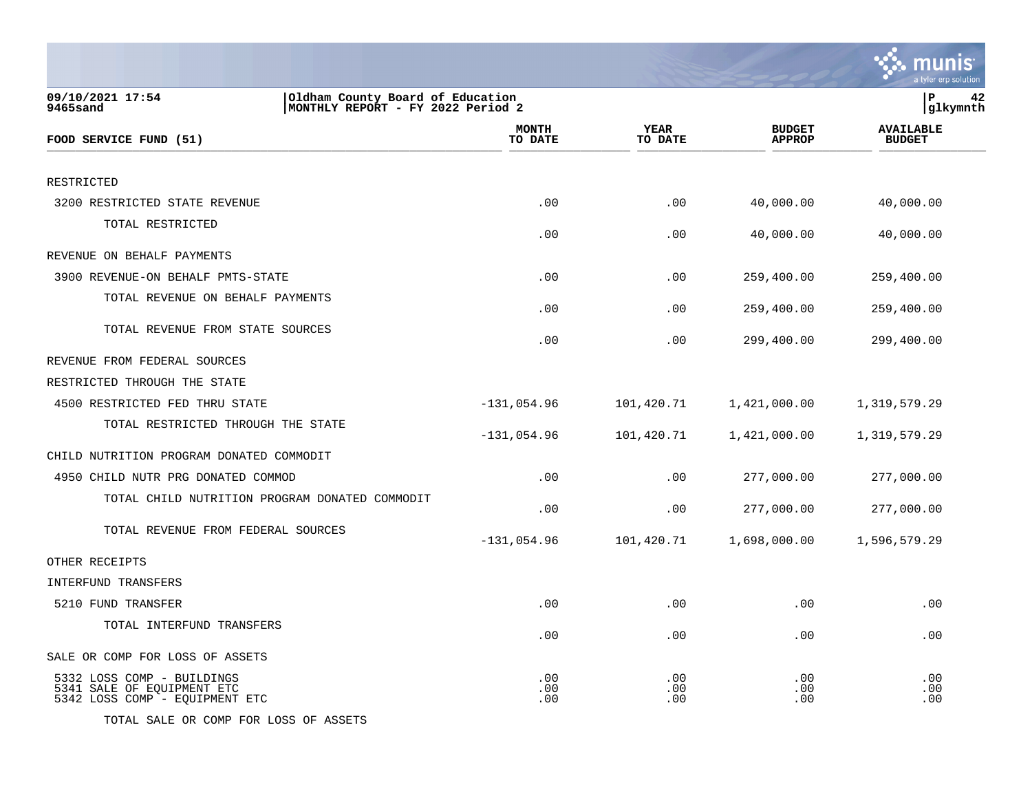09/10/2021 17:54 | Oldham County Board of Education | P 42
9465sand | MONTHLY REPORT - FY 2022 Period 2 | glkymnth

| FOOD SERVICE FUND (51) | MONTH TO DATE | YEAR TO DATE | BUDGET APPROP | AVAILABLE BUDGET |
|---|---|---|---|---|
| RESTRICTED | | | | |
| 3200 RESTRICTED STATE REVENUE | .00 | .00 | 40,000.00 | 40,000.00 |
| TOTAL RESTRICTED | .00 | .00 | 40,000.00 | 40,000.00 |
| REVENUE ON BEHALF PAYMENTS | | | | |
| 3900 REVENUE-ON BEHALF PMTS-STATE | .00 | .00 | 259,400.00 | 259,400.00 |
| TOTAL REVENUE ON BEHALF PAYMENTS | .00 | .00 | 259,400.00 | 259,400.00 |
| TOTAL REVENUE FROM STATE SOURCES | .00 | .00 | 299,400.00 | 299,400.00 |
| REVENUE FROM FEDERAL SOURCES | | | | |
| RESTRICTED THROUGH THE STATE | | | | |
| 4500 RESTRICTED FED THRU STATE | -131,054.96 | 101,420.71 | 1,421,000.00 | 1,319,579.29 |
| TOTAL RESTRICTED THROUGH THE STATE | -131,054.96 | 101,420.71 | 1,421,000.00 | 1,319,579.29 |
| CHILD NUTRITION PROGRAM DONATED COMMODIT | | | | |
| 4950 CHILD NUTR PRG DONATED COMMOD | .00 | .00 | 277,000.00 | 277,000.00 |
| TOTAL CHILD NUTRITION PROGRAM DONATED COMMODIT | .00 | .00 | 277,000.00 | 277,000.00 |
| TOTAL REVENUE FROM FEDERAL SOURCES | -131,054.96 | 101,420.71 | 1,698,000.00 | 1,596,579.29 |
| OTHER RECEIPTS | | | | |
| INTERFUND TRANSFERS | | | | |
| 5210 FUND TRANSFER | .00 | .00 | .00 | .00 |
| TOTAL INTERFUND TRANSFERS | .00 | .00 | .00 | .00 |
| SALE OR COMP FOR LOSS OF ASSETS | | | | |
| 5332 LOSS COMP - BUILDINGS | .00 | .00 | .00 | .00 |
| 5341 SALE OF EQUIPMENT ETC | .00 | .00 | .00 | .00 |
| 5342 LOSS COMP - EQUIPMENT ETC | .00 | .00 | .00 | .00 |
| TOTAL SALE OR COMP FOR LOSS OF ASSETS | | | | |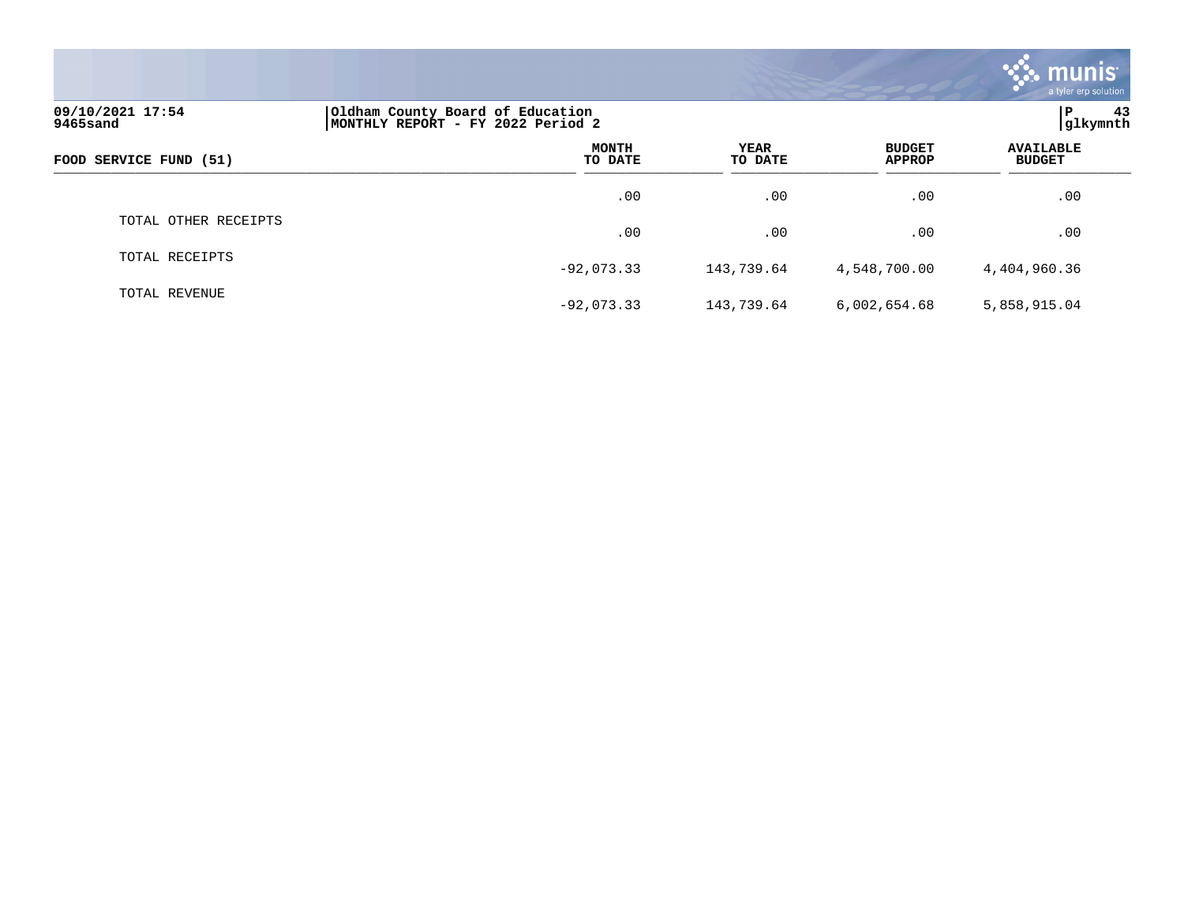09/10/2021 17:54
9465sand

Oldham County Board of Education
MONTHLY REPORT - FY 2022 Period 2

P 43
glkymnth

| FOOD SERVICE FUND (51) | MONTH TO DATE | YEAR TO DATE | BUDGET APPROP | AVAILABLE BUDGET |
|---|---|---|---|---|
| | .00 | .00 | .00 | .00 |
| TOTAL OTHER RECEIPTS | .00 | .00 | .00 | .00 |
| TOTAL RECEIPTS | -92,073.33 | 143,739.64 | 4,548,700.00 | 4,404,960.36 |
| TOTAL REVENUE | -92,073.33 | 143,739.64 | 6,002,654.68 | 5,858,915.04 |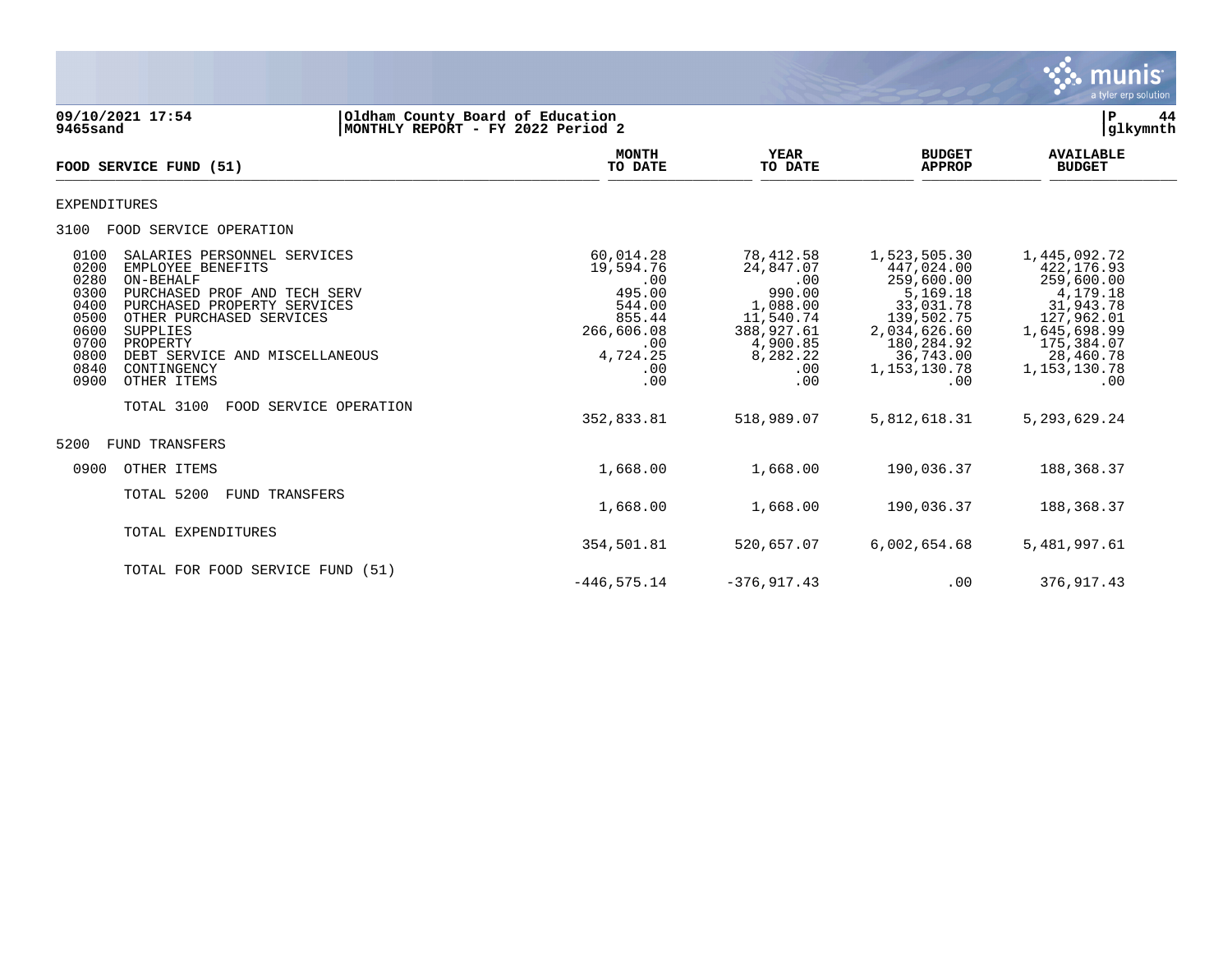**Oldham County Board of Education**
**MONTHLY REPORT - FY 2022 Period 2**

09/10/2021 17:54
9465sand

| FOOD SERVICE FUND (51) | MONTH TO DATE | YEAR TO DATE | BUDGET APPROP | AVAILABLE BUDGET |
|---|---|---|---|---|
| EXPENDITURES | | | | |
| 3100 FOOD SERVICE OPERATION | | | | |
| 0100 SALARIES PERSONNEL SERVICES | 60,014.28 | 78,412.58 | 1,523,505.30 | 1,445,092.72 |
| 0200 EMPLOYEE BENEFITS | 19,594.76 | 24,847.07 | 447,024.00 | 422,176.93 |
| 0280 ON-BEHALF | .00 | .00 | 259,600.00 | 259,600.00 |
| 0300 PURCHASED PROF AND TECH SERV | 495.00 | 990.00 | 5,169.18 | 4,179.18 |
| 0400 PURCHASED PROPERTY SERVICES | 544.00 | 1,088.00 | 33,031.78 | 31,943.78 |
| 0500 OTHER PURCHASED SERVICES | 855.44 | 11,540.74 | 139,502.75 | 127,962.01 |
| 0600 SUPPLIES | 266,606.08 | 388,927.61 | 2,034,626.60 | 1,645,698.99 |
| 0700 PROPERTY | .00 | 4,900.85 | 180,284.92 | 175,384.07 |
| 0800 DEBT SERVICE AND MISCELLANEOUS | 4,724.25 | 8,282.22 | 36,743.00 | 28,460.78 |
| 0840 CONTINGENCY | .00 | .00 | 1,153,130.78 | 1,153,130.78 |
| 0900 OTHER ITEMS | .00 | .00 | .00 | .00 |
| TOTAL 3100 FOOD SERVICE OPERATION | 352,833.81 | 518,989.07 | 5,812,618.31 | 5,293,629.24 |
| 5200 FUND TRANSFERS | | | | |
| 0900 OTHER ITEMS | 1,668.00 | 1,668.00 | 190,036.37 | 188,368.37 |
| TOTAL 5200 FUND TRANSFERS | 1,668.00 | 1,668.00 | 190,036.37 | 188,368.37 |
| TOTAL EXPENDITURES | 354,501.81 | 520,657.07 | 6,002,654.68 | 5,481,997.61 |
| TOTAL FOR FOOD SERVICE FUND (51) | -446,575.14 | -376,917.43 | .00 | 376,917.43 |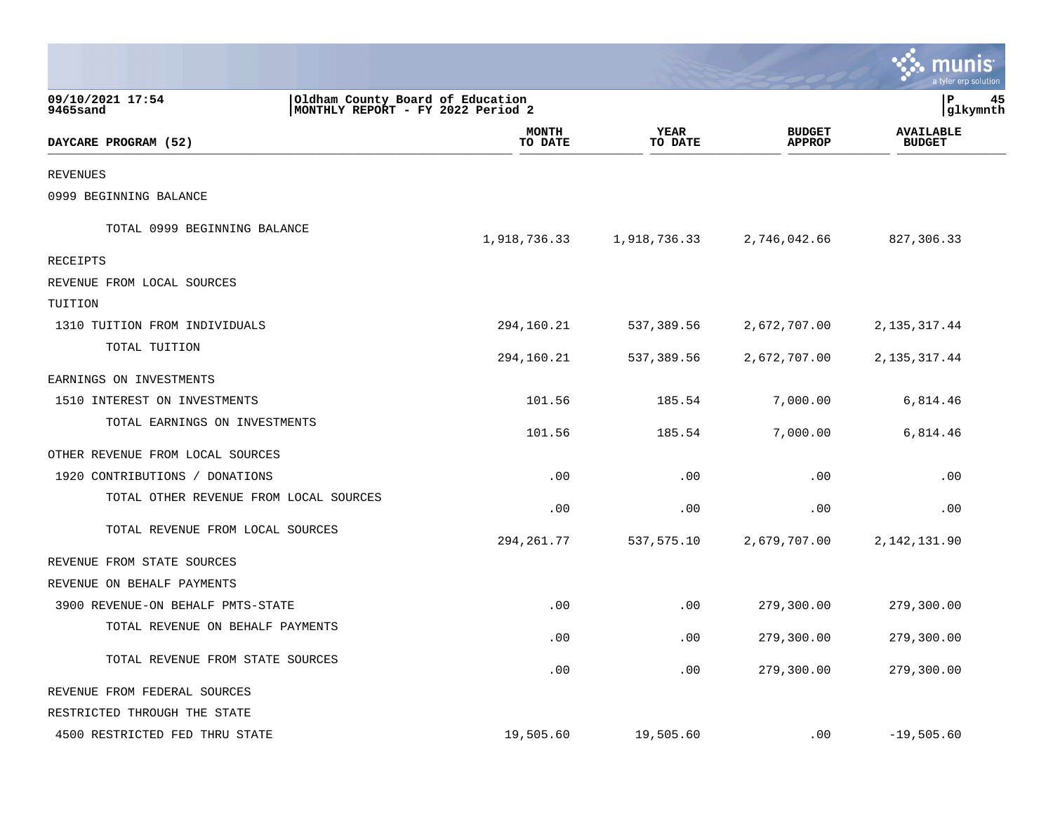09/10/2021 17:54
9465sand

Oldham County Board of Education
MONTHLY REPORT - FY 2022 Period 2

glkymnth

| DAYCARE PROGRAM (52) | MONTH TO DATE | YEAR TO DATE | BUDGET APPROP | AVAILABLE BUDGET |
|---|---|---|---|---|
| REVENUES | | | | |
| 0999 BEGINNING BALANCE | | | | |
| TOTAL 0999 BEGINNING BALANCE | 1,918,736.33 | 1,918,736.33 | 2,746,042.66 | 827,306.33 |
| RECEIPTS | | | | |
| REVENUE FROM LOCAL SOURCES | | | | |
| TUITION | | | | |
| 1310 TUITION FROM INDIVIDUALS | 294,160.21 | 537,389.56 | 2,672,707.00 | 2,135,317.44 |
| TOTAL TUITION | 294,160.21 | 537,389.56 | 2,672,707.00 | 2,135,317.44 |
| EARNINGS ON INVESTMENTS | | | | |
| 1510 INTEREST ON INVESTMENTS | 101.56 | 185.54 | 7,000.00 | 6,814.46 |
| TOTAL EARNINGS ON INVESTMENTS | 101.56 | 185.54 | 7,000.00 | 6,814.46 |
| OTHER REVENUE FROM LOCAL SOURCES | | | | |
| 1920 CONTRIBUTIONS / DONATIONS | .00 | .00 | .00 | .00 |
| TOTAL OTHER REVENUE FROM LOCAL SOURCES | .00 | .00 | .00 | .00 |
| TOTAL REVENUE FROM LOCAL SOURCES | 294,261.77 | 537,575.10 | 2,679,707.00 | 2,142,131.90 |
| REVENUE FROM STATE SOURCES | | | | |
| REVENUE ON BEHALF PAYMENTS | | | | |
| 3900 REVENUE-ON BEHALF PMTS-STATE | .00 | .00 | 279,300.00 | 279,300.00 |
| TOTAL REVENUE ON BEHALF PAYMENTS | .00 | .00 | 279,300.00 | 279,300.00 |
| TOTAL REVENUE FROM STATE SOURCES | .00 | .00 | 279,300.00 | 279,300.00 |
| REVENUE FROM FEDERAL SOURCES | | | | |
| RESTRICTED THROUGH THE STATE | | | | |
| 4500 RESTRICTED FED THRU STATE | 19,505.60 | 19,505.60 | .00 | -19,505.60 |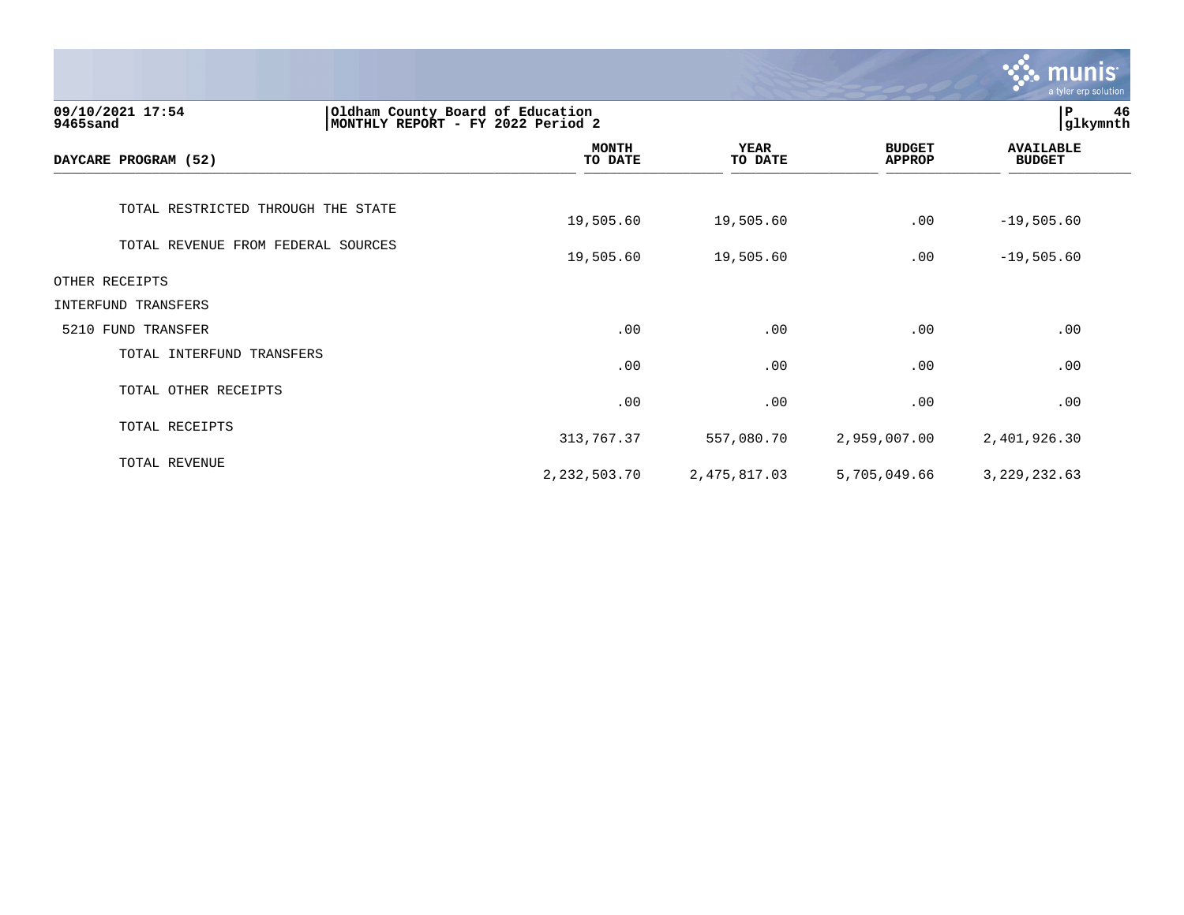09/10/2021 17:54
9465sand

Oldham County Board of Education
MONTHLY REPORT - FY 2022 Period 2

| DAYCARE PROGRAM (52) | MONTH TO DATE | YEAR TO DATE | BUDGET APPROP | AVAILABLE BUDGET |
|---|---|---|---|---|
| TOTAL RESTRICTED THROUGH THE STATE | 19,505.60 | 19,505.60 | .00 | -19,505.60 |
| TOTAL REVENUE FROM FEDERAL SOURCES | 19,505.60 | 19,505.60 | .00 | -19,505.60 |
| OTHER RECEIPTS | | | | |
| INTERFUND TRANSFERS | | | | |
| 5210 FUND TRANSFER | .00 | .00 | .00 | .00 |
| TOTAL INTERFUND TRANSFERS | .00 | .00 | .00 | .00 |
| TOTAL OTHER RECEIPTS | .00 | .00 | .00 | .00 |
| TOTAL RECEIPTS | 313,767.37 | 557,080.70 | 2,959,007.00 | 2,401,926.30 |
| TOTAL REVENUE | 2,232,503.70 | 2,475,817.03 | 5,705,049.66 | 3,229,232.63 |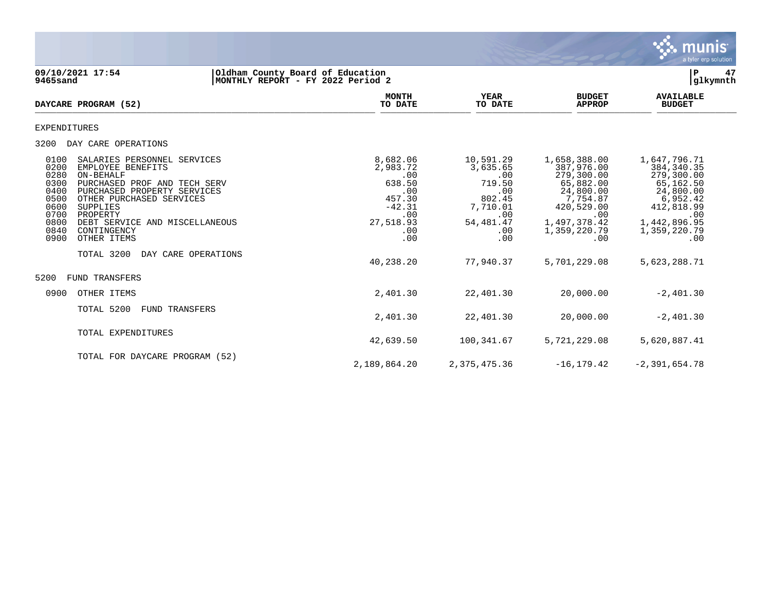09/10/2021 17:54 | Oldham County Board of Education
9465sand | MONTHLY REPORT - FY 2022 Period 2

| DAYCARE PROGRAM (52) | MONTH TO DATE | YEAR TO DATE | BUDGET APPROP | AVAILABLE BUDGET |
|---|---|---|---|---|
| EXPENDITURES | | | | |
| 3200 DAY CARE OPERATIONS | | | | |
| 0100 SALARIES PERSONNEL SERVICES | 8,682.06 | 10,591.29 | 1,658,388.00 | 1,647,796.71 |
| 0200 EMPLOYEE BENEFITS | 2,983.72 | 3,635.65 | 387,976.00 | 384,340.35 |
| 0280 ON-BEHALF | .00 | .00 | 279,300.00 | 279,300.00 |
| 0300 PURCHASED PROF AND TECH SERV | 638.50 | 719.50 | 65,882.00 | 65,162.50 |
| 0400 PURCHASED PROPERTY SERVICES | .00 | .00 | 24,800.00 | 24,800.00 |
| 0500 OTHER PURCHASED SERVICES | 457.30 | 802.45 | 7,754.87 | 6,952.42 |
| 0600 SUPPLIES | -42.31 | 7,710.01 | 420,529.00 | 412,818.99 |
| 0700 PROPERTY | .00 | .00 | .00 | .00 |
| 0800 DEBT SERVICE AND MISCELLANEOUS | 27,518.93 | 54,481.47 | 1,497,378.42 | 1,442,896.95 |
| 0840 CONTINGENCY | .00 | .00 | 1,359,220.79 | 1,359,220.79 |
| 0900 OTHER ITEMS | .00 | .00 | .00 | .00 |
| TOTAL 3200 DAY CARE OPERATIONS | 40,238.20 | 77,940.37 | 5,701,229.08 | 5,623,288.71 |
| 5200 FUND TRANSFERS | | | | |
| 0900 OTHER ITEMS | 2,401.30 | 22,401.30 | 20,000.00 | -2,401.30 |
| TOTAL 5200 FUND TRANSFERS | 2,401.30 | 22,401.30 | 20,000.00 | -2,401.30 |
| TOTAL EXPENDITURES | 42,639.50 | 100,341.67 | 5,721,229.08 | 5,620,887.41 |
| TOTAL FOR DAYCARE PROGRAM (52) | 2,189,864.20 | 2,375,475.36 | -16,179.42 | -2,391,654.78 |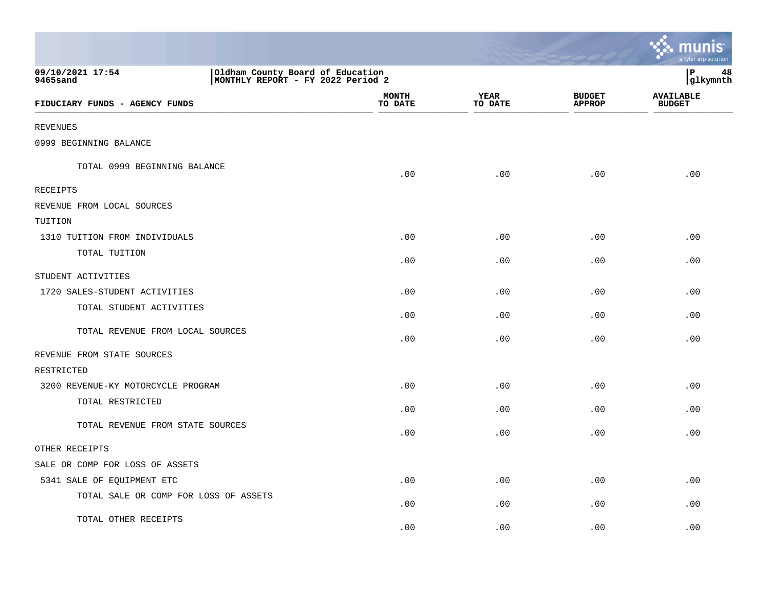09/10/2021 17:54 | Oldham County Board of Education | P 48
9465sand | MONTHLY REPORT - FY 2022 Period 2 | glkymnth

| FIDUCIARY FUNDS - AGENCY FUNDS | MONTH TO DATE | YEAR TO DATE | BUDGET APPROP | AVAILABLE BUDGET |
|---|---|---|---|---|
| REVENUES | | | | |
| 0999 BEGINNING BALANCE | | | | |
| TOTAL 0999 BEGINNING BALANCE | .00 | .00 | .00 | .00 |
| RECEIPTS | | | | |
| REVENUE FROM LOCAL SOURCES | | | | |
| TUITION | | | | |
| 1310 TUITION FROM INDIVIDUALS | .00 | .00 | .00 | .00 |
| TOTAL TUITION | .00 | .00 | .00 | .00 |
| STUDENT ACTIVITIES | | | | |
| 1720 SALES-STUDENT ACTIVITIES | .00 | .00 | .00 | .00 |
| TOTAL STUDENT ACTIVITIES | .00 | .00 | .00 | .00 |
| TOTAL REVENUE FROM LOCAL SOURCES | .00 | .00 | .00 | .00 |
| REVENUE FROM STATE SOURCES | | | | |
| RESTRICTED | | | | |
| 3200 REVENUE-KY MOTORCYCLE PROGRAM | .00 | .00 | .00 | .00 |
| TOTAL RESTRICTED | .00 | .00 | .00 | .00 |
| TOTAL REVENUE FROM STATE SOURCES | .00 | .00 | .00 | .00 |
| OTHER RECEIPTS | | | | |
| SALE OR COMP FOR LOSS OF ASSETS | | | | |
| 5341 SALE OF EQUIPMENT ETC | .00 | .00 | .00 | .00 |
| TOTAL SALE OR COMP FOR LOSS OF ASSETS | .00 | .00 | .00 | .00 |
| TOTAL OTHER RECEIPTS | .00 | .00 | .00 | .00 |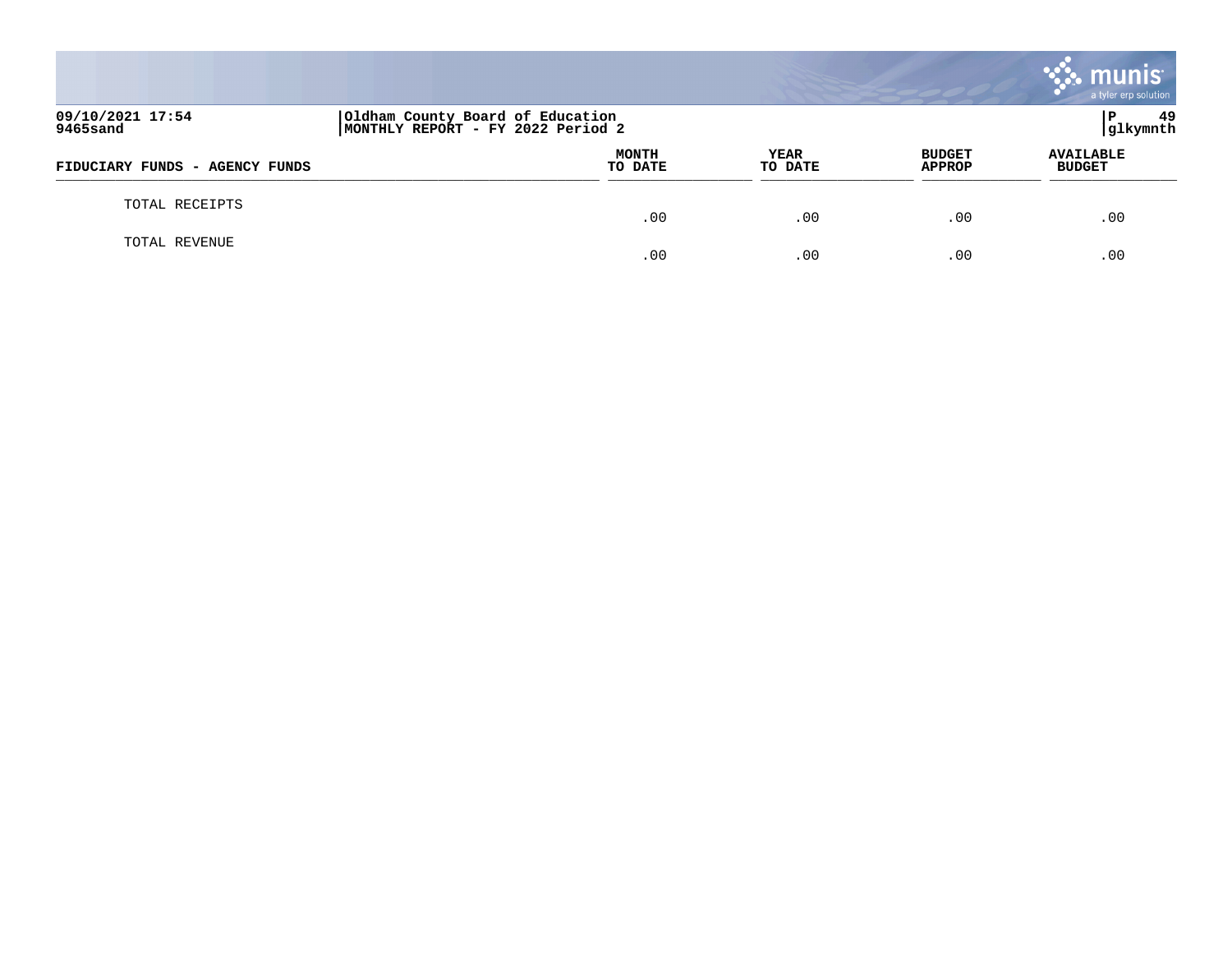| FIDUCIARY FUNDS - AGENCY FUNDS | MONTH TO DATE | YEAR TO DATE | BUDGET APPROP | AVAILABLE BUDGET |
|---|---|---|---|---|
| TOTAL RECEIPTS | .00 | .00 | .00 | .00 |
| TOTAL REVENUE | .00 | .00 | .00 | .00 |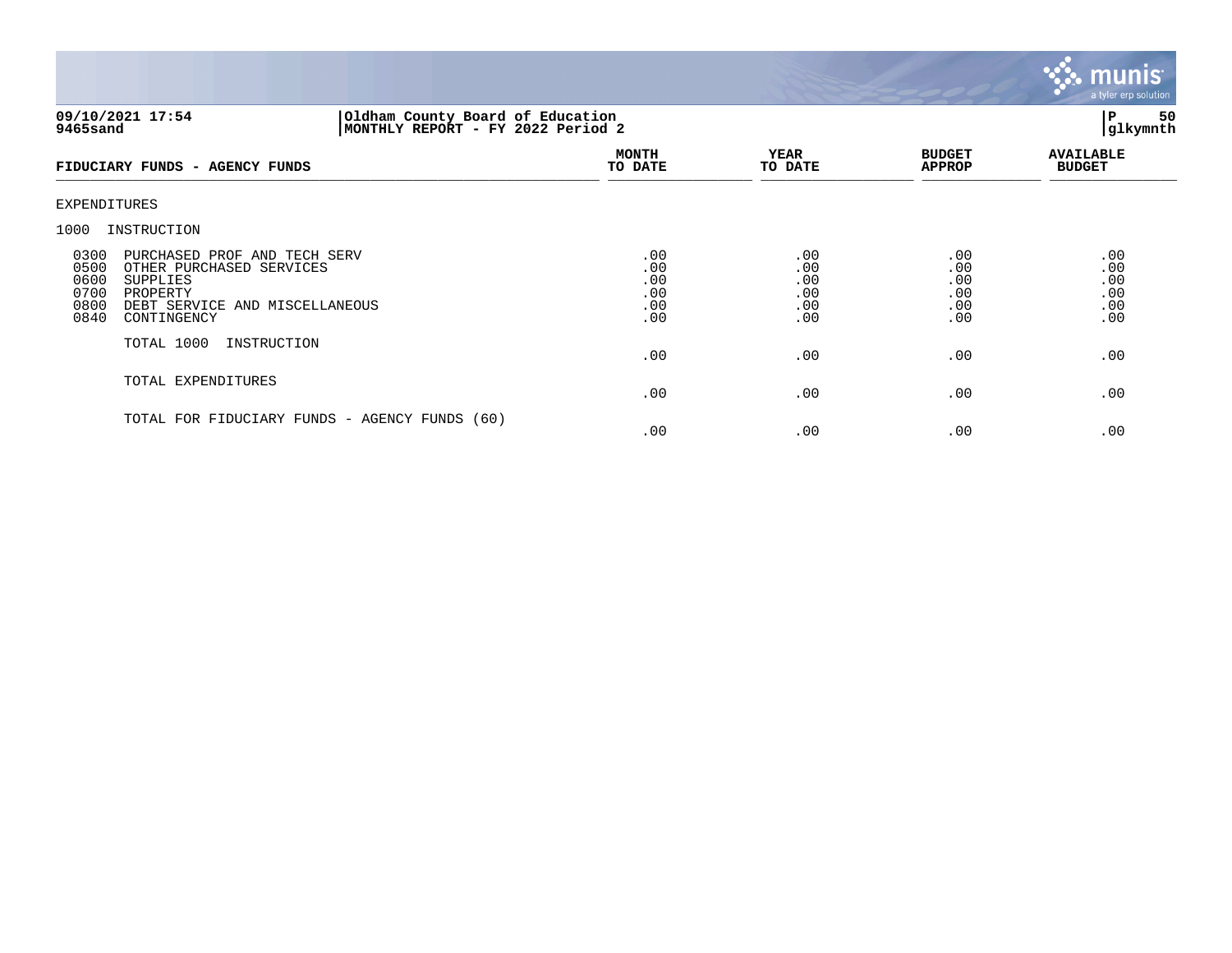09/10/2021 17:54 | Oldham County Board of Education
9465sand | MONTHLY REPORT - FY 2022 Period 2

P 50
glkymnth

| FIDUCIARY FUNDS - AGENCY FUNDS | MONTH TO DATE | YEAR TO DATE | BUDGET APPROP | AVAILABLE BUDGET |
|---|---|---|---|---|
| EXPENDITURES | | | | |
| 1000 INSTRUCTION | | | | |
| 0300 PURCHASED PROF AND TECH SERV | .00 | .00 | .00 | .00 |
| 0500 OTHER PURCHASED SERVICES | .00 | .00 | .00 | .00 |
| 0600 SUPPLIES | .00 | .00 | .00 | .00 |
| 0700 PROPERTY | .00 | .00 | .00 | .00 |
| 0800 DEBT SERVICE AND MISCELLANEOUS | .00 | .00 | .00 | .00 |
| 0840 CONTINGENCY | .00 | .00 | .00 | .00 |
| TOTAL 1000 INSTRUCTION | .00 | .00 | .00 | .00 |
| TOTAL EXPENDITURES | .00 | .00 | .00 | .00 |
| TOTAL FOR FIDUCIARY FUNDS - AGENCY FUNDS (60) | .00 | .00 | .00 | .00 |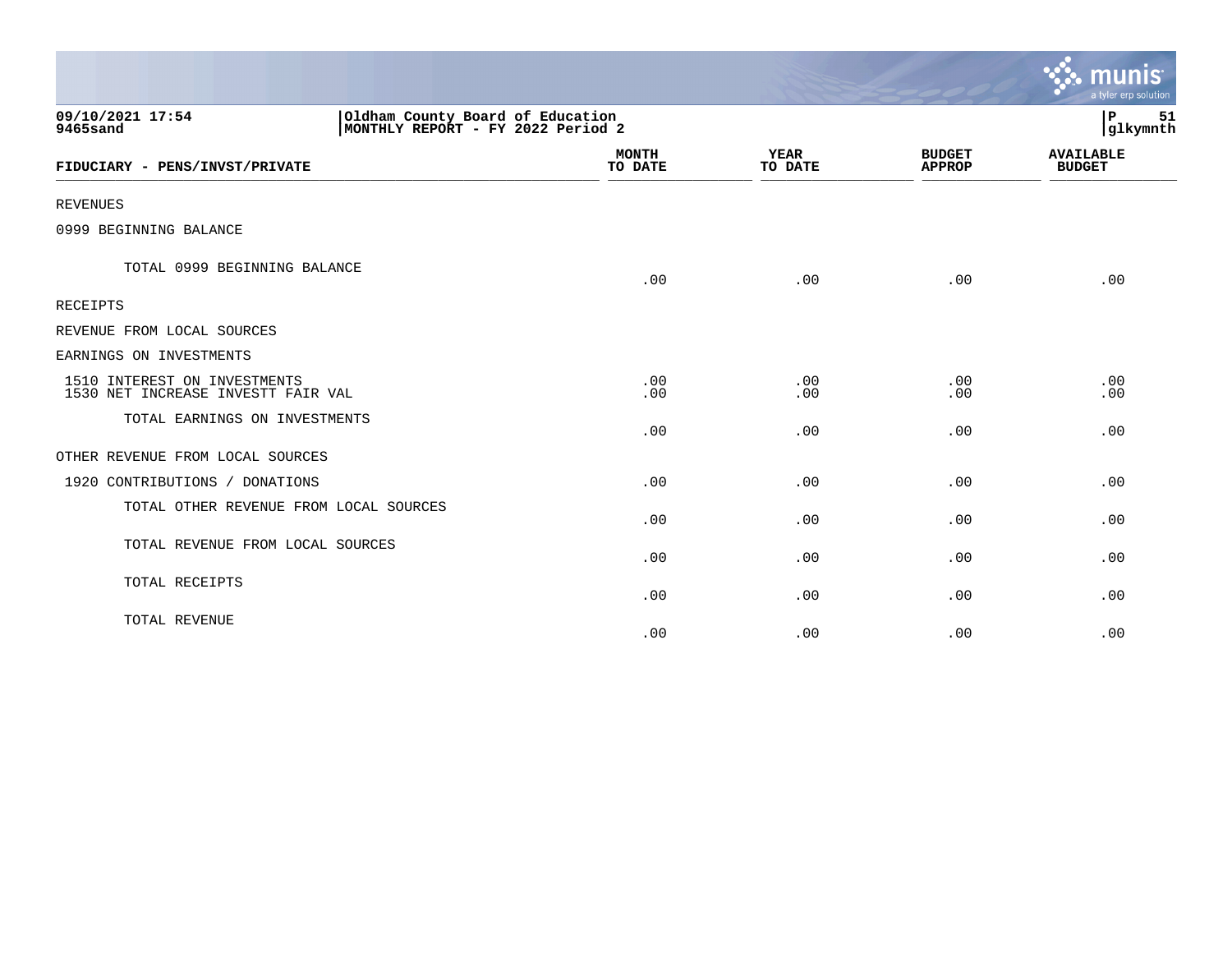09/10/2021 17:54 | Oldham County Board of Education
9465sand | MONTHLY REPORT - FY 2022 Period 2

P 51
glkymnth

| FIDUCIARY - PENS/INVST/PRIVATE | MONTH TO DATE | YEAR TO DATE | BUDGET APPROP | AVAILABLE BUDGET |
|---|---|---|---|---|
| REVENUES | | | | |
| 0999 BEGINNING BALANCE | | | | |
| TOTAL 0999 BEGINNING BALANCE | .00 | .00 | .00 | .00 |
| RECEIPTS | | | | |
| REVENUE FROM LOCAL SOURCES | | | | |
| EARNINGS ON INVESTMENTS | | | | |
| 1510 INTEREST ON INVESTMENTS | .00 | .00 | .00 | .00 |
| 1530 NET INCREASE INVESTT FAIR VAL | .00 | .00 | .00 | .00 |
| TOTAL EARNINGS ON INVESTMENTS | .00 | .00 | .00 | .00 |
| OTHER REVENUE FROM LOCAL SOURCES | | | | |
| 1920 CONTRIBUTIONS / DONATIONS | .00 | .00 | .00 | .00 |
| TOTAL OTHER REVENUE FROM LOCAL SOURCES | .00 | .00 | .00 | .00 |
| TOTAL REVENUE FROM LOCAL SOURCES | .00 | .00 | .00 | .00 |
| TOTAL RECEIPTS | .00 | .00 | .00 | .00 |
| TOTAL REVENUE | .00 | .00 | .00 | .00 |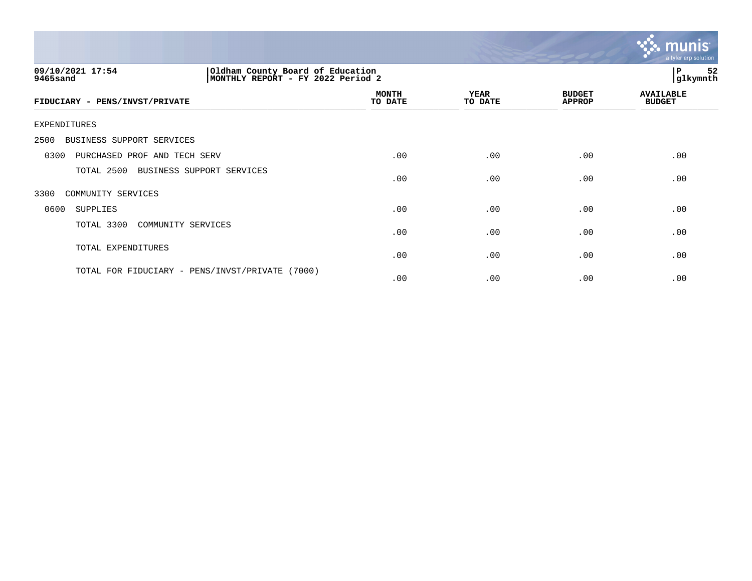Oldham County Board of Education
MONTHLY REPORT - FY 2022 Period 2

09/10/2021 17:54
9465sand

glkymnth

| FIDUCIARY - PENS/INVST/PRIVATE | MONTH TO DATE | YEAR TO DATE | BUDGET APPROP | AVAILABLE BUDGET |
|---|---|---|---|---|
| EXPENDITURES | | | | |
| 2500 BUSINESS SUPPORT SERVICES | | | | |
| 0300 PURCHASED PROF AND TECH SERV | .00 | .00 | .00 | .00 |
| TOTAL 2500 BUSINESS SUPPORT SERVICES | .00 | .00 | .00 | .00 |
| 3300 COMMUNITY SERVICES | | | | |
| 0600 SUPPLIES | .00 | .00 | .00 | .00 |
| TOTAL 3300 COMMUNITY SERVICES | .00 | .00 | .00 | .00 |
| TOTAL EXPENDITURES | .00 | .00 | .00 | .00 |
| TOTAL FOR FIDUCIARY - PENS/INVST/PRIVATE (7000) | .00 | .00 | .00 | .00 |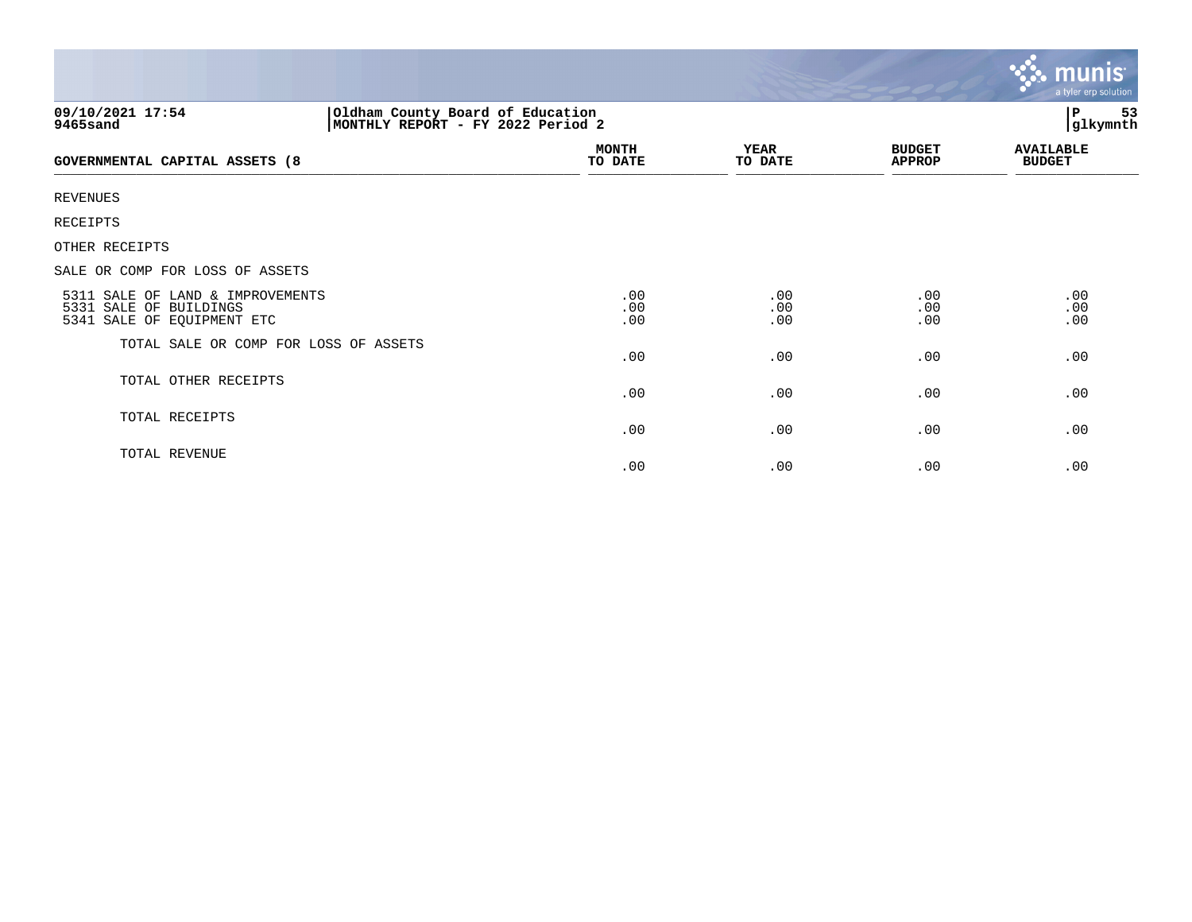09/10/2021 17:54
9465sand

Oldham County Board of Education
MONTHLY REPORT - FY 2022 Period 2

| GOVERNMENTAL CAPITAL ASSETS (8 | MONTH TO DATE | YEAR TO DATE | BUDGET APPROP | AVAILABLE BUDGET |
|---|---|---|---|---|
| REVENUES | | | | |
| RECEIPTS | | | | |
| OTHER RECEIPTS | | | | |
| SALE OR COMP FOR LOSS OF ASSETS | | | | |
| 5311 SALE OF LAND & IMPROVEMENTS | .00 | .00 | .00 | .00 |
| 5331 SALE OF BUILDINGS | .00 | .00 | .00 | .00 |
| 5341 SALE OF EQUIPMENT ETC | .00 | .00 | .00 | .00 |
| TOTAL SALE OR COMP FOR LOSS OF ASSETS | .00 | .00 | .00 | .00 |
| TOTAL OTHER RECEIPTS | .00 | .00 | .00 | .00 |
| TOTAL RECEIPTS | .00 | .00 | .00 | .00 |
| TOTAL REVENUE | .00 | .00 | .00 | .00 |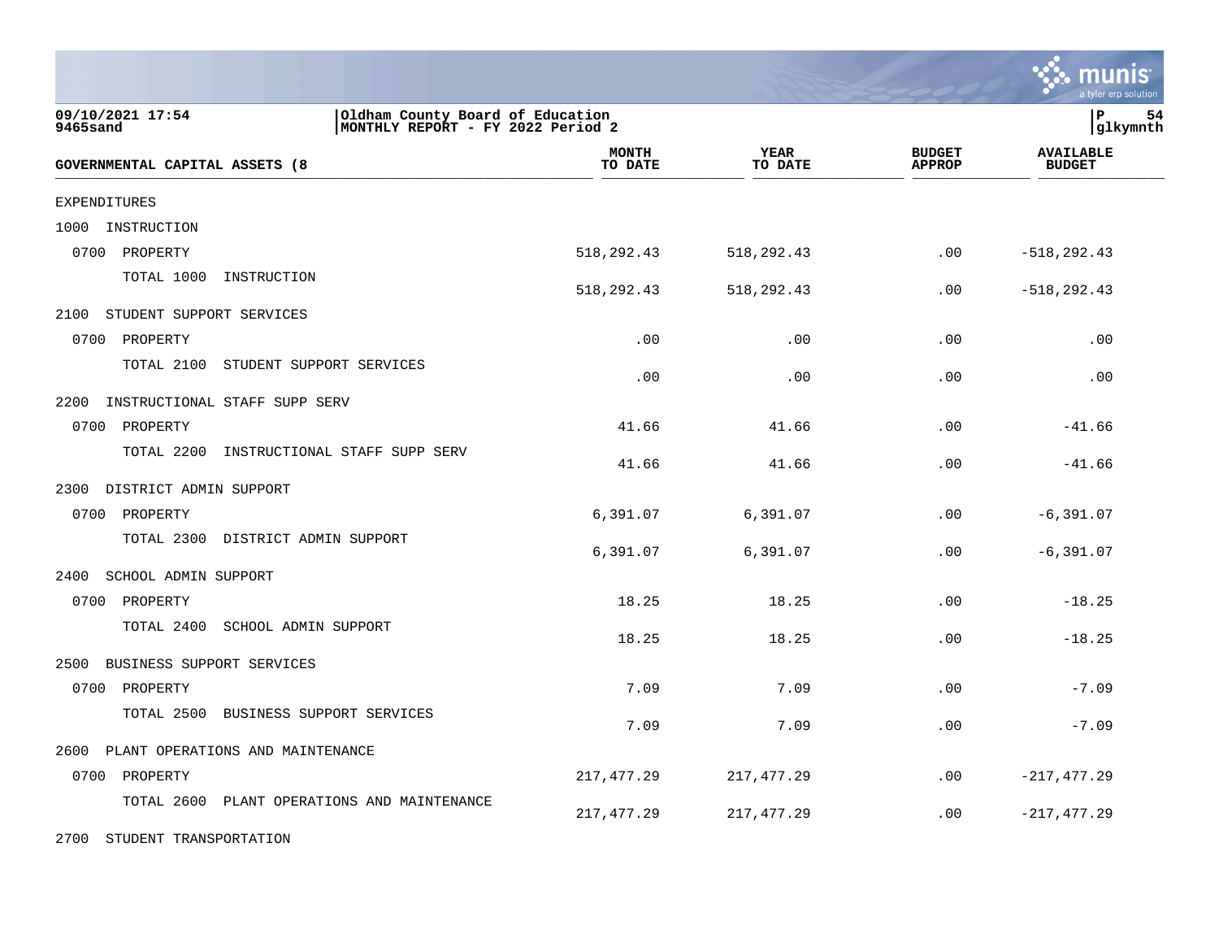09/10/2021 17:54 | Oldham County Board of Education
9465sand | MONTHLY REPORT - FY 2022 Period 2

glkymnth

| GOVERNMENTAL CAPITAL ASSETS (8 | MONTH TO DATE | YEAR TO DATE | BUDGET APPROP | AVAILABLE BUDGET |
|---|---|---|---|---|
| EXPENDITURES | | | | |
| 1000 INSTRUCTION | | | | |
| 0700 PROPERTY | 518,292.43 | 518,292.43 | .00 | -518,292.43 |
| TOTAL 1000 INSTRUCTION | 518,292.43 | 518,292.43 | .00 | -518,292.43 |
| 2100 STUDENT SUPPORT SERVICES | | | | |
| 0700 PROPERTY | .00 | .00 | .00 | .00 |
| TOTAL 2100 STUDENT SUPPORT SERVICES | .00 | .00 | .00 | .00 |
| 2200 INSTRUCTIONAL STAFF SUPP SERV | | | | |
| 0700 PROPERTY | 41.66 | 41.66 | .00 | -41.66 |
| TOTAL 2200 INSTRUCTIONAL STAFF SUPP SERV | 41.66 | 41.66 | .00 | -41.66 |
| 2300 DISTRICT ADMIN SUPPORT | | | | |
| 0700 PROPERTY | 6,391.07 | 6,391.07 | .00 | -6,391.07 |
| TOTAL 2300 DISTRICT ADMIN SUPPORT | 6,391.07 | 6,391.07 | .00 | -6,391.07 |
| 2400 SCHOOL ADMIN SUPPORT | | | | |
| 0700 PROPERTY | 18.25 | 18.25 | .00 | -18.25 |
| TOTAL 2400 SCHOOL ADMIN SUPPORT | 18.25 | 18.25 | .00 | -18.25 |
| 2500 BUSINESS SUPPORT SERVICES | | | | |
| 0700 PROPERTY | 7.09 | 7.09 | .00 | -7.09 |
| TOTAL 2500 BUSINESS SUPPORT SERVICES | 7.09 | 7.09 | .00 | -7.09 |
| 2600 PLANT OPERATIONS AND MAINTENANCE | | | | |
| 0700 PROPERTY | 217,477.29 | 217,477.29 | .00 | -217,477.29 |
| TOTAL 2600 PLANT OPERATIONS AND MAINTENANCE | 217,477.29 | 217,477.29 | .00 | -217,477.29 |
| 2700 STUDENT TRANSPORTATION | | | | |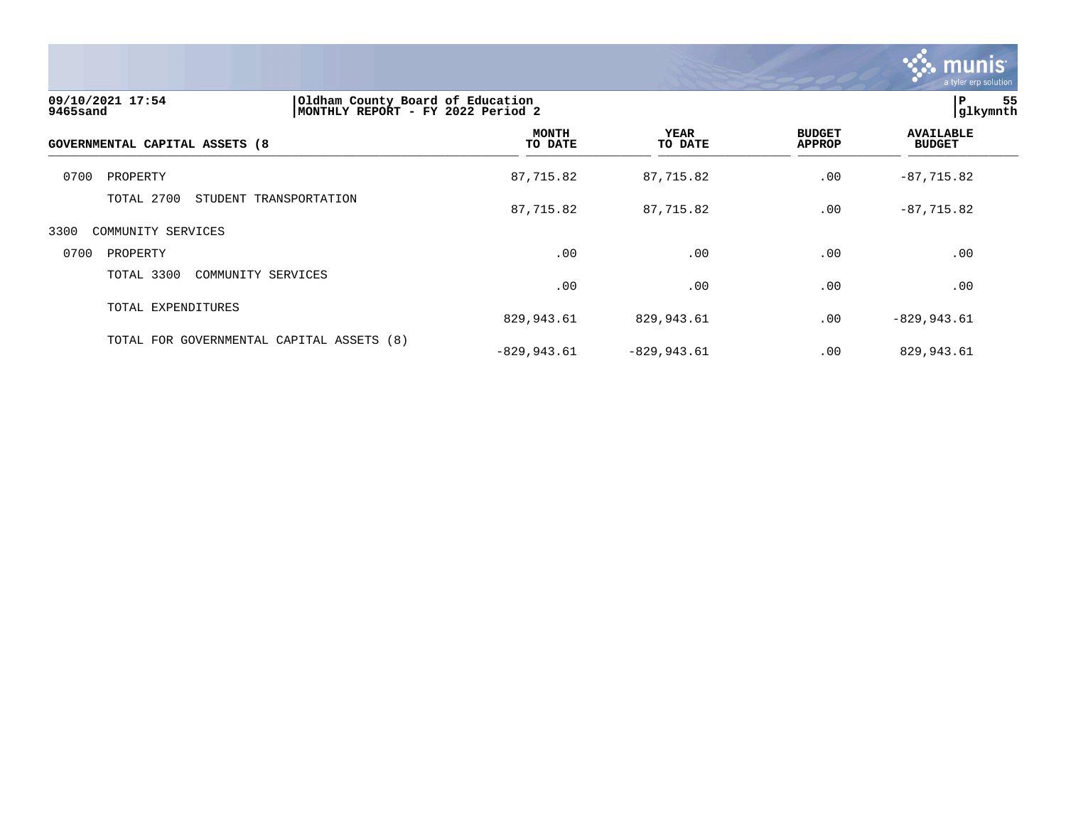09/10/2021 17:54 | Oldham County Board of Education
9465sand | MONTHLY REPORT - FY 2022 Period 2

| GOVERNMENTAL CAPITAL ASSETS (8 | MONTH TO DATE | YEAR TO DATE | BUDGET APPROP | AVAILABLE BUDGET |
|---|---|---|---|---|
| 0700 PROPERTY | 87,715.82 | 87,715.82 | .00 | -87,715.82 |
| TOTAL 2700 STUDENT TRANSPORTATION | 87,715.82 | 87,715.82 | .00 | -87,715.82 |
| 3300 COMMUNITY SERVICES | | | | |
| 0700 PROPERTY | .00 | .00 | .00 | .00 |
| TOTAL 3300 COMMUNITY SERVICES | .00 | .00 | .00 | .00 |
| TOTAL EXPENDITURES | 829,943.61 | 829,943.61 | .00 | -829,943.61 |
| TOTAL FOR GOVERNMENTAL CAPITAL ASSETS (8) | -829,943.61 | -829,943.61 | .00 | 829,943.61 |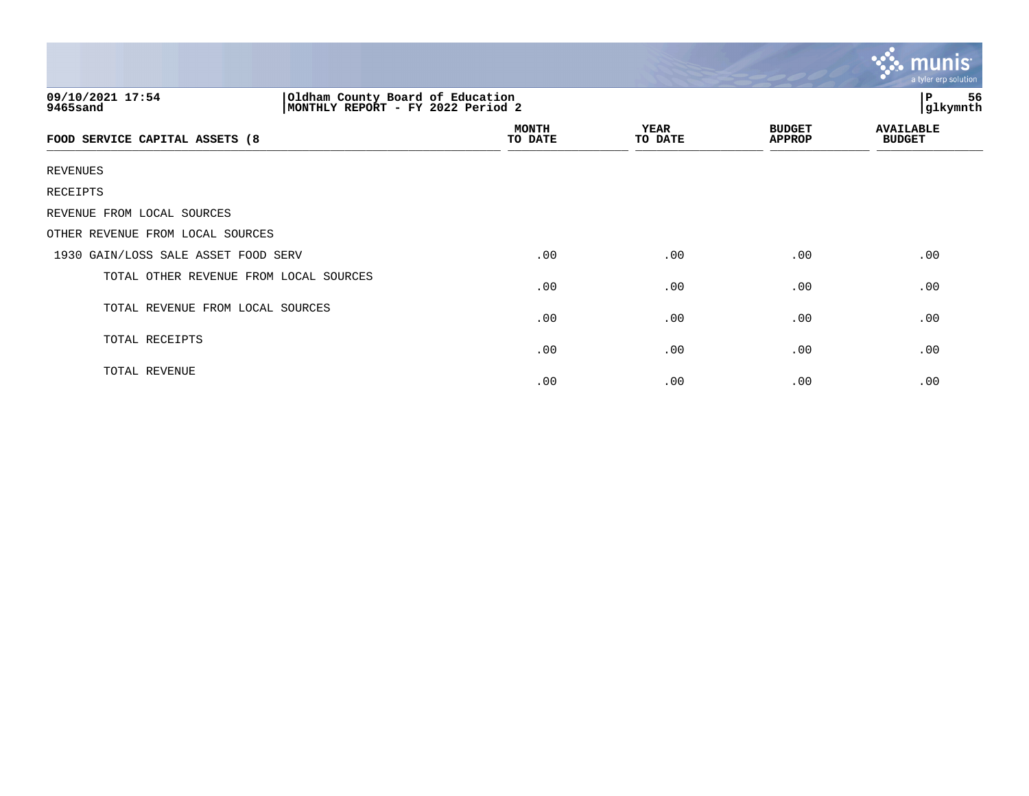09/10/2021 17:54
9465sand

Oldham County Board of Education
MONTHLY REPORT - FY 2022 Period 2

P 56
glkymnth

| FOOD SERVICE CAPITAL ASSETS (8 | MONTH TO DATE | YEAR TO DATE | BUDGET APPROP | AVAILABLE BUDGET |
|---|---|---|---|---|
| REVENUES | | | | |
| RECEIPTS | | | | |
| REVENUE FROM LOCAL SOURCES | | | | |
| OTHER REVENUE FROM LOCAL SOURCES | | | | |
| 1930 GAIN/LOSS SALE ASSET FOOD SERV | .00 | .00 | .00 | .00 |
| TOTAL OTHER REVENUE FROM LOCAL SOURCES | .00 | .00 | .00 | .00 |
| TOTAL REVENUE FROM LOCAL SOURCES | .00 | .00 | .00 | .00 |
| TOTAL RECEIPTS | .00 | .00 | .00 | .00 |
| TOTAL REVENUE | .00 | .00 | .00 | .00 |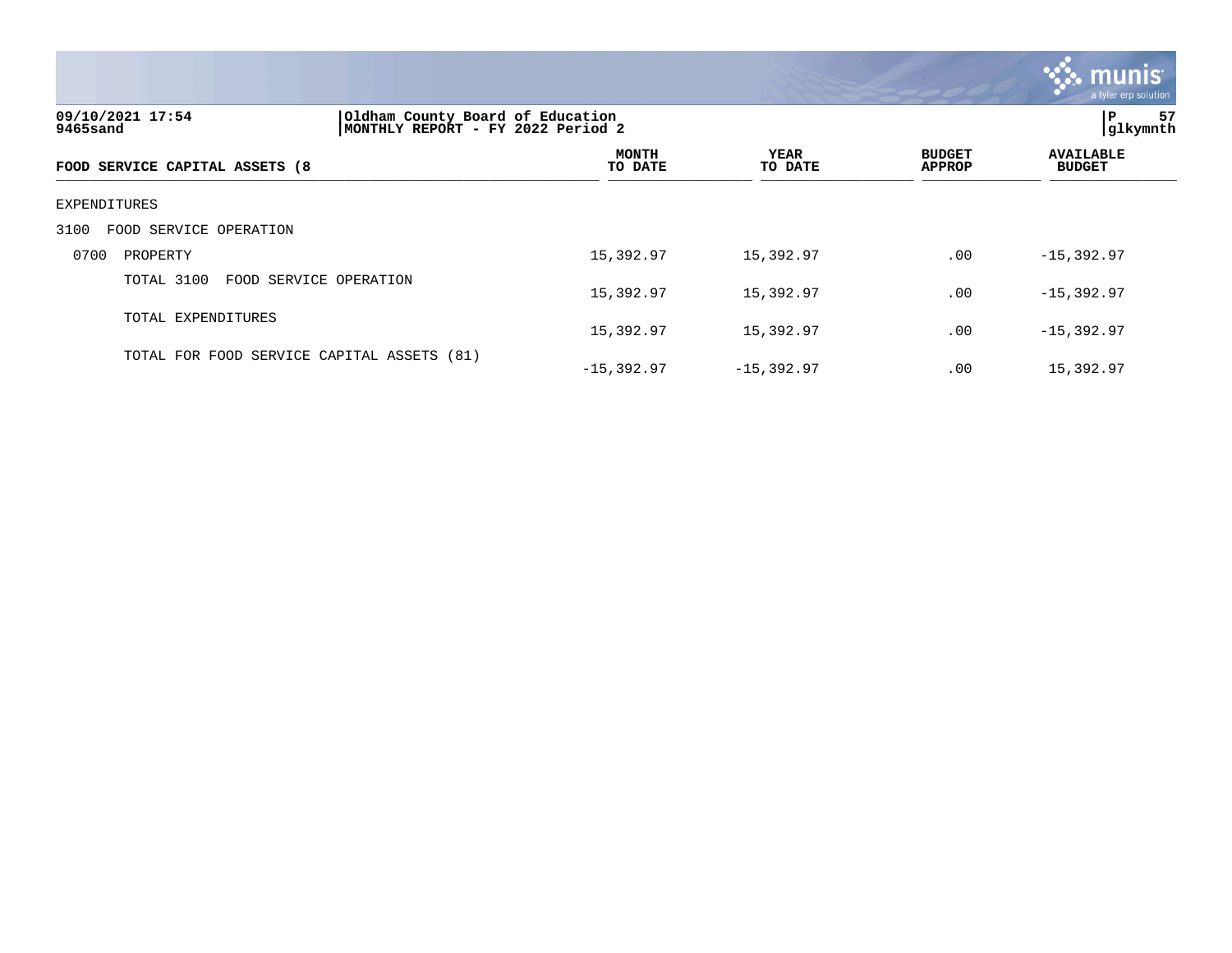Oldham County Board of Education
MONTHLY REPORT - FY 2022 Period 2

| FOOD SERVICE CAPITAL ASSETS (8 | MONTH TO DATE | YEAR TO DATE | BUDGET APPROP | AVAILABLE BUDGET |
|---|---|---|---|---|
| EXPENDITURES | | | | |
| 3100 FOOD SERVICE OPERATION | | | | |
| 0700 PROPERTY | 15,392.97 | 15,392.97 | .00 | -15,392.97 |
| TOTAL 3100 FOOD SERVICE OPERATION | 15,392.97 | 15,392.97 | .00 | -15,392.97 |
| TOTAL EXPENDITURES | 15,392.97 | 15,392.97 | .00 | -15,392.97 |
| TOTAL FOR FOOD SERVICE CAPITAL ASSETS (81) | -15,392.97 | -15,392.97 | .00 | 15,392.97 |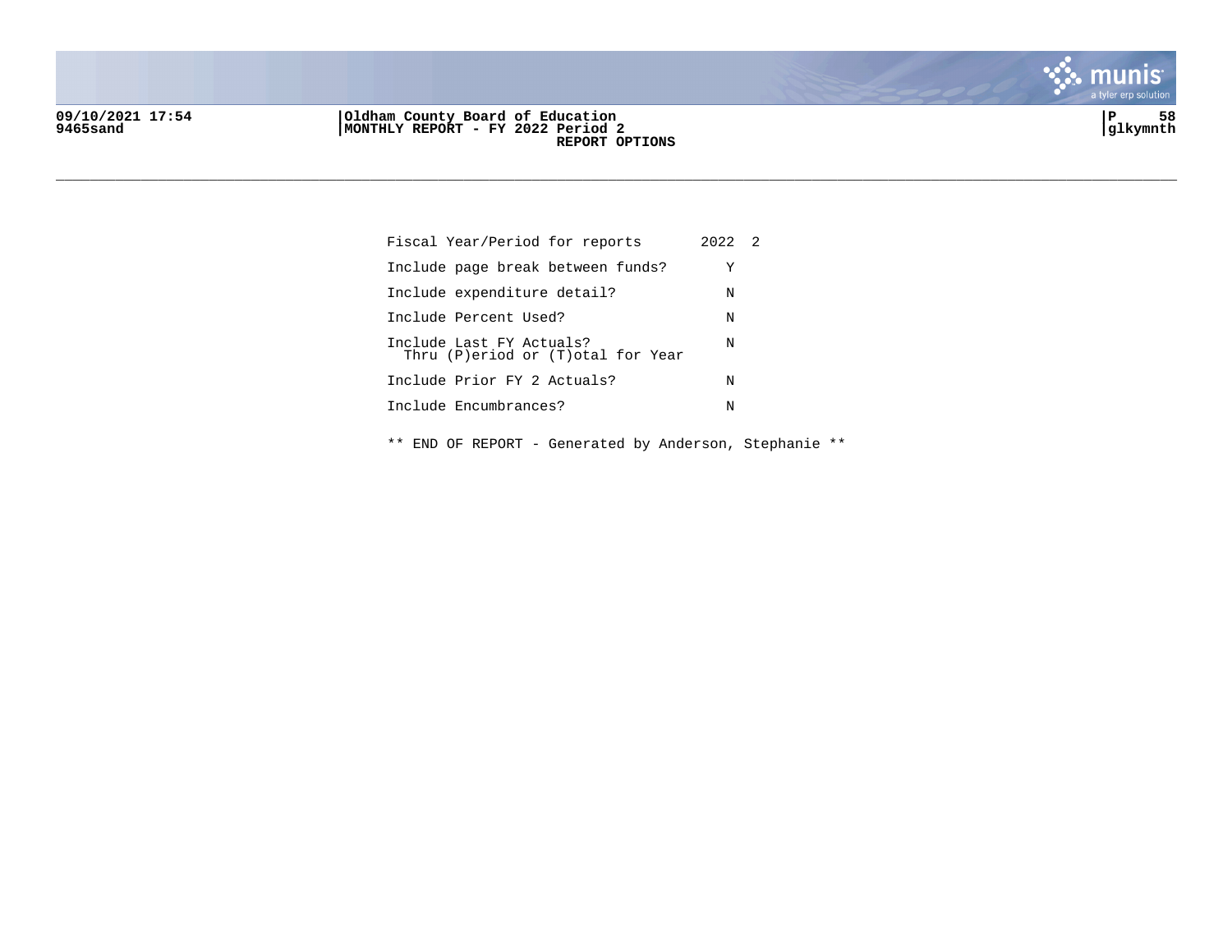**Oldham County Board of Education**
**MONTHLY REPORT - FY 2022 Period 2**
**REPORT OPTIONS**

| | |
|---|---|
| Fiscal Year/Period for reports | 2022 2 |
| Include page break between funds? | Y |
| Include expenditure detail? | N |
| Include Percent Used? | N |
| Include Last FY Actuals? Thru (P)eriod or (T)otal for Year | N |
| Include Prior FY 2 Actuals? | N |
| Include Encumbrances? | N |

** END OF REPORT - Generated by Anderson, Stephanie **